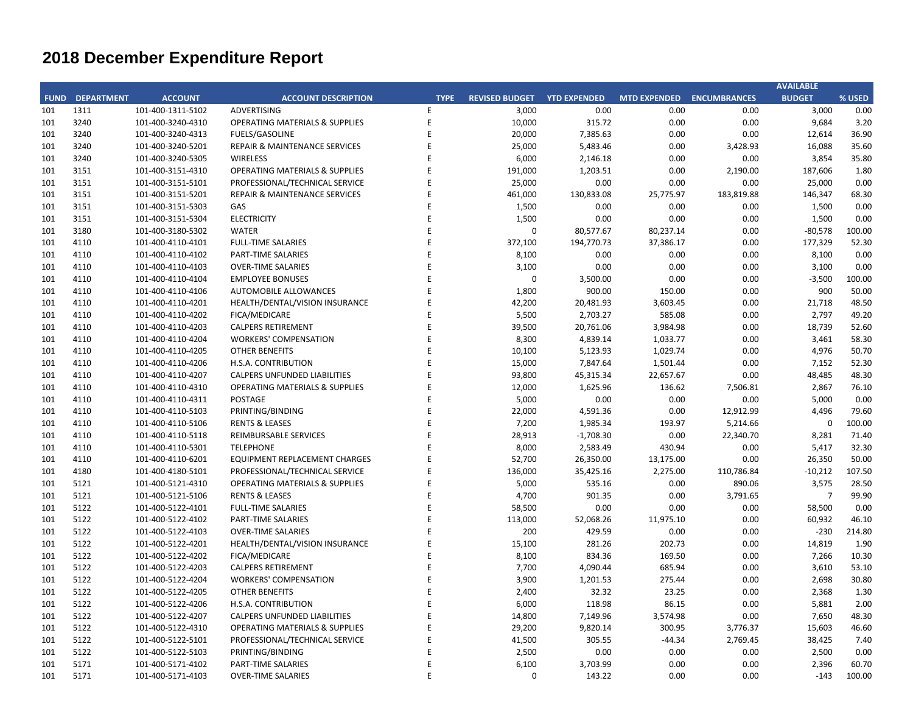# 2018 December Expenditure Report

| FUND | DEPARTMENT | ACCOUNT | ACCOUNT DESCRIPTION | TYPE | REVISED BUDGET | YTD EXPENDED | MTD EXPENDED | ENCUMBRANCES | AVAILABLE BUDGET | % USED |
|---|---|---|---|---|---|---|---|---|---|---|
| 101 | 1311 | 101-400-1311-5102 | ADVERTISING | E | 3,000 | 0.00 | 0.00 | 0.00 | 3,000 | 0.00 |
| 101 | 3240 | 101-400-3240-4310 | OPERATING MATERIALS & SUPPLIES | E | 10,000 | 315.72 | 0.00 | 0.00 | 9,684 | 3.20 |
| 101 | 3240 | 101-400-3240-4313 | FUELS/GASOLINE | E | 20,000 | 7,385.63 | 0.00 | 0.00 | 12,614 | 36.90 |
| 101 | 3240 | 101-400-3240-5201 | REPAIR & MAINTENANCE SERVICES | E | 25,000 | 5,483.46 | 0.00 | 3,428.93 | 16,088 | 35.60 |
| 101 | 3240 | 101-400-3240-5305 | WIRELESS | E | 6,000 | 2,146.18 | 0.00 | 0.00 | 3,854 | 35.80 |
| 101 | 3151 | 101-400-3151-4310 | OPERATING MATERIALS & SUPPLIES | E | 191,000 | 1,203.51 | 0.00 | 2,190.00 | 187,606 | 1.80 |
| 101 | 3151 | 101-400-3151-5101 | PROFESSIONAL/TECHNICAL SERVICE | E | 25,000 | 0.00 | 0.00 | 0.00 | 25,000 | 0.00 |
| 101 | 3151 | 101-400-3151-5201 | REPAIR & MAINTENANCE SERVICES | E | 461,000 | 130,833.08 | 25,775.97 | 183,819.88 | 146,347 | 68.30 |
| 101 | 3151 | 101-400-3151-5303 | GAS | E | 1,500 | 0.00 | 0.00 | 0.00 | 1,500 | 0.00 |
| 101 | 3151 | 101-400-3151-5304 | ELECTRICITY | E | 1,500 | 0.00 | 0.00 | 0.00 | 1,500 | 0.00 |
| 101 | 3180 | 101-400-3180-5302 | WATER | E | 0 | 80,577.67 | 80,237.14 | 0.00 | -80,578 | 100.00 |
| 101 | 4110 | 101-400-4110-4101 | FULL-TIME SALARIES | E | 372,100 | 194,770.73 | 37,386.17 | 0.00 | 177,329 | 52.30 |
| 101 | 4110 | 101-400-4110-4102 | PART-TIME SALARIES | E | 8,100 | 0.00 | 0.00 | 0.00 | 8,100 | 0.00 |
| 101 | 4110 | 101-400-4110-4103 | OVER-TIME SALARIES | E | 3,100 | 0.00 | 0.00 | 0.00 | 3,100 | 0.00 |
| 101 | 4110 | 101-400-4110-4104 | EMPLOYEE BONUSES | E | 0 | 3,500.00 | 0.00 | 0.00 | -3,500 | 100.00 |
| 101 | 4110 | 101-400-4110-4106 | AUTOMOBILE ALLOWANCES | E | 1,800 | 900.00 | 150.00 | 0.00 | 900 | 50.00 |
| 101 | 4110 | 101-400-4110-4201 | HEALTH/DENTAL/VISION INSURANCE | E | 42,200 | 20,481.93 | 3,603.45 | 0.00 | 21,718 | 48.50 |
| 101 | 4110 | 101-400-4110-4202 | FICA/MEDICARE | E | 5,500 | 2,703.27 | 585.08 | 0.00 | 2,797 | 49.20 |
| 101 | 4110 | 101-400-4110-4203 | CALPERS RETIREMENT | E | 39,500 | 20,761.06 | 3,984.98 | 0.00 | 18,739 | 52.60 |
| 101 | 4110 | 101-400-4110-4204 | WORKERS' COMPENSATION | E | 8,300 | 4,839.14 | 1,033.77 | 0.00 | 3,461 | 58.30 |
| 101 | 4110 | 101-400-4110-4205 | OTHER BENEFITS | E | 10,100 | 5,123.93 | 1,029.74 | 0.00 | 4,976 | 50.70 |
| 101 | 4110 | 101-400-4110-4206 | H.S.A. CONTRIBUTION | E | 15,000 | 7,847.64 | 1,501.44 | 0.00 | 7,152 | 52.30 |
| 101 | 4110 | 101-400-4110-4207 | CALPERS UNFUNDED LIABILITIES | E | 93,800 | 45,315.34 | 22,657.67 | 0.00 | 48,485 | 48.30 |
| 101 | 4110 | 101-400-4110-4310 | OPERATING MATERIALS & SUPPLIES | E | 12,000 | 1,625.96 | 136.62 | 7,506.81 | 2,867 | 76.10 |
| 101 | 4110 | 101-400-4110-4311 | POSTAGE | E | 5,000 | 0.00 | 0.00 | 0.00 | 5,000 | 0.00 |
| 101 | 4110 | 101-400-4110-5103 | PRINTING/BINDING | E | 22,000 | 4,591.36 | 0.00 | 12,912.99 | 4,496 | 79.60 |
| 101 | 4110 | 101-400-4110-5106 | RENTS & LEASES | E | 7,200 | 1,985.34 | 193.97 | 5,214.66 | 0 | 100.00 |
| 101 | 4110 | 101-400-4110-5118 | REIMBURSABLE SERVICES | E | 28,913 | -1,708.30 | 0.00 | 22,340.70 | 8,281 | 71.40 |
| 101 | 4110 | 101-400-4110-5301 | TELEPHONE | E | 8,000 | 2,583.49 | 430.94 | 0.00 | 5,417 | 32.30 |
| 101 | 4110 | 101-400-4110-6201 | EQUIPMENT REPLACEMENT CHARGES | E | 52,700 | 26,350.00 | 13,175.00 | 0.00 | 26,350 | 50.00 |
| 101 | 4180 | 101-400-4180-5101 | PROFESSIONAL/TECHNICAL SERVICE | E | 136,000 | 35,425.16 | 2,275.00 | 110,786.84 | -10,212 | 107.50 |
| 101 | 5121 | 101-400-5121-4310 | OPERATING MATERIALS & SUPPLIES | E | 5,000 | 535.16 | 0.00 | 890.06 | 3,575 | 28.50 |
| 101 | 5121 | 101-400-5121-5106 | RENTS & LEASES | E | 4,700 | 901.35 | 0.00 | 3,791.65 | 7 | 99.90 |
| 101 | 5122 | 101-400-5122-4101 | FULL-TIME SALARIES | E | 58,500 | 0.00 | 0.00 | 0.00 | 58,500 | 0.00 |
| 101 | 5122 | 101-400-5122-4102 | PART-TIME SALARIES | E | 113,000 | 52,068.26 | 11,975.10 | 0.00 | 60,932 | 46.10 |
| 101 | 5122 | 101-400-5122-4103 | OVER-TIME SALARIES | E | 200 | 429.59 | 0.00 | 0.00 | -230 | 214.80 |
| 101 | 5122 | 101-400-5122-4201 | HEALTH/DENTAL/VISION INSURANCE | E | 15,100 | 281.26 | 202.73 | 0.00 | 14,819 | 1.90 |
| 101 | 5122 | 101-400-5122-4202 | FICA/MEDICARE | E | 8,100 | 834.36 | 169.50 | 0.00 | 7,266 | 10.30 |
| 101 | 5122 | 101-400-5122-4203 | CALPERS RETIREMENT | E | 7,700 | 4,090.44 | 685.94 | 0.00 | 3,610 | 53.10 |
| 101 | 5122 | 101-400-5122-4204 | WORKERS' COMPENSATION | E | 3,900 | 1,201.53 | 275.44 | 0.00 | 2,698 | 30.80 |
| 101 | 5122 | 101-400-5122-4205 | OTHER BENEFITS | E | 2,400 | 32.32 | 23.25 | 0.00 | 2,368 | 1.30 |
| 101 | 5122 | 101-400-5122-4206 | H.S.A. CONTRIBUTION | E | 6,000 | 118.98 | 86.15 | 0.00 | 5,881 | 2.00 |
| 101 | 5122 | 101-400-5122-4207 | CALPERS UNFUNDED LIABILITIES | E | 14,800 | 7,149.96 | 3,574.98 | 0.00 | 7,650 | 48.30 |
| 101 | 5122 | 101-400-5122-4310 | OPERATING MATERIALS & SUPPLIES | E | 29,200 | 9,820.14 | 300.95 | 3,776.37 | 15,603 | 46.60 |
| 101 | 5122 | 101-400-5122-5101 | PROFESSIONAL/TECHNICAL SERVICE | E | 41,500 | 305.55 | -44.34 | 2,769.45 | 38,425 | 7.40 |
| 101 | 5122 | 101-400-5122-5103 | PRINTING/BINDING | E | 2,500 | 0.00 | 0.00 | 0.00 | 2,500 | 0.00 |
| 101 | 5171 | 101-400-5171-4102 | PART-TIME SALARIES | E | 6,100 | 3,703.99 | 0.00 | 0.00 | 2,396 | 60.70 |
| 101 | 5171 | 101-400-5171-4103 | OVER-TIME SALARIES | E | 0 | 143.22 | 0.00 | 0.00 | -143 | 100.00 |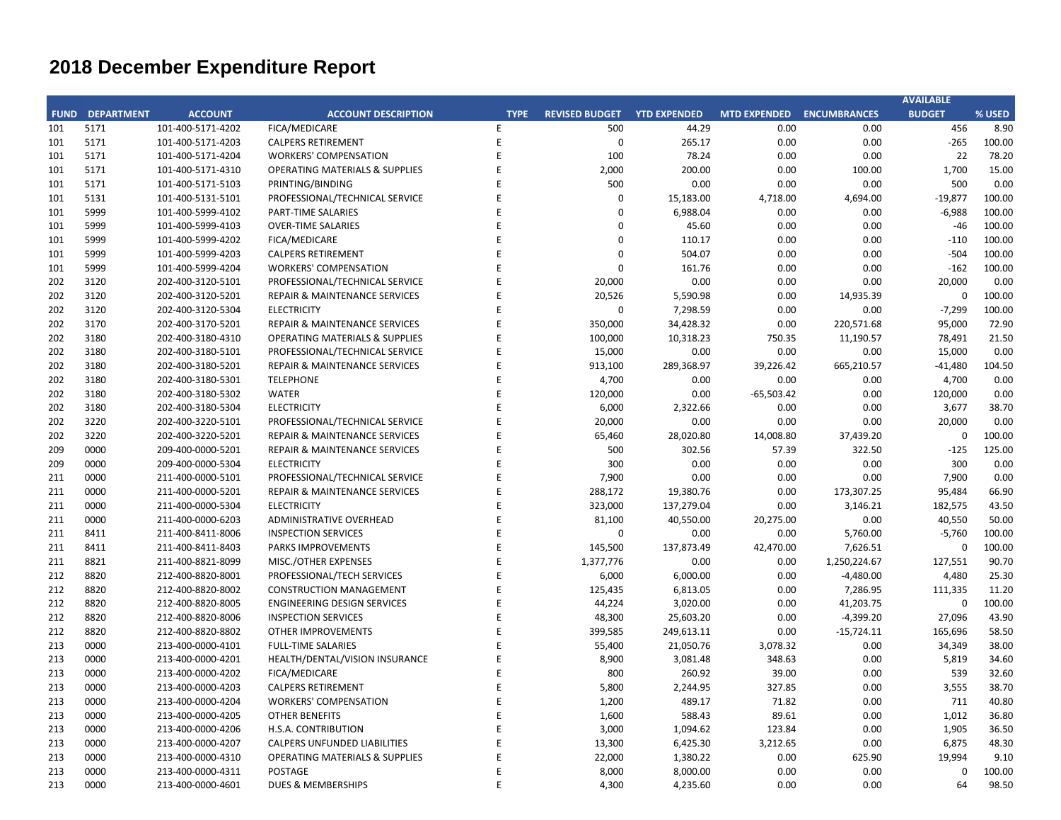# 2018 December Expenditure Report

| FUND | DEPARTMENT | ACCOUNT | ACCOUNT DESCRIPTION | TYPE | REVISED BUDGET | YTD EXPENDED | MTD EXPENDED | ENCUMBRANCES | AVAILABLE BUDGET | % USED |
|---|---|---|---|---|---|---|---|---|---|---|
| 101 | 5171 | 101-400-5171-4202 | FICA/MEDICARE | E | 500 | 44.29 | 0.00 | 0.00 | 456 | 8.90 |
| 101 | 5171 | 101-400-5171-4203 | CALPERS RETIREMENT | E | 0 | 265.17 | 0.00 | 0.00 | -265 | 100.00 |
| 101 | 5171 | 101-400-5171-4204 | WORKERS' COMPENSATION | E | 100 | 78.24 | 0.00 | 0.00 | 22 | 78.20 |
| 101 | 5171 | 101-400-5171-4310 | OPERATING MATERIALS & SUPPLIES | E | 2,000 | 200.00 | 0.00 | 100.00 | 1,700 | 15.00 |
| 101 | 5171 | 101-400-5171-5103 | PRINTING/BINDING | E | 500 | 0.00 | 0.00 | 0.00 | 500 | 0.00 |
| 101 | 5131 | 101-400-5131-5101 | PROFESSIONAL/TECHNICAL SERVICE | E | 0 | 15,183.00 | 4,718.00 | 4,694.00 | -19,877 | 100.00 |
| 101 | 5999 | 101-400-5999-4102 | PART-TIME SALARIES | E | 0 | 6,988.04 | 0.00 | 0.00 | -6,988 | 100.00 |
| 101 | 5999 | 101-400-5999-4103 | OVER-TIME SALARIES | E | 0 | 45.60 | 0.00 | 0.00 | -46 | 100.00 |
| 101 | 5999 | 101-400-5999-4202 | FICA/MEDICARE | E | 0 | 110.17 | 0.00 | 0.00 | -110 | 100.00 |
| 101 | 5999 | 101-400-5999-4203 | CALPERS RETIREMENT | E | 0 | 504.07 | 0.00 | 0.00 | -504 | 100.00 |
| 101 | 5999 | 101-400-5999-4204 | WORKERS' COMPENSATION | E | 0 | 161.76 | 0.00 | 0.00 | -162 | 100.00 |
| 202 | 3120 | 202-400-3120-5101 | PROFESSIONAL/TECHNICAL SERVICE | E | 20,000 | 0.00 | 0.00 | 0.00 | 20,000 | 0.00 |
| 202 | 3120 | 202-400-3120-5201 | REPAIR & MAINTENANCE SERVICES | E | 20,526 | 5,590.98 | 0.00 | 14,935.39 | 0 | 100.00 |
| 202 | 3120 | 202-400-3120-5304 | ELECTRICITY | E | 0 | 7,298.59 | 0.00 | 0.00 | -7,299 | 100.00 |
| 202 | 3170 | 202-400-3170-5201 | REPAIR & MAINTENANCE SERVICES | E | 350,000 | 34,428.32 | 0.00 | 220,571.68 | 95,000 | 72.90 |
| 202 | 3180 | 202-400-3180-4310 | OPERATING MATERIALS & SUPPLIES | E | 100,000 | 10,318.23 | 750.35 | 11,190.57 | 78,491 | 21.50 |
| 202 | 3180 | 202-400-3180-5101 | PROFESSIONAL/TECHNICAL SERVICE | E | 15,000 | 0.00 | 0.00 | 0.00 | 15,000 | 0.00 |
| 202 | 3180 | 202-400-3180-5201 | REPAIR & MAINTENANCE SERVICES | E | 913,100 | 289,368.97 | 39,226.42 | 665,210.57 | -41,480 | 104.50 |
| 202 | 3180 | 202-400-3180-5301 | TELEPHONE | E | 4,700 | 0.00 | 0.00 | 0.00 | 4,700 | 0.00 |
| 202 | 3180 | 202-400-3180-5302 | WATER | E | 120,000 | 0.00 | -65,503.42 | 0.00 | 120,000 | 0.00 |
| 202 | 3180 | 202-400-3180-5304 | ELECTRICITY | E | 6,000 | 2,322.66 | 0.00 | 0.00 | 3,677 | 38.70 |
| 202 | 3220 | 202-400-3220-5101 | PROFESSIONAL/TECHNICAL SERVICE | E | 20,000 | 0.00 | 0.00 | 0.00 | 20,000 | 0.00 |
| 202 | 3220 | 202-400-3220-5201 | REPAIR & MAINTENANCE SERVICES | E | 65,460 | 28,020.80 | 14,008.80 | 37,439.20 | 0 | 100.00 |
| 209 | 0000 | 209-400-0000-5201 | REPAIR & MAINTENANCE SERVICES | E | 500 | 302.56 | 57.39 | 322.50 | -125 | 125.00 |
| 209 | 0000 | 209-400-0000-5304 | ELECTRICITY | E | 300 | 0.00 | 0.00 | 0.00 | 300 | 0.00 |
| 211 | 0000 | 211-400-0000-5101 | PROFESSIONAL/TECHNICAL SERVICE | E | 7,900 | 0.00 | 0.00 | 0.00 | 7,900 | 0.00 |
| 211 | 0000 | 211-400-0000-5201 | REPAIR & MAINTENANCE SERVICES | E | 288,172 | 19,380.76 | 0.00 | 173,307.25 | 95,484 | 66.90 |
| 211 | 0000 | 211-400-0000-5304 | ELECTRICITY | E | 323,000 | 137,279.04 | 0.00 | 3,146.21 | 182,575 | 43.50 |
| 211 | 0000 | 211-400-0000-6203 | ADMINISTRATIVE OVERHEAD | E | 81,100 | 40,550.00 | 20,275.00 | 0.00 | 40,550 | 50.00 |
| 211 | 8411 | 211-400-8411-8006 | INSPECTION SERVICES | E | 0 | 0.00 | 0.00 | 5,760.00 | -5,760 | 100.00 |
| 211 | 8411 | 211-400-8411-8403 | PARKS IMPROVEMENTS | E | 145,500 | 137,873.49 | 42,470.00 | 7,626.51 | 0 | 100.00 |
| 211 | 8821 | 211-400-8821-8099 | MISC./OTHER EXPENSES | E | 1,377,776 | 0.00 | 0.00 | 1,250,224.67 | 127,551 | 90.70 |
| 212 | 8820 | 212-400-8820-8001 | PROFESSIONAL/TECH SERVICES | E | 6,000 | 6,000.00 | 0.00 | -4,480.00 | 4,480 | 25.30 |
| 212 | 8820 | 212-400-8820-8002 | CONSTRUCTION MANAGEMENT | E | 125,435 | 6,813.05 | 0.00 | 7,286.95 | 111,335 | 11.20 |
| 212 | 8820 | 212-400-8820-8005 | ENGINEERING DESIGN SERVICES | E | 44,224 | 3,020.00 | 0.00 | 41,203.75 | 0 | 100.00 |
| 212 | 8820 | 212-400-8820-8006 | INSPECTION SERVICES | E | 48,300 | 25,603.20 | 0.00 | -4,399.20 | 27,096 | 43.90 |
| 212 | 8820 | 212-400-8820-8802 | OTHER IMPROVEMENTS | E | 399,585 | 249,613.11 | 0.00 | -15,724.11 | 165,696 | 58.50 |
| 213 | 0000 | 213-400-0000-4101 | FULL-TIME SALARIES | E | 55,400 | 21,050.76 | 3,078.32 | 0.00 | 34,349 | 38.00 |
| 213 | 0000 | 213-400-0000-4201 | HEALTH/DENTAL/VISION INSURANCE | E | 8,900 | 3,081.48 | 348.63 | 0.00 | 5,819 | 34.60 |
| 213 | 0000 | 213-400-0000-4202 | FICA/MEDICARE | E | 800 | 260.92 | 39.00 | 0.00 | 539 | 32.60 |
| 213 | 0000 | 213-400-0000-4203 | CALPERS RETIREMENT | E | 5,800 | 2,244.95 | 327.85 | 0.00 | 3,555 | 38.70 |
| 213 | 0000 | 213-400-0000-4204 | WORKERS' COMPENSATION | E | 1,200 | 489.17 | 71.82 | 0.00 | 711 | 40.80 |
| 213 | 0000 | 213-400-0000-4205 | OTHER BENEFITS | E | 1,600 | 588.43 | 89.61 | 0.00 | 1,012 | 36.80 |
| 213 | 0000 | 213-400-0000-4206 | H.S.A. CONTRIBUTION | E | 3,000 | 1,094.62 | 123.84 | 0.00 | 1,905 | 36.50 |
| 213 | 0000 | 213-400-0000-4207 | CALPERS UNFUNDED LIABILITIES | E | 13,300 | 6,425.30 | 3,212.65 | 0.00 | 6,875 | 48.30 |
| 213 | 0000 | 213-400-0000-4310 | OPERATING MATERIALS & SUPPLIES | E | 22,000 | 1,380.22 | 0.00 | 625.90 | 19,994 | 9.10 |
| 213 | 0000 | 213-400-0000-4311 | POSTAGE | E | 8,000 | 8,000.00 | 0.00 | 0.00 | 0 | 100.00 |
| 213 | 0000 | 213-400-0000-4601 | DUES & MEMBERSHIPS | E | 4,300 | 4,235.60 | 0.00 | 0.00 | 64 | 98.50 |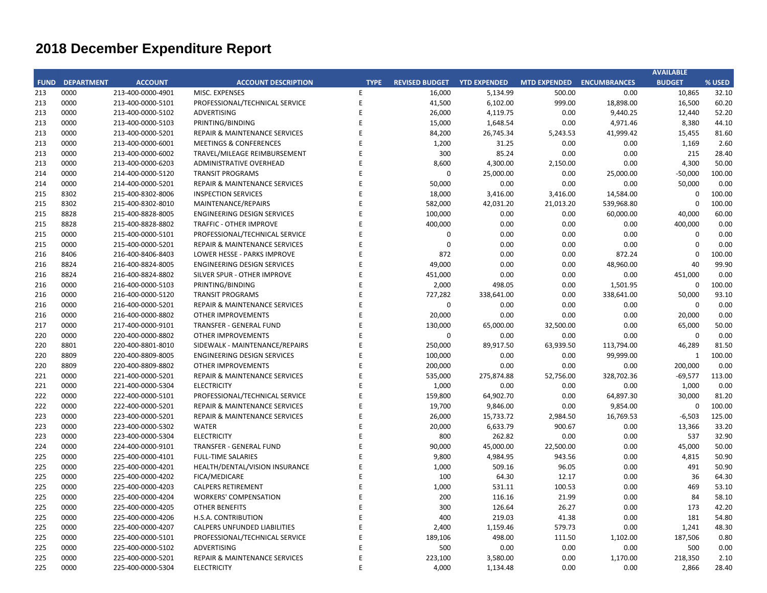# 2018 December Expenditure Report

| FUND | DEPARTMENT | ACCOUNT | ACCOUNT DESCRIPTION | TYPE | REVISED BUDGET | YTD EXPENDED | MTD EXPENDED | ENCUMBRANCES | AVAILABLE BUDGET | % USED |
|---|---|---|---|---|---|---|---|---|---|---|
| 213 | 0000 | 213-400-0000-4901 | MISC. EXPENSES | E | 16,000 | 5,134.99 | 500.00 | 0.00 | 10,865 | 32.10 |
| 213 | 0000 | 213-400-0000-5101 | PROFESSIONAL/TECHNICAL SERVICE | E | 41,500 | 6,102.00 | 999.00 | 18,898.00 | 16,500 | 60.20 |
| 213 | 0000 | 213-400-0000-5102 | ADVERTISING | E | 26,000 | 4,119.75 | 0.00 | 9,440.25 | 12,440 | 52.20 |
| 213 | 0000 | 213-400-0000-5103 | PRINTING/BINDING | E | 15,000 | 1,648.54 | 0.00 | 4,971.46 | 8,380 | 44.10 |
| 213 | 0000 | 213-400-0000-5201 | REPAIR & MAINTENANCE SERVICES | E | 84,200 | 26,745.34 | 5,243.53 | 41,999.42 | 15,455 | 81.60 |
| 213 | 0000 | 213-400-0000-6001 | MEETINGS & CONFERENCES | E | 1,200 | 31.25 | 0.00 | 0.00 | 1,169 | 2.60 |
| 213 | 0000 | 213-400-0000-6002 | TRAVEL/MILEAGE REIMBURSEMENT | E | 300 | 85.24 | 0.00 | 0.00 | 215 | 28.40 |
| 213 | 0000 | 213-400-0000-6203 | ADMINISTRATIVE OVERHEAD | E | 8,600 | 4,300.00 | 2,150.00 | 0.00 | 4,300 | 50.00 |
| 214 | 0000 | 214-400-0000-5120 | TRANSIT PROGRAMS | E | 0 | 25,000.00 | 0.00 | 25,000.00 | -50,000 | 100.00 |
| 214 | 0000 | 214-400-0000-5201 | REPAIR & MAINTENANCE SERVICES | E | 50,000 | 0.00 | 0.00 | 0.00 | 50,000 | 0.00 |
| 215 | 8302 | 215-400-8302-8006 | INSPECTION SERVICES | E | 18,000 | 3,416.00 | 3,416.00 | 14,584.00 | 0 | 100.00 |
| 215 | 8302 | 215-400-8302-8010 | MAINTENANCE/REPAIRS | E | 582,000 | 42,031.20 | 21,013.20 | 539,968.80 | 0 | 100.00 |
| 215 | 8828 | 215-400-8828-8005 | ENGINEERING DESIGN SERVICES | E | 100,000 | 0.00 | 0.00 | 60,000.00 | 40,000 | 60.00 |
| 215 | 8828 | 215-400-8828-8802 | TRAFFIC - OTHER IMPROVE | E | 400,000 | 0.00 | 0.00 | 0.00 | 400,000 | 0.00 |
| 215 | 0000 | 215-400-0000-5101 | PROFESSIONAL/TECHNICAL SERVICE | E | 0 | 0.00 | 0.00 | 0.00 | 0 | 0.00 |
| 215 | 0000 | 215-400-0000-5201 | REPAIR & MAINTENANCE SERVICES | E | 0 | 0.00 | 0.00 | 0.00 | 0 | 0.00 |
| 216 | 8406 | 216-400-8406-8403 | LOWER HESSE - PARKS IMPROVE | E | 872 | 0.00 | 0.00 | 872.24 | 0 | 100.00 |
| 216 | 8824 | 216-400-8824-8005 | ENGINEERING DESIGN SERVICES | E | 49,000 | 0.00 | 0.00 | 48,960.00 | 40 | 99.90 |
| 216 | 8824 | 216-400-8824-8802 | SILVER SPUR - OTHER IMPROVE | E | 451,000 | 0.00 | 0.00 | 0.00 | 451,000 | 0.00 |
| 216 | 0000 | 216-400-0000-5103 | PRINTING/BINDING | E | 2,000 | 498.05 | 0.00 | 1,501.95 | 0 | 100.00 |
| 216 | 0000 | 216-400-0000-5120 | TRANSIT PROGRAMS | E | 727,282 | 338,641.00 | 0.00 | 338,641.00 | 50,000 | 93.10 |
| 216 | 0000 | 216-400-0000-5201 | REPAIR & MAINTENANCE SERVICES | E | 0 | 0.00 | 0.00 | 0.00 | 0 | 0.00 |
| 216 | 0000 | 216-400-0000-8802 | OTHER IMPROVEMENTS | E | 20,000 | 0.00 | 0.00 | 0.00 | 20,000 | 0.00 |
| 217 | 0000 | 217-400-0000-9101 | TRANSFER - GENERAL FUND | E | 130,000 | 65,000.00 | 32,500.00 | 0.00 | 65,000 | 50.00 |
| 220 | 0000 | 220-400-0000-8802 | OTHER IMPROVEMENTS | E | 0 | 0.00 | 0.00 | 0.00 | 0 | 0.00 |
| 220 | 8801 | 220-400-8801-8010 | SIDEWALK - MAINTENANCE/REPAIRS | E | 250,000 | 89,917.50 | 63,939.50 | 113,794.00 | 46,289 | 81.50 |
| 220 | 8809 | 220-400-8809-8005 | ENGINEERING DESIGN SERVICES | E | 100,000 | 0.00 | 0.00 | 99,999.00 | 1 | 100.00 |
| 220 | 8809 | 220-400-8809-8802 | OTHER IMPROVEMENTS | E | 200,000 | 0.00 | 0.00 | 0.00 | 200,000 | 0.00 |
| 221 | 0000 | 221-400-0000-5201 | REPAIR & MAINTENANCE SERVICES | E | 535,000 | 275,874.88 | 52,756.00 | 328,702.36 | -69,577 | 113.00 |
| 221 | 0000 | 221-400-0000-5304 | ELECTRICITY | E | 1,000 | 0.00 | 0.00 | 0.00 | 1,000 | 0.00 |
| 222 | 0000 | 222-400-0000-5101 | PROFESSIONAL/TECHNICAL SERVICE | E | 159,800 | 64,902.70 | 0.00 | 64,897.30 | 30,000 | 81.20 |
| 222 | 0000 | 222-400-0000-5201 | REPAIR & MAINTENANCE SERVICES | E | 19,700 | 9,846.00 | 0.00 | 9,854.00 | 0 | 100.00 |
| 223 | 0000 | 223-400-0000-5201 | REPAIR & MAINTENANCE SERVICES | E | 26,000 | 15,733.72 | 2,984.50 | 16,769.53 | -6,503 | 125.00 |
| 223 | 0000 | 223-400-0000-5302 | WATER | E | 20,000 | 6,633.79 | 900.67 | 0.00 | 13,366 | 33.20 |
| 223 | 0000 | 223-400-0000-5304 | ELECTRICITY | E | 800 | 262.82 | 0.00 | 0.00 | 537 | 32.90 |
| 224 | 0000 | 224-400-0000-9101 | TRANSFER - GENERAL FUND | E | 90,000 | 45,000.00 | 22,500.00 | 0.00 | 45,000 | 50.00 |
| 225 | 0000 | 225-400-0000-4101 | FULL-TIME SALARIES | E | 9,800 | 4,984.95 | 943.56 | 0.00 | 4,815 | 50.90 |
| 225 | 0000 | 225-400-0000-4201 | HEALTH/DENTAL/VISION INSURANCE | E | 1,000 | 509.16 | 96.05 | 0.00 | 491 | 50.90 |
| 225 | 0000 | 225-400-0000-4202 | FICA/MEDICARE | E | 100 | 64.30 | 12.17 | 0.00 | 36 | 64.30 |
| 225 | 0000 | 225-400-0000-4203 | CALPERS RETIREMENT | E | 1,000 | 531.11 | 100.53 | 0.00 | 469 | 53.10 |
| 225 | 0000 | 225-400-0000-4204 | WORKERS' COMPENSATION | E | 200 | 116.16 | 21.99 | 0.00 | 84 | 58.10 |
| 225 | 0000 | 225-400-0000-4205 | OTHER BENEFITS | E | 300 | 126.64 | 26.27 | 0.00 | 173 | 42.20 |
| 225 | 0000 | 225-400-0000-4206 | H.S.A. CONTRIBUTION | E | 400 | 219.03 | 41.38 | 0.00 | 181 | 54.80 |
| 225 | 0000 | 225-400-0000-4207 | CALPERS UNFUNDED LIABILITIES | E | 2,400 | 1,159.46 | 579.73 | 0.00 | 1,241 | 48.30 |
| 225 | 0000 | 225-400-0000-5101 | PROFESSIONAL/TECHNICAL SERVICE | E | 189,106 | 498.00 | 111.50 | 1,102.00 | 187,506 | 0.80 |
| 225 | 0000 | 225-400-0000-5102 | ADVERTISING | E | 500 | 0.00 | 0.00 | 0.00 | 500 | 0.00 |
| 225 | 0000 | 225-400-0000-5201 | REPAIR & MAINTENANCE SERVICES | E | 223,100 | 3,580.00 | 0.00 | 1,170.00 | 218,350 | 2.10 |
| 225 | 0000 | 225-400-0000-5304 | ELECTRICITY | E | 4,000 | 1,134.48 | 0.00 | 0.00 | 2,866 | 28.40 |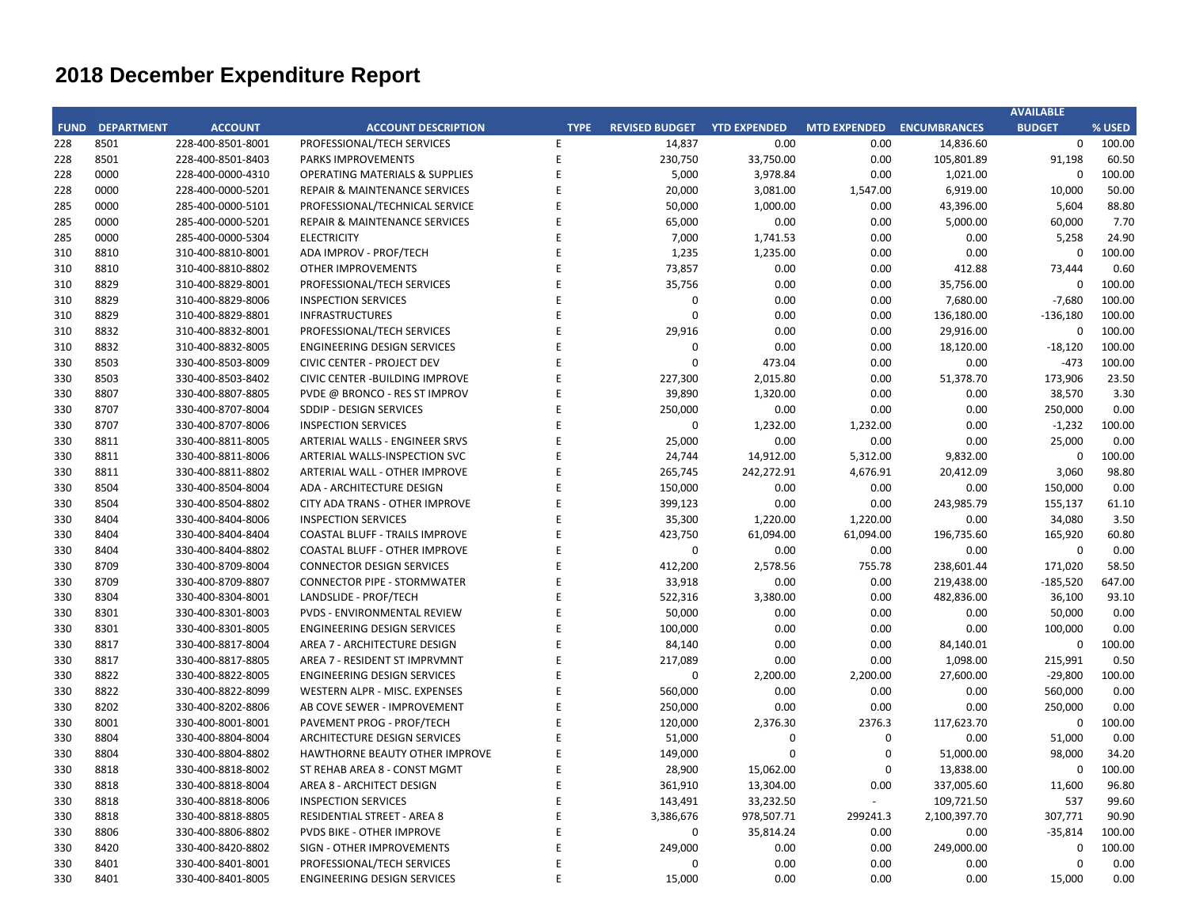# 2018 December Expenditure Report

| FUND | DEPARTMENT | ACCOUNT | ACCOUNT DESCRIPTION | TYPE | REVISED BUDGET | YTD EXPENDED | MTD EXPENDED | ENCUMBRANCES | AVAILABLE BUDGET | % USED |
|---|---|---|---|---|---|---|---|---|---|---|
| 228 | 8501 | 228-400-8501-8001 | PROFESSIONAL/TECH SERVICES | E | 14,837 | 0.00 | 0.00 | 14,836.60 | 0 | 100.00 |
| 228 | 8501 | 228-400-8501-8403 | PARKS IMPROVEMENTS | E | 230,750 | 33,750.00 | 0.00 | 105,801.89 | 91,198 | 60.50 |
| 228 | 0000 | 228-400-0000-4310 | OPERATING MATERIALS & SUPPLIES | E | 5,000 | 3,978.84 | 0.00 | 1,021.00 | 0 | 100.00 |
| 228 | 0000 | 228-400-0000-5201 | REPAIR & MAINTENANCE SERVICES | E | 20,000 | 3,081.00 | 1,547.00 | 6,919.00 | 10,000 | 50.00 |
| 285 | 0000 | 285-400-0000-5101 | PROFESSIONAL/TECHNICAL SERVICE | E | 50,000 | 1,000.00 | 0.00 | 43,396.00 | 5,604 | 88.80 |
| 285 | 0000 | 285-400-0000-5201 | REPAIR & MAINTENANCE SERVICES | E | 65,000 | 0.00 | 0.00 | 5,000.00 | 60,000 | 7.70 |
| 285 | 0000 | 285-400-0000-5304 | ELECTRICITY | E | 7,000 | 1,741.53 | 0.00 | 0.00 | 5,258 | 24.90 |
| 310 | 8810 | 310-400-8810-8001 | ADA IMPROV - PROF/TECH | E | 1,235 | 1,235.00 | 0.00 | 0.00 | 0 | 100.00 |
| 310 | 8810 | 310-400-8810-8802 | OTHER IMPROVEMENTS | E | 73,857 | 0.00 | 0.00 | 412.88 | 73,444 | 0.60 |
| 310 | 8829 | 310-400-8829-8001 | PROFESSIONAL/TECH SERVICES | E | 35,756 | 0.00 | 0.00 | 35,756.00 | 0 | 100.00 |
| 310 | 8829 | 310-400-8829-8006 | INSPECTION SERVICES | E | 0 | 0.00 | 0.00 | 7,680.00 | -7,680 | 100.00 |
| 310 | 8829 | 310-400-8829-8801 | INFRASTRUCTURES | E | 0 | 0.00 | 0.00 | 136,180.00 | -136,180 | 100.00 |
| 310 | 8832 | 310-400-8832-8001 | PROFESSIONAL/TECH SERVICES | E | 29,916 | 0.00 | 0.00 | 29,916.00 | 0 | 100.00 |
| 310 | 8832 | 310-400-8832-8005 | ENGINEERING DESIGN SERVICES | E | 0 | 0.00 | 0.00 | 18,120.00 | -18,120 | 100.00 |
| 330 | 8503 | 330-400-8503-8009 | CIVIC CENTER - PROJECT DEV | E | 0 | 473.04 | 0.00 | 0.00 | -473 | 100.00 |
| 330 | 8503 | 330-400-8503-8402 | CIVIC CENTER -BUILDING IMPROVE | E | 227,300 | 2,015.80 | 0.00 | 51,378.70 | 173,906 | 23.50 |
| 330 | 8807 | 330-400-8807-8805 | PVDE @ BRONCO - RES ST IMPROV | E | 39,890 | 1,320.00 | 0.00 | 0.00 | 38,570 | 3.30 |
| 330 | 8707 | 330-400-8707-8004 | SDDIP - DESIGN SERVICES | E | 250,000 | 0.00 | 0.00 | 0.00 | 250,000 | 0.00 |
| 330 | 8707 | 330-400-8707-8006 | INSPECTION SERVICES | E | 0 | 1,232.00 | 1,232.00 | 0.00 | -1,232 | 100.00 |
| 330 | 8811 | 330-400-8811-8005 | ARTERIAL WALLS - ENGINEER SRVS | E | 25,000 | 0.00 | 0.00 | 0.00 | 25,000 | 0.00 |
| 330 | 8811 | 330-400-8811-8006 | ARTERIAL WALLS-INSPECTION SVC | E | 24,744 | 14,912.00 | 5,312.00 | 9,832.00 | 0 | 100.00 |
| 330 | 8811 | 330-400-8811-8802 | ARTERIAL WALL - OTHER IMPROVE | E | 265,745 | 242,272.91 | 4,676.91 | 20,412.09 | 3,060 | 98.80 |
| 330 | 8504 | 330-400-8504-8004 | ADA - ARCHITECTURE DESIGN | E | 150,000 | 0.00 | 0.00 | 0.00 | 150,000 | 0.00 |
| 330 | 8504 | 330-400-8504-8802 | CITY ADA TRANS - OTHER IMPROVE | E | 399,123 | 0.00 | 0.00 | 243,985.79 | 155,137 | 61.10 |
| 330 | 8404 | 330-400-8404-8006 | INSPECTION SERVICES | E | 35,300 | 1,220.00 | 1,220.00 | 0.00 | 34,080 | 3.50 |
| 330 | 8404 | 330-400-8404-8404 | COASTAL BLUFF - TRAILS IMPROVE | E | 423,750 | 61,094.00 | 61,094.00 | 196,735.60 | 165,920 | 60.80 |
| 330 | 8404 | 330-400-8404-8802 | COASTAL BLUFF - OTHER IMPROVE | E | 0 | 0.00 | 0.00 | 0.00 | 0 | 0.00 |
| 330 | 8709 | 330-400-8709-8004 | CONNECTOR DESIGN SERVICES | E | 412,200 | 2,578.56 | 755.78 | 238,601.44 | 171,020 | 58.50 |
| 330 | 8709 | 330-400-8709-8807 | CONNECTOR PIPE - STORMWATER | E | 33,918 | 0.00 | 0.00 | 219,438.00 | -185,520 | 647.00 |
| 330 | 8304 | 330-400-8304-8001 | LANDSLIDE - PROF/TECH | E | 522,316 | 3,380.00 | 0.00 | 482,836.00 | 36,100 | 93.10 |
| 330 | 8301 | 330-400-8301-8003 | PVDS - ENVIRONMENTAL REVIEW | E | 50,000 | 0.00 | 0.00 | 0.00 | 50,000 | 0.00 |
| 330 | 8301 | 330-400-8301-8005 | ENGINEERING DESIGN SERVICES | E | 100,000 | 0.00 | 0.00 | 0.00 | 100,000 | 0.00 |
| 330 | 8817 | 330-400-8817-8004 | AREA 7 - ARCHITECTURE DESIGN | E | 84,140 | 0.00 | 0.00 | 84,140.01 | 0 | 100.00 |
| 330 | 8817 | 330-400-8817-8805 | AREA 7 - RESIDENT ST IMPRVMNT | E | 217,089 | 0.00 | 0.00 | 1,098.00 | 215,991 | 0.50 |
| 330 | 8822 | 330-400-8822-8005 | ENGINEERING DESIGN SERVICES | E | 0 | 2,200.00 | 2,200.00 | 27,600.00 | -29,800 | 100.00 |
| 330 | 8822 | 330-400-8822-8099 | WESTERN ALPR - MISC. EXPENSES | E | 560,000 | 0.00 | 0.00 | 0.00 | 560,000 | 0.00 |
| 330 | 8202 | 330-400-8202-8806 | AB COVE SEWER - IMPROVEMENT | E | 250,000 | 0.00 | 0.00 | 0.00 | 250,000 | 0.00 |
| 330 | 8001 | 330-400-8001-8001 | PAVEMENT PROG - PROF/TECH | E | 120,000 | 2,376.30 | 2376.3 | 117,623.70 | 0 | 100.00 |
| 330 | 8804 | 330-400-8804-8004 | ARCHITECTURE DESIGN SERVICES | E | 51,000 | 0 | 0 | 0.00 | 51,000 | 0.00 |
| 330 | 8804 | 330-400-8804-8802 | HAWTHORNE BEAUTY OTHER IMPROVE | E | 149,000 | 0 | 0 | 51,000.00 | 98,000 | 34.20 |
| 330 | 8818 | 330-400-8818-8002 | ST REHAB AREA 8 - CONST MGMT | E | 28,900 | 15,062.00 | 0 | 13,838.00 | 0 | 100.00 |
| 330 | 8818 | 330-400-8818-8004 | AREA 8 - ARCHITECT DESIGN | E | 361,910 | 13,304.00 | 0.00 | 337,005.60 | 11,600 | 96.80 |
| 330 | 8818 | 330-400-8818-8006 | INSPECTION SERVICES | E | 143,491 | 33,232.50 | - | 109,721.50 | 537 | 99.60 |
| 330 | 8818 | 330-400-8818-8805 | RESIDENTIAL STREET - AREA 8 | E | 3,386,676 | 978,507.71 | 299241.3 | 2,100,397.70 | 307,771 | 90.90 |
| 330 | 8806 | 330-400-8806-8802 | PVDS BIKE - OTHER IMPROVE | E | 0 | 35,814.24 | 0.00 | 0.00 | -35,814 | 100.00 |
| 330 | 8420 | 330-400-8420-8802 | SIGN - OTHER IMPROVEMENTS | E | 249,000 | 0.00 | 0.00 | 249,000.00 | 0 | 100.00 |
| 330 | 8401 | 330-400-8401-8001 | PROFESSIONAL/TECH SERVICES | E | 0 | 0.00 | 0.00 | 0.00 | 0 | 0.00 |
| 330 | 8401 | 330-400-8401-8005 | ENGINEERING DESIGN SERVICES | E | 15,000 | 0.00 | 0.00 | 0.00 | 15,000 | 0.00 |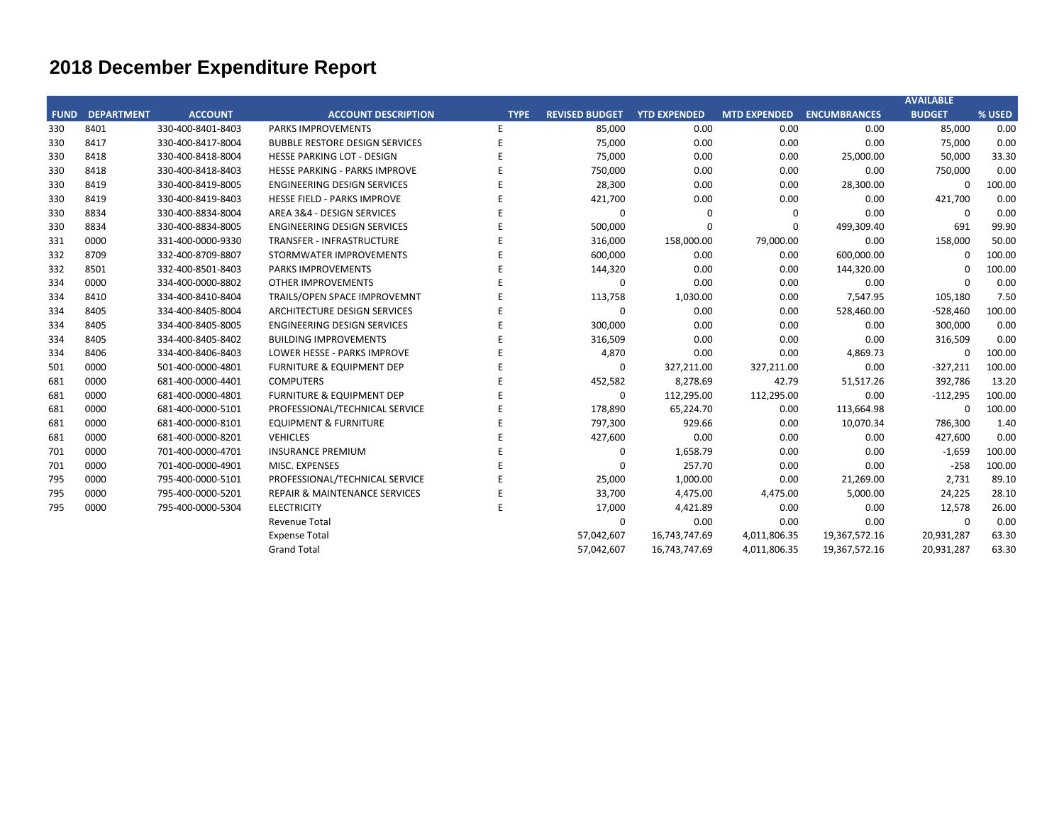# 2018 December Expenditure Report

| FUND | DEPARTMENT | ACCOUNT | ACCOUNT DESCRIPTION | TYPE | REVISED BUDGET | YTD EXPENDED | MTD EXPENDED | ENCUMBRANCES | AVAILABLE BUDGET | % USED |
|---|---|---|---|---|---|---|---|---|---|---|
| 330 | 8401 | 330-400-8401-8403 | PARKS IMPROVEMENTS | E | 85,000 | 0.00 | 0.00 | 0.00 | 85,000 | 0.00 |
| 330 | 8417 | 330-400-8417-8004 | BUBBLE RESTORE DESIGN SERVICES | E | 75,000 | 0.00 | 0.00 | 0.00 | 75,000 | 0.00 |
| 330 | 8418 | 330-400-8418-8004 | HESSE PARKING LOT - DESIGN | E | 75,000 | 0.00 | 0.00 | 25,000.00 | 50,000 | 33.30 |
| 330 | 8418 | 330-400-8418-8403 | HESSE PARKING - PARKS IMPROVE | E | 750,000 | 0.00 | 0.00 | 0.00 | 750,000 | 0.00 |
| 330 | 8419 | 330-400-8419-8005 | ENGINEERING DESIGN SERVICES | E | 28,300 | 0.00 | 0.00 | 28,300.00 | 0 | 100.00 |
| 330 | 8419 | 330-400-8419-8403 | HESSE FIELD - PARKS IMPROVE | E | 421,700 | 0.00 | 0.00 | 0.00 | 421,700 | 0.00 |
| 330 | 8834 | 330-400-8834-8004 | AREA 3&4 - DESIGN SERVICES | E | 0 | 0 | 0 | 0.00 | 0 | 0.00 |
| 330 | 8834 | 330-400-8834-8005 | ENGINEERING DESIGN SERVICES | E | 500,000 | 0 | 0 | 499,309.40 | 691 | 99.90 |
| 331 | 0000 | 331-400-0000-9330 | TRANSFER - INFRASTRUCTURE | E | 316,000 | 158,000.00 | 79,000.00 | 0.00 | 158,000 | 50.00 |
| 332 | 8709 | 332-400-8709-8807 | STORMWATER IMPROVEMENTS | E | 600,000 | 0.00 | 0.00 | 600,000.00 | 0 | 100.00 |
| 332 | 8501 | 332-400-8501-8403 | PARKS IMPROVEMENTS | E | 144,320 | 0.00 | 0.00 | 144,320.00 | 0 | 100.00 |
| 334 | 0000 | 334-400-0000-8802 | OTHER IMPROVEMENTS | E | 0 | 0.00 | 0.00 | 0.00 | 0 | 0.00 |
| 334 | 8410 | 334-400-8410-8404 | TRAILS/OPEN SPACE IMPROVEMNT | E | 113,758 | 1,030.00 | 0.00 | 7,547.95 | 105,180 | 7.50 |
| 334 | 8405 | 334-400-8405-8004 | ARCHITECTURE DESIGN SERVICES | E | 0 | 0.00 | 0.00 | 528,460.00 | -528,460 | 100.00 |
| 334 | 8405 | 334-400-8405-8005 | ENGINEERING DESIGN SERVICES | E | 300,000 | 0.00 | 0.00 | 0.00 | 300,000 | 0.00 |
| 334 | 8405 | 334-400-8405-8402 | BUILDING IMPROVEMENTS | E | 316,509 | 0.00 | 0.00 | 0.00 | 316,509 | 0.00 |
| 334 | 8406 | 334-400-8406-8403 | LOWER HESSE - PARKS IMPROVE | E | 4,870 | 0.00 | 0.00 | 4,869.73 | 0 | 100.00 |
| 501 | 0000 | 501-400-0000-4801 | FURNITURE & EQUIPMENT DEP | E | 0 | 327,211.00 | 327,211.00 | 0.00 | -327,211 | 100.00 |
| 681 | 0000 | 681-400-0000-4401 | COMPUTERS | E | 452,582 | 8,278.69 | 42.79 | 51,517.26 | 392,786 | 13.20 |
| 681 | 0000 | 681-400-0000-4801 | FURNITURE & EQUIPMENT DEP | E | 0 | 112,295.00 | 112,295.00 | 0.00 | -112,295 | 100.00 |
| 681 | 0000 | 681-400-0000-5101 | PROFESSIONAL/TECHNICAL SERVICE | E | 178,890 | 65,224.70 | 0.00 | 113,664.98 | 0 | 100.00 |
| 681 | 0000 | 681-400-0000-8101 | EQUIPMENT & FURNITURE | E | 797,300 | 929.66 | 0.00 | 10,070.34 | 786,300 | 1.40 |
| 681 | 0000 | 681-400-0000-8201 | VEHICLES | E | 427,600 | 0.00 | 0.00 | 0.00 | 427,600 | 0.00 |
| 701 | 0000 | 701-400-0000-4701 | INSURANCE PREMIUM | E | 0 | 1,658.79 | 0.00 | 0.00 | -1,659 | 100.00 |
| 701 | 0000 | 701-400-0000-4901 | MISC. EXPENSES | E | 0 | 257.70 | 0.00 | 0.00 | -258 | 100.00 |
| 795 | 0000 | 795-400-0000-5101 | PROFESSIONAL/TECHNICAL SERVICE | E | 25,000 | 1,000.00 | 0.00 | 21,269.00 | 2,731 | 89.10 |
| 795 | 0000 | 795-400-0000-5201 | REPAIR & MAINTENANCE SERVICES | E | 33,700 | 4,475.00 | 4,475.00 | 5,000.00 | 24,225 | 28.10 |
| 795 | 0000 | 795-400-0000-5304 | ELECTRICITY | E | 17,000 | 4,421.89 | 0.00 | 0.00 | 12,578 | 26.00 |
| | | | Revenue Total | | 0 | 0.00 | 0.00 | 0.00 | 0 | 0.00 |
| | | | Expense Total | | 57,042,607 | 16,743,747.69 | 4,011,806.35 | 19,367,572.16 | 20,931,287 | 63.30 |
| | | | Grand Total | | 57,042,607 | 16,743,747.69 | 4,011,806.35 | 19,367,572.16 | 20,931,287 | 63.30 |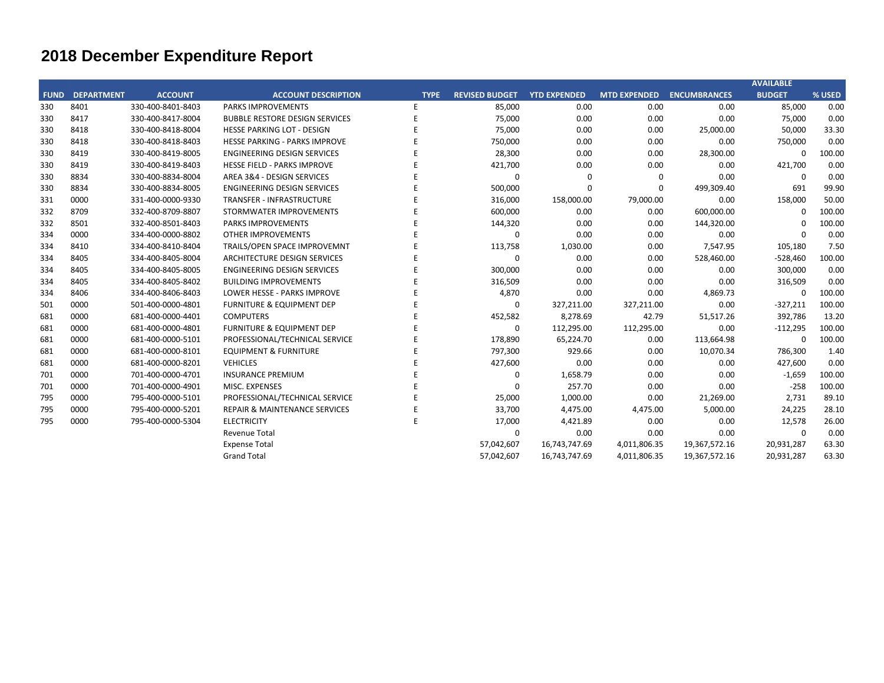# 2018 December Expenditure Report

| FUND | DEPARTMENT | ACCOUNT | ACCOUNT DESCRIPTION | TYPE | REVISED BUDGET | YTD EXPENDED | MTD EXPENDED | ENCUMBRANCES | AVAILABLE BUDGET | % USED |
|---|---|---|---|---|---|---|---|---|---|---|
| 330 | 8401 | 330-400-8401-8403 | PARKS IMPROVEMENTS | E | 85,000 | 0.00 | 0.00 | 0.00 | 85,000 | 0.00 |
| 330 | 8417 | 330-400-8417-8004 | BUBBLE RESTORE DESIGN SERVICES | E | 75,000 | 0.00 | 0.00 | 0.00 | 75,000 | 0.00 |
| 330 | 8418 | 330-400-8418-8004 | HESSE PARKING LOT - DESIGN | E | 75,000 | 0.00 | 0.00 | 25,000.00 | 50,000 | 33.30 |
| 330 | 8418 | 330-400-8418-8403 | HESSE PARKING - PARKS IMPROVE | E | 750,000 | 0.00 | 0.00 | 0.00 | 750,000 | 0.00 |
| 330 | 8419 | 330-400-8419-8005 | ENGINEERING DESIGN SERVICES | E | 28,300 | 0.00 | 0.00 | 28,300.00 | 0 | 100.00 |
| 330 | 8419 | 330-400-8419-8403 | HESSE FIELD - PARKS IMPROVE | E | 421,700 | 0.00 | 0.00 | 0.00 | 421,700 | 0.00 |
| 330 | 8834 | 330-400-8834-8004 | AREA 3&4 - DESIGN SERVICES | E | 0 | 0 | 0 | 0.00 | 0 | 0.00 |
| 330 | 8834 | 330-400-8834-8005 | ENGINEERING DESIGN SERVICES | E | 500,000 | 0 | 0 | 499,309.40 | 691 | 99.90 |
| 331 | 0000 | 331-400-0000-9330 | TRANSFER - INFRASTRUCTURE | E | 316,000 | 158,000.00 | 79,000.00 | 0.00 | 158,000 | 50.00 |
| 332 | 8709 | 332-400-8709-8807 | STORMWATER IMPROVEMENTS | E | 600,000 | 0.00 | 0.00 | 600,000.00 | 0 | 100.00 |
| 332 | 8501 | 332-400-8501-8403 | PARKS IMPROVEMENTS | E | 144,320 | 0.00 | 0.00 | 144,320.00 | 0 | 100.00 |
| 334 | 0000 | 334-400-0000-8802 | OTHER IMPROVEMENTS | E | 0 | 0.00 | 0.00 | 0.00 | 0 | 0.00 |
| 334 | 8410 | 334-400-8410-8404 | TRAILS/OPEN SPACE IMPROVEMNT | E | 113,758 | 1,030.00 | 0.00 | 7,547.95 | 105,180 | 7.50 |
| 334 | 8405 | 334-400-8405-8004 | ARCHITECTURE DESIGN SERVICES | E | 0 | 0.00 | 0.00 | 528,460.00 | -528,460 | 100.00 |
| 334 | 8405 | 334-400-8405-8005 | ENGINEERING DESIGN SERVICES | E | 300,000 | 0.00 | 0.00 | 0.00 | 300,000 | 0.00 |
| 334 | 8405 | 334-400-8405-8402 | BUILDING IMPROVEMENTS | E | 316,509 | 0.00 | 0.00 | 0.00 | 316,509 | 0.00 |
| 334 | 8406 | 334-400-8406-8403 | LOWER HESSE - PARKS IMPROVE | E | 4,870 | 0.00 | 0.00 | 4,869.73 | 0 | 100.00 |
| 501 | 0000 | 501-400-0000-4801 | FURNITURE & EQUIPMENT DEP | E | 0 | 327,211.00 | 327,211.00 | 0.00 | -327,211 | 100.00 |
| 681 | 0000 | 681-400-0000-4401 | COMPUTERS | E | 452,582 | 8,278.69 | 42.79 | 51,517.26 | 392,786 | 13.20 |
| 681 | 0000 | 681-400-0000-4801 | FURNITURE & EQUIPMENT DEP | E | 0 | 112,295.00 | 112,295.00 | 0.00 | -112,295 | 100.00 |
| 681 | 0000 | 681-400-0000-5101 | PROFESSIONAL/TECHNICAL SERVICE | E | 178,890 | 65,224.70 | 0.00 | 113,664.98 | 0 | 100.00 |
| 681 | 0000 | 681-400-0000-8101 | EQUIPMENT & FURNITURE | E | 797,300 | 929.66 | 0.00 | 10,070.34 | 786,300 | 1.40 |
| 681 | 0000 | 681-400-0000-8201 | VEHICLES | E | 427,600 | 0.00 | 0.00 | 0.00 | 427,600 | 0.00 |
| 701 | 0000 | 701-400-0000-4701 | INSURANCE PREMIUM | E | 0 | 1,658.79 | 0.00 | 0.00 | -1,659 | 100.00 |
| 701 | 0000 | 701-400-0000-4901 | MISC. EXPENSES | E | 0 | 257.70 | 0.00 | 0.00 | -258 | 100.00 |
| 795 | 0000 | 795-400-0000-5101 | PROFESSIONAL/TECHNICAL SERVICE | E | 25,000 | 1,000.00 | 0.00 | 21,269.00 | 2,731 | 89.10 |
| 795 | 0000 | 795-400-0000-5201 | REPAIR & MAINTENANCE SERVICES | E | 33,700 | 4,475.00 | 4,475.00 | 5,000.00 | 24,225 | 28.10 |
| 795 | 0000 | 795-400-0000-5304 | ELECTRICITY | E | 17,000 | 4,421.89 | 0.00 | 0.00 | 12,578 | 26.00 |
| | | | Revenue Total | | 0 | 0.00 | 0.00 | 0.00 | 0 | 0.00 |
| | | | Expense Total | | 57,042,607 | 16,743,747.69 | 4,011,806.35 | 19,367,572.16 | 20,931,287 | 63.30 |
| | | | Grand Total | | 57,042,607 | 16,743,747.69 | 4,011,806.35 | 19,367,572.16 | 20,931,287 | 63.30 |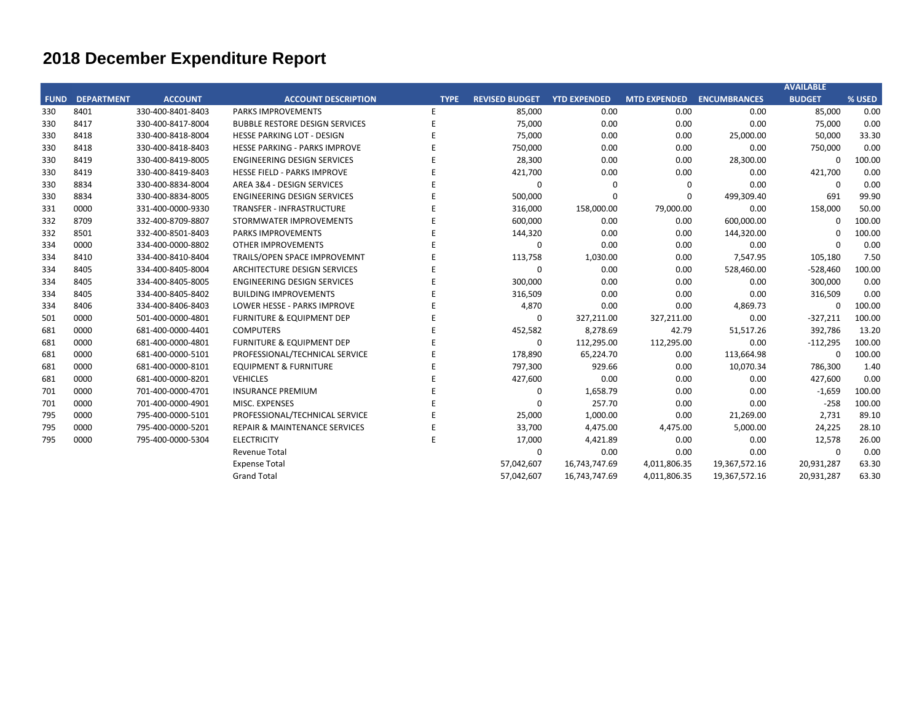# 2018 December Expenditure Report

| FUND | DEPARTMENT | ACCOUNT | ACCOUNT DESCRIPTION | TYPE | REVISED BUDGET | YTD EXPENDED | MTD EXPENDED | ENCUMBRANCES | AVAILABLE BUDGET | % USED |
|---|---|---|---|---|---|---|---|---|---|---|
| 330 | 8401 | 330-400-8401-8403 | PARKS IMPROVEMENTS | E | 85,000 | 0.00 | 0.00 | 0.00 | 85,000 | 0.00 |
| 330 | 8417 | 330-400-8417-8004 | BUBBLE RESTORE DESIGN SERVICES | E | 75,000 | 0.00 | 0.00 | 0.00 | 75,000 | 0.00 |
| 330 | 8418 | 330-400-8418-8004 | HESSE PARKING LOT - DESIGN | E | 75,000 | 0.00 | 0.00 | 25,000.00 | 50,000 | 33.30 |
| 330 | 8418 | 330-400-8418-8403 | HESSE PARKING - PARKS IMPROVE | E | 750,000 | 0.00 | 0.00 | 0.00 | 750,000 | 0.00 |
| 330 | 8419 | 330-400-8419-8005 | ENGINEERING DESIGN SERVICES | E | 28,300 | 0.00 | 0.00 | 28,300.00 | 0 | 100.00 |
| 330 | 8419 | 330-400-8419-8403 | HESSE FIELD - PARKS IMPROVE | E | 421,700 | 0.00 | 0.00 | 0.00 | 421,700 | 0.00 |
| 330 | 8834 | 330-400-8834-8004 | AREA 3&4 - DESIGN SERVICES | E | 0 | 0 | 0 | 0.00 | 0 | 0.00 |
| 330 | 8834 | 330-400-8834-8005 | ENGINEERING DESIGN SERVICES | E | 500,000 | 0 | 0 | 499,309.40 | 691 | 99.90 |
| 331 | 0000 | 331-400-0000-9330 | TRANSFER - INFRASTRUCTURE | E | 316,000 | 158,000.00 | 79,000.00 | 0.00 | 158,000 | 50.00 |
| 332 | 8709 | 332-400-8709-8807 | STORMWATER IMPROVEMENTS | E | 600,000 | 0.00 | 0.00 | 600,000.00 | 0 | 100.00 |
| 332 | 8501 | 332-400-8501-8403 | PARKS IMPROVEMENTS | E | 144,320 | 0.00 | 0.00 | 144,320.00 | 0 | 100.00 |
| 334 | 0000 | 334-400-0000-8802 | OTHER IMPROVEMENTS | E | 0 | 0.00 | 0.00 | 0.00 | 0 | 0.00 |
| 334 | 8410 | 334-400-8410-8404 | TRAILS/OPEN SPACE IMPROVEMNT | E | 113,758 | 1,030.00 | 0.00 | 7,547.95 | 105,180 | 7.50 |
| 334 | 8405 | 334-400-8405-8004 | ARCHITECTURE DESIGN SERVICES | E | 0 | 0.00 | 0.00 | 528,460.00 | -528,460 | 100.00 |
| 334 | 8405 | 334-400-8405-8005 | ENGINEERING DESIGN SERVICES | E | 300,000 | 0.00 | 0.00 | 0.00 | 300,000 | 0.00 |
| 334 | 8405 | 334-400-8405-8402 | BUILDING IMPROVEMENTS | E | 316,509 | 0.00 | 0.00 | 0.00 | 316,509 | 0.00 |
| 334 | 8406 | 334-400-8406-8403 | LOWER HESSE - PARKS IMPROVE | E | 4,870 | 0.00 | 0.00 | 4,869.73 | 0 | 100.00 |
| 501 | 0000 | 501-400-0000-4801 | FURNITURE & EQUIPMENT DEP | E | 0 | 327,211.00 | 327,211.00 | 0.00 | -327,211 | 100.00 |
| 681 | 0000 | 681-400-0000-4401 | COMPUTERS | E | 452,582 | 8,278.69 | 42.79 | 51,517.26 | 392,786 | 13.20 |
| 681 | 0000 | 681-400-0000-4801 | FURNITURE & EQUIPMENT DEP | E | 0 | 112,295.00 | 112,295.00 | 0.00 | -112,295 | 100.00 |
| 681 | 0000 | 681-400-0000-5101 | PROFESSIONAL/TECHNICAL SERVICE | E | 178,890 | 65,224.70 | 0.00 | 113,664.98 | 0 | 100.00 |
| 681 | 0000 | 681-400-0000-8101 | EQUIPMENT & FURNITURE | E | 797,300 | 929.66 | 0.00 | 10,070.34 | 786,300 | 1.40 |
| 681 | 0000 | 681-400-0000-8201 | VEHICLES | E | 427,600 | 0.00 | 0.00 | 0.00 | 427,600 | 0.00 |
| 701 | 0000 | 701-400-0000-4701 | INSURANCE PREMIUM | E | 0 | 1,658.79 | 0.00 | 0.00 | -1,659 | 100.00 |
| 701 | 0000 | 701-400-0000-4901 | MISC. EXPENSES | E | 0 | 257.70 | 0.00 | 0.00 | -258 | 100.00 |
| 795 | 0000 | 795-400-0000-5101 | PROFESSIONAL/TECHNICAL SERVICE | E | 25,000 | 1,000.00 | 0.00 | 21,269.00 | 2,731 | 89.10 |
| 795 | 0000 | 795-400-0000-5201 | REPAIR & MAINTENANCE SERVICES | E | 33,700 | 4,475.00 | 4,475.00 | 5,000.00 | 24,225 | 28.10 |
| 795 | 0000 | 795-400-0000-5304 | ELECTRICITY | E | 17,000 | 4,421.89 | 0.00 | 0.00 | 12,578 | 26.00 |
| | | | Revenue Total | | 0 | 0.00 | 0.00 | 0.00 | 0 | 0.00 |
| | | | Expense Total | | 57,042,607 | 16,743,747.69 | 4,011,806.35 | 19,367,572.16 | 20,931,287 | 63.30 |
| | | | Grand Total | | 57,042,607 | 16,743,747.69 | 4,011,806.35 | 19,367,572.16 | 20,931,287 | 63.30 |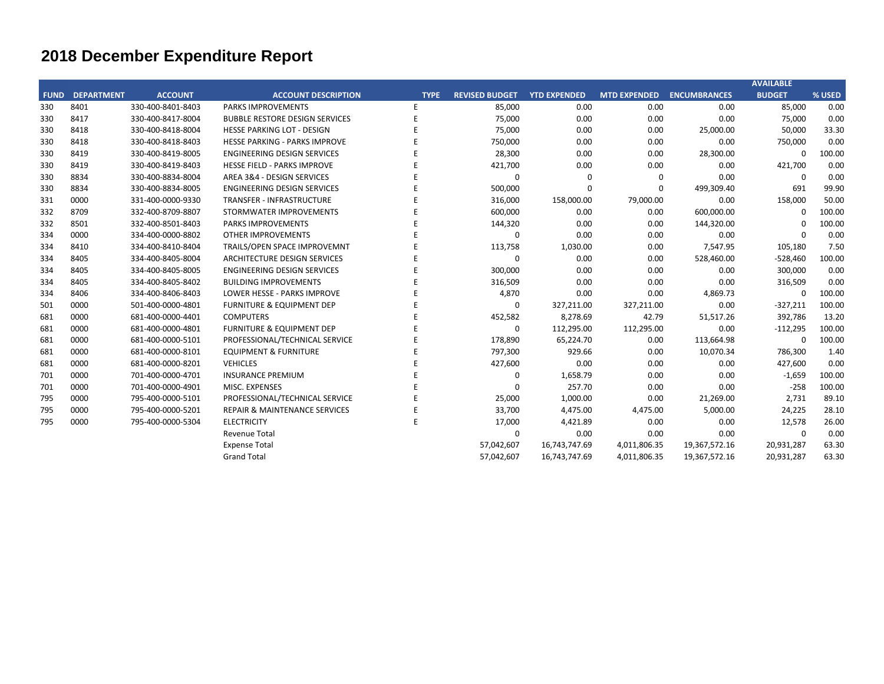# 2018 December Expenditure Report

| FUND | DEPARTMENT | ACCOUNT | ACCOUNT DESCRIPTION | TYPE | REVISED BUDGET | YTD EXPENDED | MTD EXPENDED | ENCUMBRANCES | AVAILABLE BUDGET | % USED |
|---|---|---|---|---|---|---|---|---|---|---|
| 330 | 8401 | 330-400-8401-8403 | PARKS IMPROVEMENTS | E | 85,000 | 0.00 | 0.00 | 0.00 | 85,000 | 0.00 |
| 330 | 8417 | 330-400-8417-8004 | BUBBLE RESTORE DESIGN SERVICES | E | 75,000 | 0.00 | 0.00 | 0.00 | 75,000 | 0.00 |
| 330 | 8418 | 330-400-8418-8004 | HESSE PARKING LOT - DESIGN | E | 75,000 | 0.00 | 0.00 | 25,000.00 | 50,000 | 33.30 |
| 330 | 8418 | 330-400-8418-8403 | HESSE PARKING - PARKS IMPROVE | E | 750,000 | 0.00 | 0.00 | 0.00 | 750,000 | 0.00 |
| 330 | 8419 | 330-400-8419-8005 | ENGINEERING DESIGN SERVICES | E | 28,300 | 0.00 | 0.00 | 28,300.00 | 0 | 100.00 |
| 330 | 8419 | 330-400-8419-8403 | HESSE FIELD - PARKS IMPROVE | E | 421,700 | 0.00 | 0.00 | 0.00 | 421,700 | 0.00 |
| 330 | 8834 | 330-400-8834-8004 | AREA 3&4 - DESIGN SERVICES | E | 0 | 0 | 0 | 0.00 | 0 | 0.00 |
| 330 | 8834 | 330-400-8834-8005 | ENGINEERING DESIGN SERVICES | E | 500,000 | 0 | 0 | 499,309.40 | 691 | 99.90 |
| 331 | 0000 | 331-400-0000-9330 | TRANSFER - INFRASTRUCTURE | E | 316,000 | 158,000.00 | 79,000.00 | 0.00 | 158,000 | 50.00 |
| 332 | 8709 | 332-400-8709-8807 | STORMWATER IMPROVEMENTS | E | 600,000 | 0.00 | 0.00 | 600,000.00 | 0 | 100.00 |
| 332 | 8501 | 332-400-8501-8403 | PARKS IMPROVEMENTS | E | 144,320 | 0.00 | 0.00 | 144,320.00 | 0 | 100.00 |
| 334 | 0000 | 334-400-0000-8802 | OTHER IMPROVEMENTS | E | 0 | 0.00 | 0.00 | 0.00 | 0 | 0.00 |
| 334 | 8410 | 334-400-8410-8404 | TRAILS/OPEN SPACE IMPROVEMNT | E | 113,758 | 1,030.00 | 0.00 | 7,547.95 | 105,180 | 7.50 |
| 334 | 8405 | 334-400-8405-8004 | ARCHITECTURE DESIGN SERVICES | E | 0 | 0.00 | 0.00 | 528,460.00 | -528,460 | 100.00 |
| 334 | 8405 | 334-400-8405-8005 | ENGINEERING DESIGN SERVICES | E | 300,000 | 0.00 | 0.00 | 0.00 | 300,000 | 0.00 |
| 334 | 8405 | 334-400-8405-8402 | BUILDING IMPROVEMENTS | E | 316,509 | 0.00 | 0.00 | 0.00 | 316,509 | 0.00 |
| 334 | 8406 | 334-400-8406-8403 | LOWER HESSE - PARKS IMPROVE | E | 4,870 | 0.00 | 0.00 | 4,869.73 | 0 | 100.00 |
| 501 | 0000 | 501-400-0000-4801 | FURNITURE & EQUIPMENT DEP | E | 0 | 327,211.00 | 327,211.00 | 0.00 | -327,211 | 100.00 |
| 681 | 0000 | 681-400-0000-4401 | COMPUTERS | E | 452,582 | 8,278.69 | 42.79 | 51,517.26 | 392,786 | 13.20 |
| 681 | 0000 | 681-400-0000-4801 | FURNITURE & EQUIPMENT DEP | E | 0 | 112,295.00 | 112,295.00 | 0.00 | -112,295 | 100.00 |
| 681 | 0000 | 681-400-0000-5101 | PROFESSIONAL/TECHNICAL SERVICE | E | 178,890 | 65,224.70 | 0.00 | 113,664.98 | 0 | 100.00 |
| 681 | 0000 | 681-400-0000-8101 | EQUIPMENT & FURNITURE | E | 797,300 | 929.66 | 0.00 | 10,070.34 | 786,300 | 1.40 |
| 681 | 0000 | 681-400-0000-8201 | VEHICLES | E | 427,600 | 0.00 | 0.00 | 0.00 | 427,600 | 0.00 |
| 701 | 0000 | 701-400-0000-4701 | INSURANCE PREMIUM | E | 0 | 1,658.79 | 0.00 | 0.00 | -1,659 | 100.00 |
| 701 | 0000 | 701-400-0000-4901 | MISC. EXPENSES | E | 0 | 257.70 | 0.00 | 0.00 | -258 | 100.00 |
| 795 | 0000 | 795-400-0000-5101 | PROFESSIONAL/TECHNICAL SERVICE | E | 25,000 | 1,000.00 | 0.00 | 21,269.00 | 2,731 | 89.10 |
| 795 | 0000 | 795-400-0000-5201 | REPAIR & MAINTENANCE SERVICES | E | 33,700 | 4,475.00 | 4,475.00 | 5,000.00 | 24,225 | 28.10 |
| 795 | 0000 | 795-400-0000-5304 | ELECTRICITY | E | 17,000 | 4,421.89 | 0.00 | 0.00 | 12,578 | 26.00 |
| | | | Revenue Total | | 0 | 0.00 | 0.00 | 0.00 | 0 | 0.00 |
| | | | Expense Total | | 57,042,607 | 16,743,747.69 | 4,011,806.35 | 19,367,572.16 | 20,931,287 | 63.30 |
| | | | Grand Total | | 57,042,607 | 16,743,747.69 | 4,011,806.35 | 19,367,572.16 | 20,931,287 | 63.30 |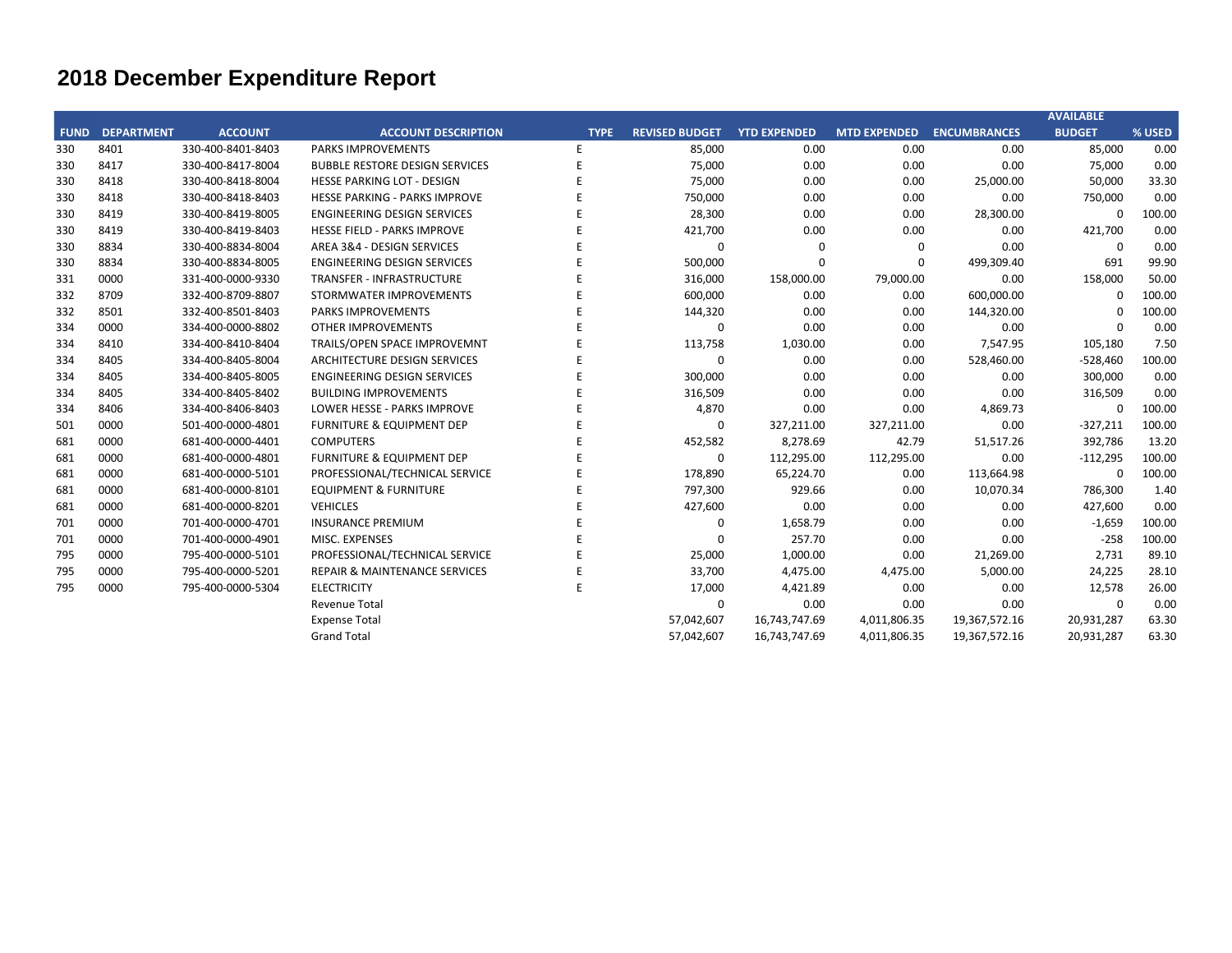# 2018 December Expenditure Report

| FUND | DEPARTMENT | ACCOUNT | ACCOUNT DESCRIPTION | TYPE | REVISED BUDGET | YTD EXPENDED | MTD EXPENDED | ENCUMBRANCES | AVAILABLE BUDGET | % USED |
|---|---|---|---|---|---|---|---|---|---|---|
| 330 | 8401 | 330-400-8401-8403 | PARKS IMPROVEMENTS | E | 85,000 | 0.00 | 0.00 | 0.00 | 85,000 | 0.00 |
| 330 | 8417 | 330-400-8417-8004 | BUBBLE RESTORE DESIGN SERVICES | E | 75,000 | 0.00 | 0.00 | 0.00 | 75,000 | 0.00 |
| 330 | 8418 | 330-400-8418-8004 | HESSE PARKING LOT - DESIGN | E | 75,000 | 0.00 | 0.00 | 25,000.00 | 50,000 | 33.30 |
| 330 | 8418 | 330-400-8418-8403 | HESSE PARKING - PARKS IMPROVE | E | 750,000 | 0.00 | 0.00 | 0.00 | 750,000 | 0.00 |
| 330 | 8419 | 330-400-8419-8005 | ENGINEERING DESIGN SERVICES | E | 28,300 | 0.00 | 0.00 | 28,300.00 | 0 | 100.00 |
| 330 | 8419 | 330-400-8419-8403 | HESSE FIELD - PARKS IMPROVE | E | 421,700 | 0.00 | 0.00 | 0.00 | 421,700 | 0.00 |
| 330 | 8834 | 330-400-8834-8004 | AREA 3&4 - DESIGN SERVICES | E | 0 | 0 | 0 | 0.00 | 0 | 0.00 |
| 330 | 8834 | 330-400-8834-8005 | ENGINEERING DESIGN SERVICES | E | 500,000 | 0 | 0 | 499,309.40 | 691 | 99.90 |
| 331 | 0000 | 331-400-0000-9330 | TRANSFER - INFRASTRUCTURE | E | 316,000 | 158,000.00 | 79,000.00 | 0.00 | 158,000 | 50.00 |
| 332 | 8709 | 332-400-8709-8807 | STORMWATER IMPROVEMENTS | E | 600,000 | 0.00 | 0.00 | 600,000.00 | 0 | 100.00 |
| 332 | 8501 | 332-400-8501-8403 | PARKS IMPROVEMENTS | E | 144,320 | 0.00 | 0.00 | 144,320.00 | 0 | 100.00 |
| 334 | 0000 | 334-400-0000-8802 | OTHER IMPROVEMENTS | E | 0 | 0.00 | 0.00 | 0.00 | 0 | 0.00 |
| 334 | 8410 | 334-400-8410-8404 | TRAILS/OPEN SPACE IMPROVEMNT | E | 113,758 | 1,030.00 | 0.00 | 7,547.95 | 105,180 | 7.50 |
| 334 | 8405 | 334-400-8405-8004 | ARCHITECTURE DESIGN SERVICES | E | 0 | 0.00 | 0.00 | 528,460.00 | -528,460 | 100.00 |
| 334 | 8405 | 334-400-8405-8005 | ENGINEERING DESIGN SERVICES | E | 300,000 | 0.00 | 0.00 | 0.00 | 300,000 | 0.00 |
| 334 | 8405 | 334-400-8405-8402 | BUILDING IMPROVEMENTS | E | 316,509 | 0.00 | 0.00 | 0.00 | 316,509 | 0.00 |
| 334 | 8406 | 334-400-8406-8403 | LOWER HESSE - PARKS IMPROVE | E | 4,870 | 0.00 | 0.00 | 4,869.73 | 0 | 100.00 |
| 501 | 0000 | 501-400-0000-4801 | FURNITURE & EQUIPMENT DEP | E | 0 | 327,211.00 | 327,211.00 | 0.00 | -327,211 | 100.00 |
| 681 | 0000 | 681-400-0000-4401 | COMPUTERS | E | 452,582 | 8,278.69 | 42.79 | 51,517.26 | 392,786 | 13.20 |
| 681 | 0000 | 681-400-0000-4801 | FURNITURE & EQUIPMENT DEP | E | 0 | 112,295.00 | 112,295.00 | 0.00 | -112,295 | 100.00 |
| 681 | 0000 | 681-400-0000-5101 | PROFESSIONAL/TECHNICAL SERVICE | E | 178,890 | 65,224.70 | 0.00 | 113,664.98 | 0 | 100.00 |
| 681 | 0000 | 681-400-0000-8101 | EQUIPMENT & FURNITURE | E | 797,300 | 929.66 | 0.00 | 10,070.34 | 786,300 | 1.40 |
| 681 | 0000 | 681-400-0000-8201 | VEHICLES | E | 427,600 | 0.00 | 0.00 | 0.00 | 427,600 | 0.00 |
| 701 | 0000 | 701-400-0000-4701 | INSURANCE PREMIUM | E | 0 | 1,658.79 | 0.00 | 0.00 | -1,659 | 100.00 |
| 701 | 0000 | 701-400-0000-4901 | MISC. EXPENSES | E | 0 | 257.70 | 0.00 | 0.00 | -258 | 100.00 |
| 795 | 0000 | 795-400-0000-5101 | PROFESSIONAL/TECHNICAL SERVICE | E | 25,000 | 1,000.00 | 0.00 | 21,269.00 | 2,731 | 89.10 |
| 795 | 0000 | 795-400-0000-5201 | REPAIR & MAINTENANCE SERVICES | E | 33,700 | 4,475.00 | 4,475.00 | 5,000.00 | 24,225 | 28.10 |
| 795 | 0000 | 795-400-0000-5304 | ELECTRICITY | E | 17,000 | 4,421.89 | 0.00 | 0.00 | 12,578 | 26.00 |
| | | | Revenue Total | | 0 | 0.00 | 0.00 | 0.00 | 0 | 0.00 |
| | | | Expense Total | | 57,042,607 | 16,743,747.69 | 4,011,806.35 | 19,367,572.16 | 20,931,287 | 63.30 |
| | | | Grand Total | | 57,042,607 | 16,743,747.69 | 4,011,806.35 | 19,367,572.16 | 20,931,287 | 63.30 |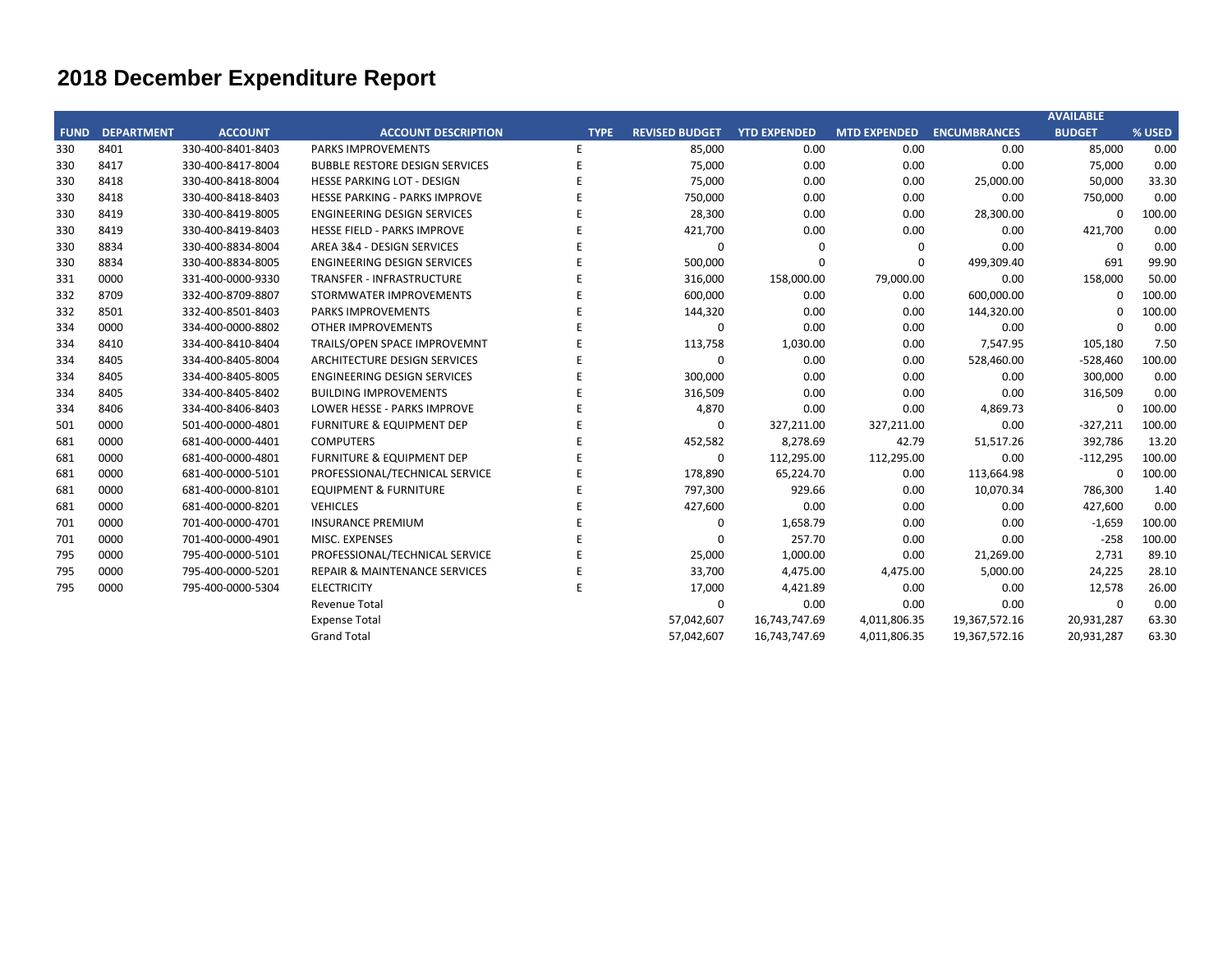# 2018 December Expenditure Report

| FUND | DEPARTMENT | ACCOUNT | ACCOUNT DESCRIPTION | TYPE | REVISED BUDGET | YTD EXPENDED | MTD EXPENDED | ENCUMBRANCES | AVAILABLE BUDGET | % USED |
|---|---|---|---|---|---|---|---|---|---|---|
| 330 | 8401 | 330-400-8401-8403 | PARKS IMPROVEMENTS | E | 85,000 | 0.00 | 0.00 | 0.00 | 85,000 | 0.00 |
| 330 | 8417 | 330-400-8417-8004 | BUBBLE RESTORE DESIGN SERVICES | E | 75,000 | 0.00 | 0.00 | 0.00 | 75,000 | 0.00 |
| 330 | 8418 | 330-400-8418-8004 | HESSE PARKING LOT - DESIGN | E | 75,000 | 0.00 | 0.00 | 25,000.00 | 50,000 | 33.30 |
| 330 | 8418 | 330-400-8418-8403 | HESSE PARKING - PARKS IMPROVE | E | 750,000 | 0.00 | 0.00 | 0.00 | 750,000 | 0.00 |
| 330 | 8419 | 330-400-8419-8005 | ENGINEERING DESIGN SERVICES | E | 28,300 | 0.00 | 0.00 | 28,300.00 | 0 | 100.00 |
| 330 | 8419 | 330-400-8419-8403 | HESSE FIELD - PARKS IMPROVE | E | 421,700 | 0.00 | 0.00 | 0.00 | 421,700 | 0.00 |
| 330 | 8834 | 330-400-8834-8004 | AREA 3&4 - DESIGN SERVICES | E | 0 | 0 | 0 | 0.00 | 0 | 0.00 |
| 330 | 8834 | 330-400-8834-8005 | ENGINEERING DESIGN SERVICES | E | 500,000 | 0 | 0 | 499,309.40 | 691 | 99.90 |
| 331 | 0000 | 331-400-0000-9330 | TRANSFER - INFRASTRUCTURE | E | 316,000 | 158,000.00 | 79,000.00 | 0.00 | 158,000 | 50.00 |
| 332 | 8709 | 332-400-8709-8807 | STORMWATER IMPROVEMENTS | E | 600,000 | 0.00 | 0.00 | 600,000.00 | 0 | 100.00 |
| 332 | 8501 | 332-400-8501-8403 | PARKS IMPROVEMENTS | E | 144,320 | 0.00 | 0.00 | 144,320.00 | 0 | 100.00 |
| 334 | 0000 | 334-400-0000-8802 | OTHER IMPROVEMENTS | E | 0 | 0.00 | 0.00 | 0.00 | 0 | 0.00 |
| 334 | 8410 | 334-400-8410-8404 | TRAILS/OPEN SPACE IMPROVEMNT | E | 113,758 | 1,030.00 | 0.00 | 7,547.95 | 105,180 | 7.50 |
| 334 | 8405 | 334-400-8405-8004 | ARCHITECTURE DESIGN SERVICES | E | 0 | 0.00 | 0.00 | 528,460.00 | -528,460 | 100.00 |
| 334 | 8405 | 334-400-8405-8005 | ENGINEERING DESIGN SERVICES | E | 300,000 | 0.00 | 0.00 | 0.00 | 300,000 | 0.00 |
| 334 | 8405 | 334-400-8405-8402 | BUILDING IMPROVEMENTS | E | 316,509 | 0.00 | 0.00 | 0.00 | 316,509 | 0.00 |
| 334 | 8406 | 334-400-8406-8403 | LOWER HESSE - PARKS IMPROVE | E | 4,870 | 0.00 | 0.00 | 4,869.73 | 0 | 100.00 |
| 501 | 0000 | 501-400-0000-4801 | FURNITURE & EQUIPMENT DEP | E | 0 | 327,211.00 | 327,211.00 | 0.00 | -327,211 | 100.00 |
| 681 | 0000 | 681-400-0000-4401 | COMPUTERS | E | 452,582 | 8,278.69 | 42.79 | 51,517.26 | 392,786 | 13.20 |
| 681 | 0000 | 681-400-0000-4801 | FURNITURE & EQUIPMENT DEP | E | 0 | 112,295.00 | 112,295.00 | 0.00 | -112,295 | 100.00 |
| 681 | 0000 | 681-400-0000-5101 | PROFESSIONAL/TECHNICAL SERVICE | E | 178,890 | 65,224.70 | 0.00 | 113,664.98 | 0 | 100.00 |
| 681 | 0000 | 681-400-0000-8101 | EQUIPMENT & FURNITURE | E | 797,300 | 929.66 | 0.00 | 10,070.34 | 786,300 | 1.40 |
| 681 | 0000 | 681-400-0000-8201 | VEHICLES | E | 427,600 | 0.00 | 0.00 | 0.00 | 427,600 | 0.00 |
| 701 | 0000 | 701-400-0000-4701 | INSURANCE PREMIUM | E | 0 | 1,658.79 | 0.00 | 0.00 | -1,659 | 100.00 |
| 701 | 0000 | 701-400-0000-4901 | MISC. EXPENSES | E | 0 | 257.70 | 0.00 | 0.00 | -258 | 100.00 |
| 795 | 0000 | 795-400-0000-5101 | PROFESSIONAL/TECHNICAL SERVICE | E | 25,000 | 1,000.00 | 0.00 | 21,269.00 | 2,731 | 89.10 |
| 795 | 0000 | 795-400-0000-5201 | REPAIR & MAINTENANCE SERVICES | E | 33,700 | 4,475.00 | 4,475.00 | 5,000.00 | 24,225 | 28.10 |
| 795 | 0000 | 795-400-0000-5304 | ELECTRICITY | E | 17,000 | 4,421.89 | 0.00 | 0.00 | 12,578 | 26.00 |
| | | | Revenue Total | | 0 | 0.00 | 0.00 | 0.00 | 0 | 0.00 |
| | | | Expense Total | | 57,042,607 | 16,743,747.69 | 4,011,806.35 | 19,367,572.16 | 20,931,287 | 63.30 |
| | | | Grand Total | | 57,042,607 | 16,743,747.69 | 4,011,806.35 | 19,367,572.16 | 20,931,287 | 63.30 |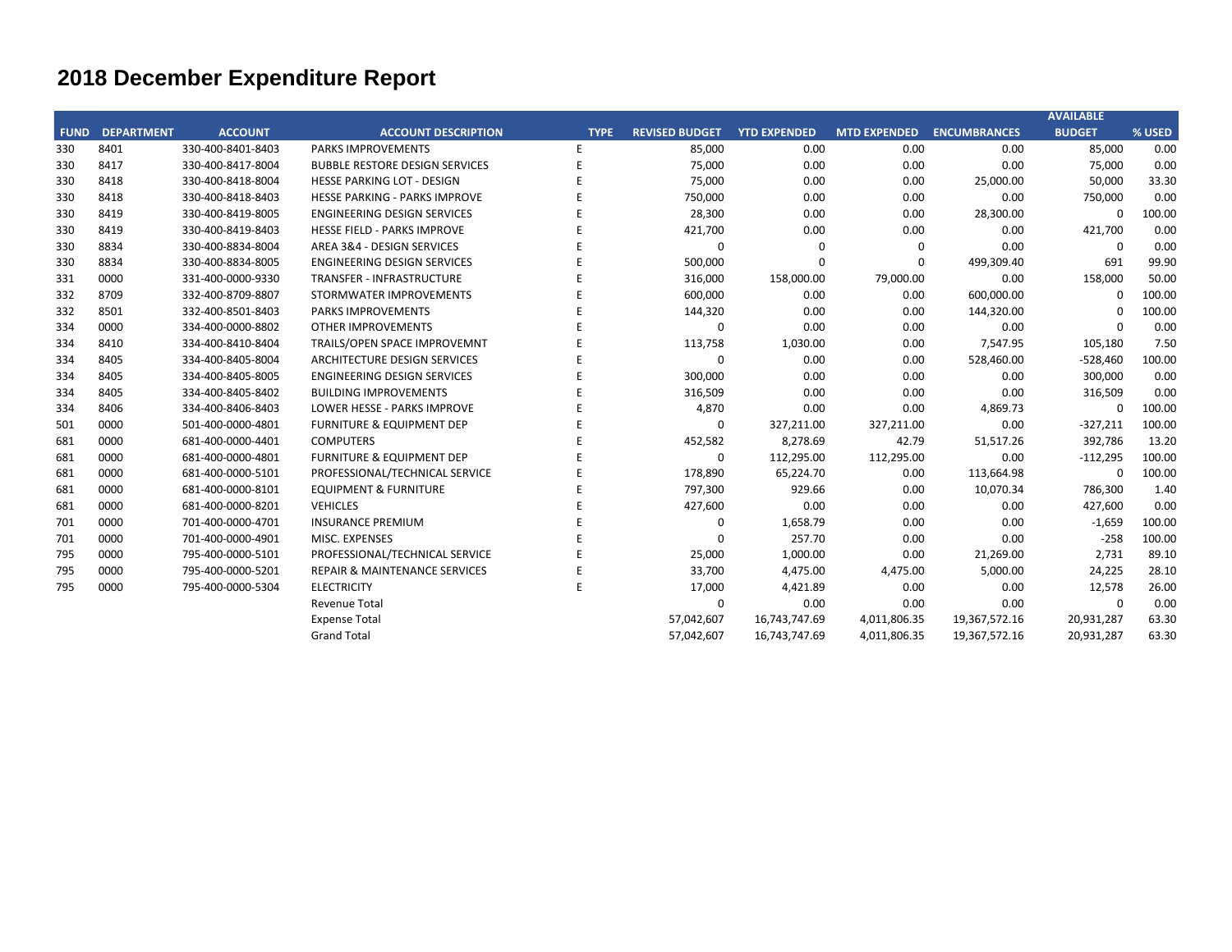# 2018 December Expenditure Report

| FUND | DEPARTMENT | ACCOUNT | ACCOUNT DESCRIPTION | TYPE | REVISED BUDGET | YTD EXPENDED | MTD EXPENDED | ENCUMBRANCES | AVAILABLE BUDGET | % USED |
|---|---|---|---|---|---|---|---|---|---|---|
| 330 | 8401 | 330-400-8401-8403 | PARKS IMPROVEMENTS | E | 85,000 | 0.00 | 0.00 | 0.00 | 85,000 | 0.00 |
| 330 | 8417 | 330-400-8417-8004 | BUBBLE RESTORE DESIGN SERVICES | E | 75,000 | 0.00 | 0.00 | 0.00 | 75,000 | 0.00 |
| 330 | 8418 | 330-400-8418-8004 | HESSE PARKING LOT - DESIGN | E | 75,000 | 0.00 | 0.00 | 25,000.00 | 50,000 | 33.30 |
| 330 | 8418 | 330-400-8418-8403 | HESSE PARKING - PARKS IMPROVE | E | 750,000 | 0.00 | 0.00 | 0.00 | 750,000 | 0.00 |
| 330 | 8419 | 330-400-8419-8005 | ENGINEERING DESIGN SERVICES | E | 28,300 | 0.00 | 0.00 | 28,300.00 | 0 | 100.00 |
| 330 | 8419 | 330-400-8419-8403 | HESSE FIELD - PARKS IMPROVE | E | 421,700 | 0.00 | 0.00 | 0.00 | 421,700 | 0.00 |
| 330 | 8834 | 330-400-8834-8004 | AREA 3&4 - DESIGN SERVICES | E | 0 | 0 | 0 | 0.00 | 0 | 0.00 |
| 330 | 8834 | 330-400-8834-8005 | ENGINEERING DESIGN SERVICES | E | 500,000 | 0 | 0 | 499,309.40 | 691 | 99.90 |
| 331 | 0000 | 331-400-0000-9330 | TRANSFER - INFRASTRUCTURE | E | 316,000 | 158,000.00 | 79,000.00 | 0.00 | 158,000 | 50.00 |
| 332 | 8709 | 332-400-8709-8807 | STORMWATER IMPROVEMENTS | E | 600,000 | 0.00 | 0.00 | 600,000.00 | 0 | 100.00 |
| 332 | 8501 | 332-400-8501-8403 | PARKS IMPROVEMENTS | E | 144,320 | 0.00 | 0.00 | 144,320.00 | 0 | 100.00 |
| 334 | 0000 | 334-400-0000-8802 | OTHER IMPROVEMENTS | E | 0 | 0.00 | 0.00 | 0.00 | 0 | 0.00 |
| 334 | 8410 | 334-400-8410-8404 | TRAILS/OPEN SPACE IMPROVEMNT | E | 113,758 | 1,030.00 | 0.00 | 7,547.95 | 105,180 | 7.50 |
| 334 | 8405 | 334-400-8405-8004 | ARCHITECTURE DESIGN SERVICES | E | 0 | 0.00 | 0.00 | 528,460.00 | -528,460 | 100.00 |
| 334 | 8405 | 334-400-8405-8005 | ENGINEERING DESIGN SERVICES | E | 300,000 | 0.00 | 0.00 | 0.00 | 300,000 | 0.00 |
| 334 | 8405 | 334-400-8405-8402 | BUILDING IMPROVEMENTS | E | 316,509 | 0.00 | 0.00 | 0.00 | 316,509 | 0.00 |
| 334 | 8406 | 334-400-8406-8403 | LOWER HESSE - PARKS IMPROVE | E | 4,870 | 0.00 | 0.00 | 4,869.73 | 0 | 100.00 |
| 501 | 0000 | 501-400-0000-4801 | FURNITURE & EQUIPMENT DEP | E | 0 | 327,211.00 | 327,211.00 | 0.00 | -327,211 | 100.00 |
| 681 | 0000 | 681-400-0000-4401 | COMPUTERS | E | 452,582 | 8,278.69 | 42.79 | 51,517.26 | 392,786 | 13.20 |
| 681 | 0000 | 681-400-0000-4801 | FURNITURE & EQUIPMENT DEP | E | 0 | 112,295.00 | 112,295.00 | 0.00 | -112,295 | 100.00 |
| 681 | 0000 | 681-400-0000-5101 | PROFESSIONAL/TECHNICAL SERVICE | E | 178,890 | 65,224.70 | 0.00 | 113,664.98 | 0 | 100.00 |
| 681 | 0000 | 681-400-0000-8101 | EQUIPMENT & FURNITURE | E | 797,300 | 929.66 | 0.00 | 10,070.34 | 786,300 | 1.40 |
| 681 | 0000 | 681-400-0000-8201 | VEHICLES | E | 427,600 | 0.00 | 0.00 | 0.00 | 427,600 | 0.00 |
| 701 | 0000 | 701-400-0000-4701 | INSURANCE PREMIUM | E | 0 | 1,658.79 | 0.00 | 0.00 | -1,659 | 100.00 |
| 701 | 0000 | 701-400-0000-4901 | MISC. EXPENSES | E | 0 | 257.70 | 0.00 | 0.00 | -258 | 100.00 |
| 795 | 0000 | 795-400-0000-5101 | PROFESSIONAL/TECHNICAL SERVICE | E | 25,000 | 1,000.00 | 0.00 | 21,269.00 | 2,731 | 89.10 |
| 795 | 0000 | 795-400-0000-5201 | REPAIR & MAINTENANCE SERVICES | E | 33,700 | 4,475.00 | 4,475.00 | 5,000.00 | 24,225 | 28.10 |
| 795 | 0000 | 795-400-0000-5304 | ELECTRICITY | E | 17,000 | 4,421.89 | 0.00 | 0.00 | 12,578 | 26.00 |
| | | | Revenue Total | | 0 | 0.00 | 0.00 | 0.00 | 0 | 0.00 |
| | | | Expense Total | | 57,042,607 | 16,743,747.69 | 4,011,806.35 | 19,367,572.16 | 20,931,287 | 63.30 |
| | | | Grand Total | | 57,042,607 | 16,743,747.69 | 4,011,806.35 | 19,367,572.16 | 20,931,287 | 63.30 |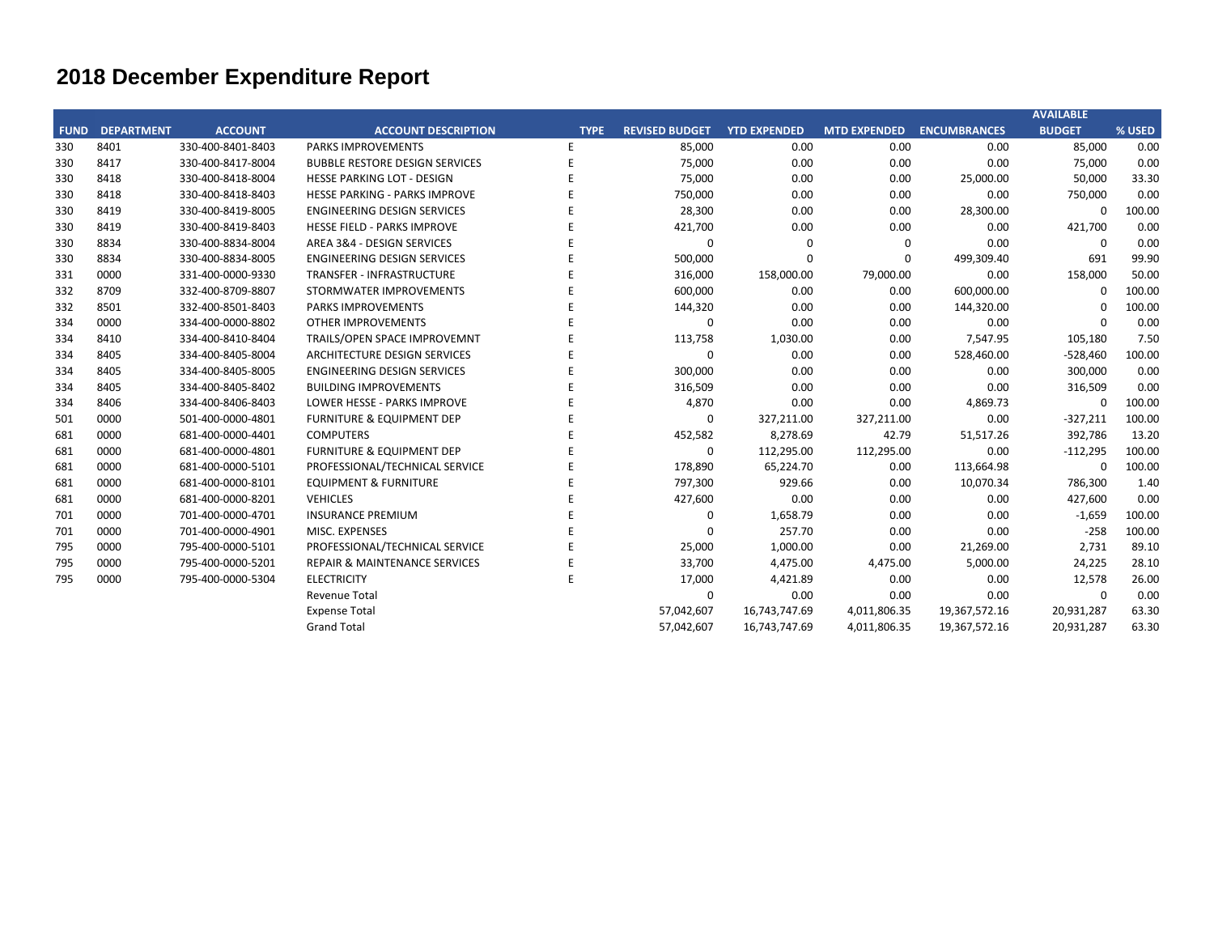# 2018 December Expenditure Report

| FUND | DEPARTMENT | ACCOUNT | ACCOUNT DESCRIPTION | TYPE | REVISED BUDGET | YTD EXPENDED | MTD EXPENDED | ENCUMBRANCES | AVAILABLE BUDGET | % USED |
|---|---|---|---|---|---|---|---|---|---|---|
| 330 | 8401 | 330-400-8401-8403 | PARKS IMPROVEMENTS | E | 85,000 | 0.00 | 0.00 | 0.00 | 85,000 | 0.00 |
| 330 | 8417 | 330-400-8417-8004 | BUBBLE RESTORE DESIGN SERVICES | E | 75,000 | 0.00 | 0.00 | 0.00 | 75,000 | 0.00 |
| 330 | 8418 | 330-400-8418-8004 | HESSE PARKING LOT - DESIGN | E | 75,000 | 0.00 | 0.00 | 25,000.00 | 50,000 | 33.30 |
| 330 | 8418 | 330-400-8418-8403 | HESSE PARKING - PARKS IMPROVE | E | 750,000 | 0.00 | 0.00 | 0.00 | 750,000 | 0.00 |
| 330 | 8419 | 330-400-8419-8005 | ENGINEERING DESIGN SERVICES | E | 28,300 | 0.00 | 0.00 | 28,300.00 | 0 | 100.00 |
| 330 | 8419 | 330-400-8419-8403 | HESSE FIELD - PARKS IMPROVE | E | 421,700 | 0.00 | 0.00 | 0.00 | 421,700 | 0.00 |
| 330 | 8834 | 330-400-8834-8004 | AREA 3&4 - DESIGN SERVICES | E | 0 | 0 | 0 | 0.00 | 0 | 0.00 |
| 330 | 8834 | 330-400-8834-8005 | ENGINEERING DESIGN SERVICES | E | 500,000 | 0 | 0 | 499,309.40 | 691 | 99.90 |
| 331 | 0000 | 331-400-0000-9330 | TRANSFER - INFRASTRUCTURE | E | 316,000 | 158,000.00 | 79,000.00 | 0.00 | 158,000 | 50.00 |
| 332 | 8709 | 332-400-8709-8807 | STORMWATER IMPROVEMENTS | E | 600,000 | 0.00 | 0.00 | 600,000.00 | 0 | 100.00 |
| 332 | 8501 | 332-400-8501-8403 | PARKS IMPROVEMENTS | E | 144,320 | 0.00 | 0.00 | 144,320.00 | 0 | 100.00 |
| 334 | 0000 | 334-400-0000-8802 | OTHER IMPROVEMENTS | E | 0 | 0.00 | 0.00 | 0.00 | 0 | 0.00 |
| 334 | 8410 | 334-400-8410-8404 | TRAILS/OPEN SPACE IMPROVEMNT | E | 113,758 | 1,030.00 | 0.00 | 7,547.95 | 105,180 | 7.50 |
| 334 | 8405 | 334-400-8405-8004 | ARCHITECTURE DESIGN SERVICES | E | 0 | 0.00 | 0.00 | 528,460.00 | -528,460 | 100.00 |
| 334 | 8405 | 334-400-8405-8005 | ENGINEERING DESIGN SERVICES | E | 300,000 | 0.00 | 0.00 | 0.00 | 300,000 | 0.00 |
| 334 | 8405 | 334-400-8405-8402 | BUILDING IMPROVEMENTS | E | 316,509 | 0.00 | 0.00 | 0.00 | 316,509 | 0.00 |
| 334 | 8406 | 334-400-8406-8403 | LOWER HESSE - PARKS IMPROVE | E | 4,870 | 0.00 | 0.00 | 4,869.73 | 0 | 100.00 |
| 501 | 0000 | 501-400-0000-4801 | FURNITURE & EQUIPMENT DEP | E | 0 | 327,211.00 | 327,211.00 | 0.00 | -327,211 | 100.00 |
| 681 | 0000 | 681-400-0000-4401 | COMPUTERS | E | 452,582 | 8,278.69 | 42.79 | 51,517.26 | 392,786 | 13.20 |
| 681 | 0000 | 681-400-0000-4801 | FURNITURE & EQUIPMENT DEP | E | 0 | 112,295.00 | 112,295.00 | 0.00 | -112,295 | 100.00 |
| 681 | 0000 | 681-400-0000-5101 | PROFESSIONAL/TECHNICAL SERVICE | E | 178,890 | 65,224.70 | 0.00 | 113,664.98 | 0 | 100.00 |
| 681 | 0000 | 681-400-0000-8101 | EQUIPMENT & FURNITURE | E | 797,300 | 929.66 | 0.00 | 10,070.34 | 786,300 | 1.40 |
| 681 | 0000 | 681-400-0000-8201 | VEHICLES | E | 427,600 | 0.00 | 0.00 | 0.00 | 427,600 | 0.00 |
| 701 | 0000 | 701-400-0000-4701 | INSURANCE PREMIUM | E | 0 | 1,658.79 | 0.00 | 0.00 | -1,659 | 100.00 |
| 701 | 0000 | 701-400-0000-4901 | MISC. EXPENSES | E | 0 | 257.70 | 0.00 | 0.00 | -258 | 100.00 |
| 795 | 0000 | 795-400-0000-5101 | PROFESSIONAL/TECHNICAL SERVICE | E | 25,000 | 1,000.00 | 0.00 | 21,269.00 | 2,731 | 89.10 |
| 795 | 0000 | 795-400-0000-5201 | REPAIR & MAINTENANCE SERVICES | E | 33,700 | 4,475.00 | 4,475.00 | 5,000.00 | 24,225 | 28.10 |
| 795 | 0000 | 795-400-0000-5304 | ELECTRICITY | E | 17,000 | 4,421.89 | 0.00 | 0.00 | 12,578 | 26.00 |
| | | | Revenue Total | | 0 | 0.00 | 0.00 | 0.00 | 0 | 0.00 |
| | | | Expense Total | | 57,042,607 | 16,743,747.69 | 4,011,806.35 | 19,367,572.16 | 20,931,287 | 63.30 |
| | | | Grand Total | | 57,042,607 | 16,743,747.69 | 4,011,806.35 | 19,367,572.16 | 20,931,287 | 63.30 |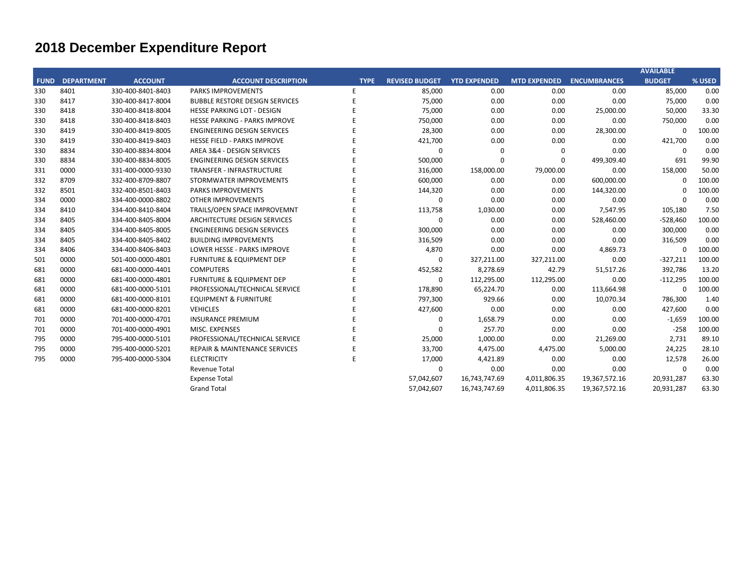# 2018 December Expenditure Report

| FUND | DEPARTMENT | ACCOUNT | ACCOUNT DESCRIPTION | TYPE | REVISED BUDGET | YTD EXPENDED | MTD EXPENDED | ENCUMBRANCES | AVAILABLE BUDGET | % USED |
|---|---|---|---|---|---|---|---|---|---|---|
| 330 | 8401 | 330-400-8401-8403 | PARKS IMPROVEMENTS | E | 85,000 | 0.00 | 0.00 | 0.00 | 85,000 | 0.00 |
| 330 | 8417 | 330-400-8417-8004 | BUBBLE RESTORE DESIGN SERVICES | E | 75,000 | 0.00 | 0.00 | 0.00 | 75,000 | 0.00 |
| 330 | 8418 | 330-400-8418-8004 | HESSE PARKING LOT - DESIGN | E | 75,000 | 0.00 | 0.00 | 25,000.00 | 50,000 | 33.30 |
| 330 | 8418 | 330-400-8418-8403 | HESSE PARKING - PARKS IMPROVE | E | 750,000 | 0.00 | 0.00 | 0.00 | 750,000 | 0.00 |
| 330 | 8419 | 330-400-8419-8005 | ENGINEERING DESIGN SERVICES | E | 28,300 | 0.00 | 0.00 | 28,300.00 | 0 | 100.00 |
| 330 | 8419 | 330-400-8419-8403 | HESSE FIELD - PARKS IMPROVE | E | 421,700 | 0.00 | 0.00 | 0.00 | 421,700 | 0.00 |
| 330 | 8834 | 330-400-8834-8004 | AREA 3&4 - DESIGN SERVICES | E | 0 | 0 | 0 | 0.00 | 0 | 0.00 |
| 330 | 8834 | 330-400-8834-8005 | ENGINEERING DESIGN SERVICES | E | 500,000 | 0 | 0 | 499,309.40 | 691 | 99.90 |
| 331 | 0000 | 331-400-0000-9330 | TRANSFER - INFRASTRUCTURE | E | 316,000 | 158,000.00 | 79,000.00 | 0.00 | 158,000 | 50.00 |
| 332 | 8709 | 332-400-8709-8807 | STORMWATER IMPROVEMENTS | E | 600,000 | 0.00 | 0.00 | 600,000.00 | 0 | 100.00 |
| 332 | 8501 | 332-400-8501-8403 | PARKS IMPROVEMENTS | E | 144,320 | 0.00 | 0.00 | 144,320.00 | 0 | 100.00 |
| 334 | 0000 | 334-400-0000-8802 | OTHER IMPROVEMENTS | E | 0 | 0.00 | 0.00 | 0.00 | 0 | 0.00 |
| 334 | 8410 | 334-400-8410-8404 | TRAILS/OPEN SPACE IMPROVEMNT | E | 113,758 | 1,030.00 | 0.00 | 7,547.95 | 105,180 | 7.50 |
| 334 | 8405 | 334-400-8405-8004 | ARCHITECTURE DESIGN SERVICES | E | 0 | 0.00 | 0.00 | 528,460.00 | -528,460 | 100.00 |
| 334 | 8405 | 334-400-8405-8005 | ENGINEERING DESIGN SERVICES | E | 300,000 | 0.00 | 0.00 | 0.00 | 300,000 | 0.00 |
| 334 | 8405 | 334-400-8405-8402 | BUILDING IMPROVEMENTS | E | 316,509 | 0.00 | 0.00 | 0.00 | 316,509 | 0.00 |
| 334 | 8406 | 334-400-8406-8403 | LOWER HESSE - PARKS IMPROVE | E | 4,870 | 0.00 | 0.00 | 4,869.73 | 0 | 100.00 |
| 501 | 0000 | 501-400-0000-4801 | FURNITURE & EQUIPMENT DEP | E | 0 | 327,211.00 | 327,211.00 | 0.00 | -327,211 | 100.00 |
| 681 | 0000 | 681-400-0000-4401 | COMPUTERS | E | 452,582 | 8,278.69 | 42.79 | 51,517.26 | 392,786 | 13.20 |
| 681 | 0000 | 681-400-0000-4801 | FURNITURE & EQUIPMENT DEP | E | 0 | 112,295.00 | 112,295.00 | 0.00 | -112,295 | 100.00 |
| 681 | 0000 | 681-400-0000-5101 | PROFESSIONAL/TECHNICAL SERVICE | E | 178,890 | 65,224.70 | 0.00 | 113,664.98 | 0 | 100.00 |
| 681 | 0000 | 681-400-0000-8101 | EQUIPMENT & FURNITURE | E | 797,300 | 929.66 | 0.00 | 10,070.34 | 786,300 | 1.40 |
| 681 | 0000 | 681-400-0000-8201 | VEHICLES | E | 427,600 | 0.00 | 0.00 | 0.00 | 427,600 | 0.00 |
| 701 | 0000 | 701-400-0000-4701 | INSURANCE PREMIUM | E | 0 | 1,658.79 | 0.00 | 0.00 | -1,659 | 100.00 |
| 701 | 0000 | 701-400-0000-4901 | MISC. EXPENSES | E | 0 | 257.70 | 0.00 | 0.00 | -258 | 100.00 |
| 795 | 0000 | 795-400-0000-5101 | PROFESSIONAL/TECHNICAL SERVICE | E | 25,000 | 1,000.00 | 0.00 | 21,269.00 | 2,731 | 89.10 |
| 795 | 0000 | 795-400-0000-5201 | REPAIR & MAINTENANCE SERVICES | E | 33,700 | 4,475.00 | 4,475.00 | 5,000.00 | 24,225 | 28.10 |
| 795 | 0000 | 795-400-0000-5304 | ELECTRICITY | E | 17,000 | 4,421.89 | 0.00 | 0.00 | 12,578 | 26.00 |
| | | | Revenue Total | | 0 | 0.00 | 0.00 | 0.00 | 0 | 0.00 |
| | | | Expense Total | | 57,042,607 | 16,743,747.69 | 4,011,806.35 | 19,367,572.16 | 20,931,287 | 63.30 |
| | | | Grand Total | | 57,042,607 | 16,743,747.69 | 4,011,806.35 | 19,367,572.16 | 20,931,287 | 63.30 |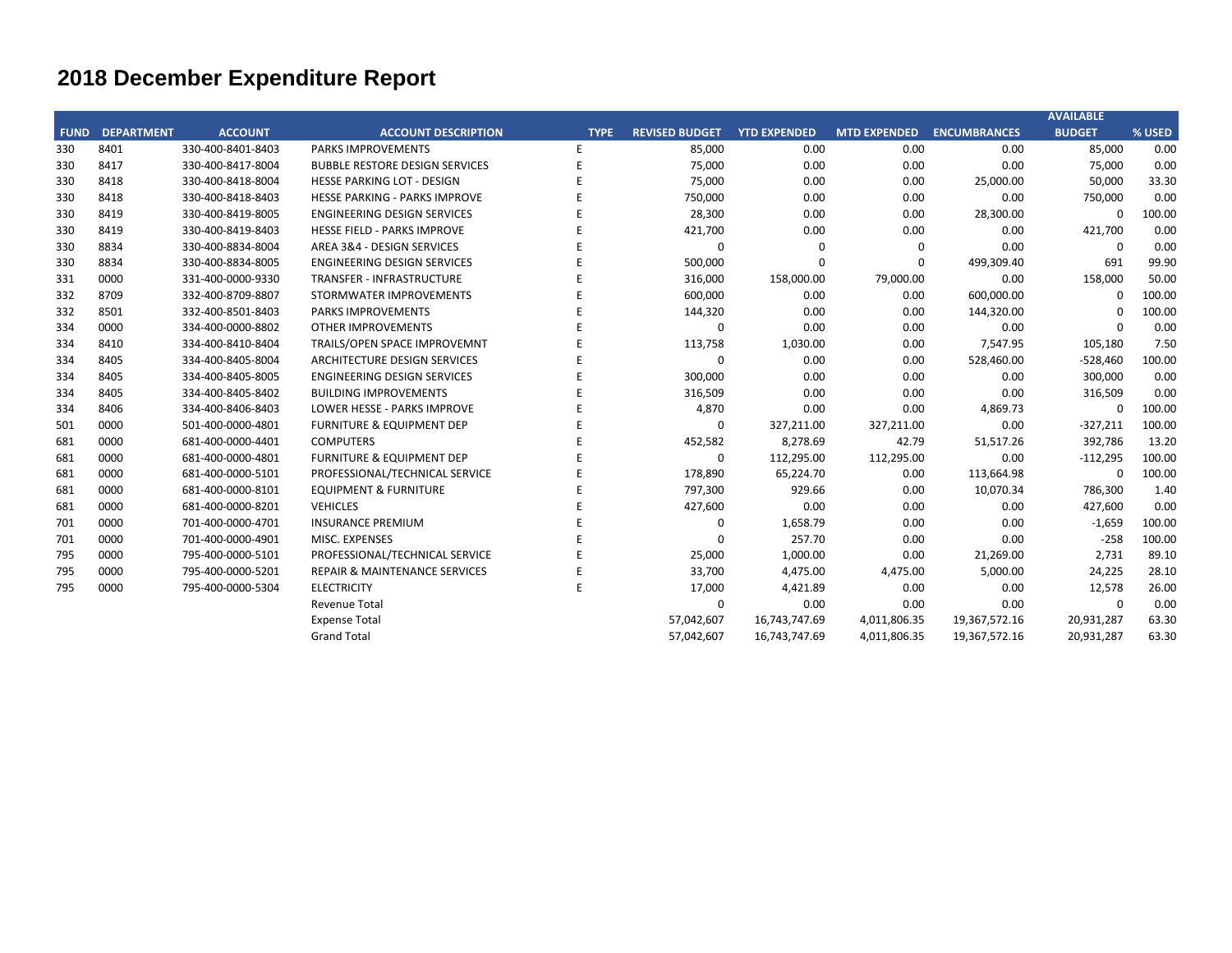# 2018 December Expenditure Report

| FUND | DEPARTMENT | ACCOUNT | ACCOUNT DESCRIPTION | TYPE | REVISED BUDGET | YTD EXPENDED | MTD EXPENDED | ENCUMBRANCES | AVAILABLE BUDGET | % USED |
|---|---|---|---|---|---|---|---|---|---|---|
| 330 | 8401 | 330-400-8401-8403 | PARKS IMPROVEMENTS | E | 85,000 | 0.00 | 0.00 | 0.00 | 85,000 | 0.00 |
| 330 | 8417 | 330-400-8417-8004 | BUBBLE RESTORE DESIGN SERVICES | E | 75,000 | 0.00 | 0.00 | 0.00 | 75,000 | 0.00 |
| 330 | 8418 | 330-400-8418-8004 | HESSE PARKING LOT - DESIGN | E | 75,000 | 0.00 | 0.00 | 25,000.00 | 50,000 | 33.30 |
| 330 | 8418 | 330-400-8418-8403 | HESSE PARKING - PARKS IMPROVE | E | 750,000 | 0.00 | 0.00 | 0.00 | 750,000 | 0.00 |
| 330 | 8419 | 330-400-8419-8005 | ENGINEERING DESIGN SERVICES | E | 28,300 | 0.00 | 0.00 | 28,300.00 | 0 | 100.00 |
| 330 | 8419 | 330-400-8419-8403 | HESSE FIELD - PARKS IMPROVE | E | 421,700 | 0.00 | 0.00 | 0.00 | 421,700 | 0.00 |
| 330 | 8834 | 330-400-8834-8004 | AREA 3&4 - DESIGN SERVICES | E | 0 | 0 | 0 | 0.00 | 0 | 0.00 |
| 330 | 8834 | 330-400-8834-8005 | ENGINEERING DESIGN SERVICES | E | 500,000 | 0 | 0 | 499,309.40 | 691 | 99.90 |
| 331 | 0000 | 331-400-0000-9330 | TRANSFER - INFRASTRUCTURE | E | 316,000 | 158,000.00 | 79,000.00 | 0.00 | 158,000 | 50.00 |
| 332 | 8709 | 332-400-8709-8807 | STORMWATER IMPROVEMENTS | E | 600,000 | 0.00 | 0.00 | 600,000.00 | 0 | 100.00 |
| 332 | 8501 | 332-400-8501-8403 | PARKS IMPROVEMENTS | E | 144,320 | 0.00 | 0.00 | 144,320.00 | 0 | 100.00 |
| 334 | 0000 | 334-400-0000-8802 | OTHER IMPROVEMENTS | E | 0 | 0.00 | 0.00 | 0.00 | 0 | 0.00 |
| 334 | 8410 | 334-400-8410-8404 | TRAILS/OPEN SPACE IMPROVEMNT | E | 113,758 | 1,030.00 | 0.00 | 7,547.95 | 105,180 | 7.50 |
| 334 | 8405 | 334-400-8405-8004 | ARCHITECTURE DESIGN SERVICES | E | 0 | 0.00 | 0.00 | 528,460.00 | -528,460 | 100.00 |
| 334 | 8405 | 334-400-8405-8005 | ENGINEERING DESIGN SERVICES | E | 300,000 | 0.00 | 0.00 | 0.00 | 300,000 | 0.00 |
| 334 | 8405 | 334-400-8405-8402 | BUILDING IMPROVEMENTS | E | 316,509 | 0.00 | 0.00 | 0.00 | 316,509 | 0.00 |
| 334 | 8406 | 334-400-8406-8403 | LOWER HESSE - PARKS IMPROVE | E | 4,870 | 0.00 | 0.00 | 4,869.73 | 0 | 100.00 |
| 501 | 0000 | 501-400-0000-4801 | FURNITURE & EQUIPMENT DEP | E | 0 | 327,211.00 | 327,211.00 | 0.00 | -327,211 | 100.00 |
| 681 | 0000 | 681-400-0000-4401 | COMPUTERS | E | 452,582 | 8,278.69 | 42.79 | 51,517.26 | 392,786 | 13.20 |
| 681 | 0000 | 681-400-0000-4801 | FURNITURE & EQUIPMENT DEP | E | 0 | 112,295.00 | 112,295.00 | 0.00 | -112,295 | 100.00 |
| 681 | 0000 | 681-400-0000-5101 | PROFESSIONAL/TECHNICAL SERVICE | E | 178,890 | 65,224.70 | 0.00 | 113,664.98 | 0 | 100.00 |
| 681 | 0000 | 681-400-0000-8101 | EQUIPMENT & FURNITURE | E | 797,300 | 929.66 | 0.00 | 10,070.34 | 786,300 | 1.40 |
| 681 | 0000 | 681-400-0000-8201 | VEHICLES | E | 427,600 | 0.00 | 0.00 | 0.00 | 427,600 | 0.00 |
| 701 | 0000 | 701-400-0000-4701 | INSURANCE PREMIUM | E | 0 | 1,658.79 | 0.00 | 0.00 | -1,659 | 100.00 |
| 701 | 0000 | 701-400-0000-4901 | MISC. EXPENSES | E | 0 | 257.70 | 0.00 | 0.00 | -258 | 100.00 |
| 795 | 0000 | 795-400-0000-5101 | PROFESSIONAL/TECHNICAL SERVICE | E | 25,000 | 1,000.00 | 0.00 | 21,269.00 | 2,731 | 89.10 |
| 795 | 0000 | 795-400-0000-5201 | REPAIR & MAINTENANCE SERVICES | E | 33,700 | 4,475.00 | 4,475.00 | 5,000.00 | 24,225 | 28.10 |
| 795 | 0000 | 795-400-0000-5304 | ELECTRICITY | E | 17,000 | 4,421.89 | 0.00 | 0.00 | 12,578 | 26.00 |
| | | | Revenue Total | | 0 | 0.00 | 0.00 | 0.00 | 0 | 0.00 |
| | | | Expense Total | | 57,042,607 | 16,743,747.69 | 4,011,806.35 | 19,367,572.16 | 20,931,287 | 63.30 |
| | | | Grand Total | | 57,042,607 | 16,743,747.69 | 4,011,806.35 | 19,367,572.16 | 20,931,287 | 63.30 |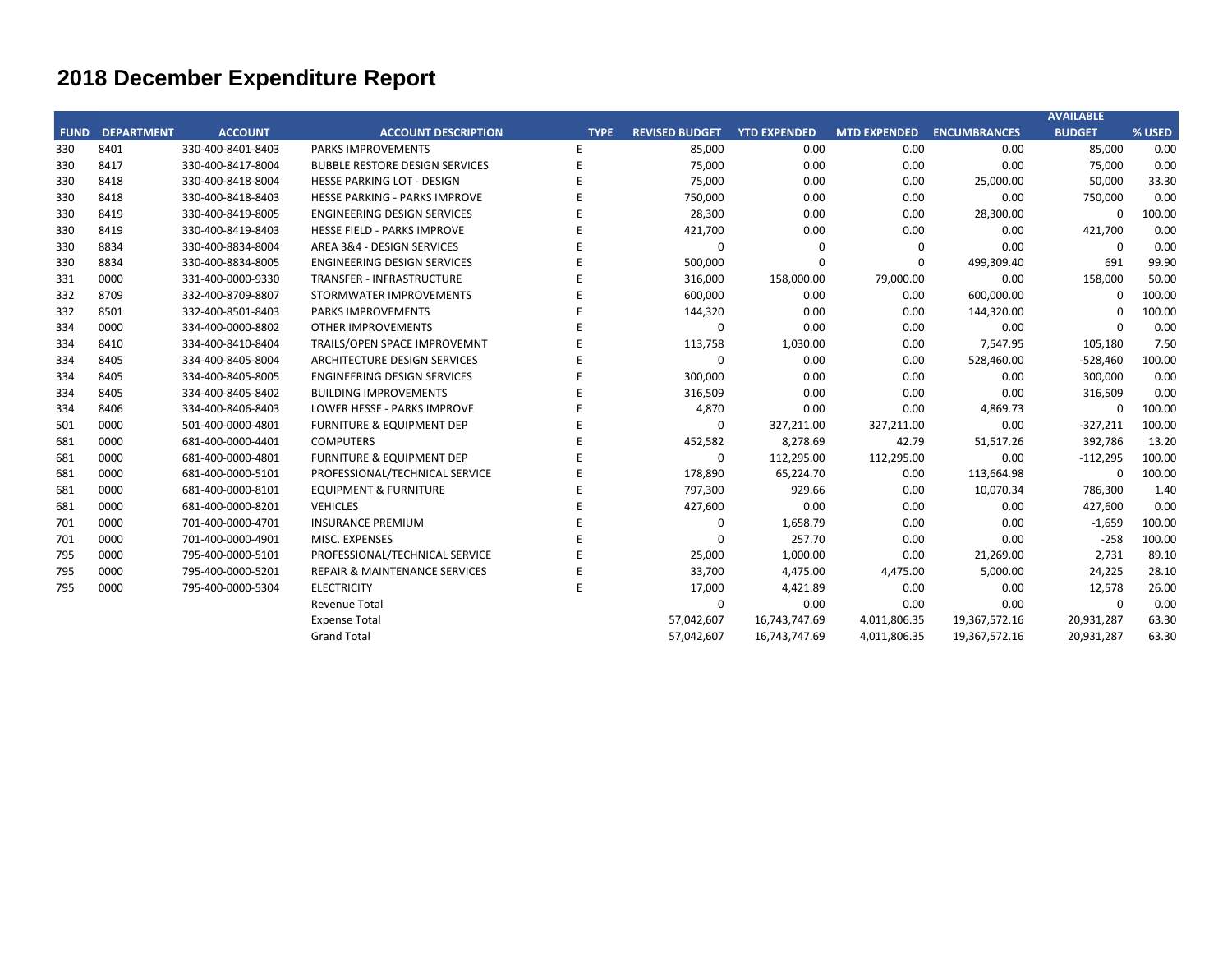# 2018 December Expenditure Report

| FUND | DEPARTMENT | ACCOUNT | ACCOUNT DESCRIPTION | TYPE | REVISED BUDGET | YTD EXPENDED | MTD EXPENDED | ENCUMBRANCES | AVAILABLE BUDGET | % USED |
|---|---|---|---|---|---|---|---|---|---|---|
| 330 | 8401 | 330-400-8401-8403 | PARKS IMPROVEMENTS | E | 85,000 | 0.00 | 0.00 | 0.00 | 85,000 | 0.00 |
| 330 | 8417 | 330-400-8417-8004 | BUBBLE RESTORE DESIGN SERVICES | E | 75,000 | 0.00 | 0.00 | 0.00 | 75,000 | 0.00 |
| 330 | 8418 | 330-400-8418-8004 | HESSE PARKING LOT - DESIGN | E | 75,000 | 0.00 | 0.00 | 25,000.00 | 50,000 | 33.30 |
| 330 | 8418 | 330-400-8418-8403 | HESSE PARKING - PARKS IMPROVE | E | 750,000 | 0.00 | 0.00 | 0.00 | 750,000 | 0.00 |
| 330 | 8419 | 330-400-8419-8005 | ENGINEERING DESIGN SERVICES | E | 28,300 | 0.00 | 0.00 | 28,300.00 | 0 | 100.00 |
| 330 | 8419 | 330-400-8419-8403 | HESSE FIELD - PARKS IMPROVE | E | 421,700 | 0.00 | 0.00 | 0.00 | 421,700 | 0.00 |
| 330 | 8834 | 330-400-8834-8004 | AREA 3&4 - DESIGN SERVICES | E | 0 | 0 | 0 | 0.00 | 0 | 0.00 |
| 330 | 8834 | 330-400-8834-8005 | ENGINEERING DESIGN SERVICES | E | 500,000 | 0 | 0 | 499,309.40 | 691 | 99.90 |
| 331 | 0000 | 331-400-0000-9330 | TRANSFER - INFRASTRUCTURE | E | 316,000 | 158,000.00 | 79,000.00 | 0.00 | 158,000 | 50.00 |
| 332 | 8709 | 332-400-8709-8807 | STORMWATER IMPROVEMENTS | E | 600,000 | 0.00 | 0.00 | 600,000.00 | 0 | 100.00 |
| 332 | 8501 | 332-400-8501-8403 | PARKS IMPROVEMENTS | E | 144,320 | 0.00 | 0.00 | 144,320.00 | 0 | 100.00 |
| 334 | 0000 | 334-400-0000-8802 | OTHER IMPROVEMENTS | E | 0 | 0.00 | 0.00 | 0.00 | 0 | 0.00 |
| 334 | 8410 | 334-400-8410-8404 | TRAILS/OPEN SPACE IMPROVEMNT | E | 113,758 | 1,030.00 | 0.00 | 7,547.95 | 105,180 | 7.50 |
| 334 | 8405 | 334-400-8405-8004 | ARCHITECTURE DESIGN SERVICES | E | 0 | 0.00 | 0.00 | 528,460.00 | -528,460 | 100.00 |
| 334 | 8405 | 334-400-8405-8005 | ENGINEERING DESIGN SERVICES | E | 300,000 | 0.00 | 0.00 | 0.00 | 300,000 | 0.00 |
| 334 | 8405 | 334-400-8405-8402 | BUILDING IMPROVEMENTS | E | 316,509 | 0.00 | 0.00 | 0.00 | 316,509 | 0.00 |
| 334 | 8406 | 334-400-8406-8403 | LOWER HESSE - PARKS IMPROVE | E | 4,870 | 0.00 | 0.00 | 4,869.73 | 0 | 100.00 |
| 501 | 0000 | 501-400-0000-4801 | FURNITURE & EQUIPMENT DEP | E | 0 | 327,211.00 | 327,211.00 | 0.00 | -327,211 | 100.00 |
| 681 | 0000 | 681-400-0000-4401 | COMPUTERS | E | 452,582 | 8,278.69 | 42.79 | 51,517.26 | 392,786 | 13.20 |
| 681 | 0000 | 681-400-0000-4801 | FURNITURE & EQUIPMENT DEP | E | 0 | 112,295.00 | 112,295.00 | 0.00 | -112,295 | 100.00 |
| 681 | 0000 | 681-400-0000-5101 | PROFESSIONAL/TECHNICAL SERVICE | E | 178,890 | 65,224.70 | 0.00 | 113,664.98 | 0 | 100.00 |
| 681 | 0000 | 681-400-0000-8101 | EQUIPMENT & FURNITURE | E | 797,300 | 929.66 | 0.00 | 10,070.34 | 786,300 | 1.40 |
| 681 | 0000 | 681-400-0000-8201 | VEHICLES | E | 427,600 | 0.00 | 0.00 | 0.00 | 427,600 | 0.00 |
| 701 | 0000 | 701-400-0000-4701 | INSURANCE PREMIUM | E | 0 | 1,658.79 | 0.00 | 0.00 | -1,659 | 100.00 |
| 701 | 0000 | 701-400-0000-4901 | MISC. EXPENSES | E | 0 | 257.70 | 0.00 | 0.00 | -258 | 100.00 |
| 795 | 0000 | 795-400-0000-5101 | PROFESSIONAL/TECHNICAL SERVICE | E | 25,000 | 1,000.00 | 0.00 | 21,269.00 | 2,731 | 89.10 |
| 795 | 0000 | 795-400-0000-5201 | REPAIR & MAINTENANCE SERVICES | E | 33,700 | 4,475.00 | 4,475.00 | 5,000.00 | 24,225 | 28.10 |
| 795 | 0000 | 795-400-0000-5304 | ELECTRICITY | E | 17,000 | 4,421.89 | 0.00 | 0.00 | 12,578 | 26.00 |
| | | | Revenue Total | | 0 | 0.00 | 0.00 | 0.00 | 0 | 0.00 |
| | | | Expense Total | | 57,042,607 | 16,743,747.69 | 4,011,806.35 | 19,367,572.16 | 20,931,287 | 63.30 |
| | | | Grand Total | | 57,042,607 | 16,743,747.69 | 4,011,806.35 | 19,367,572.16 | 20,931,287 | 63.30 |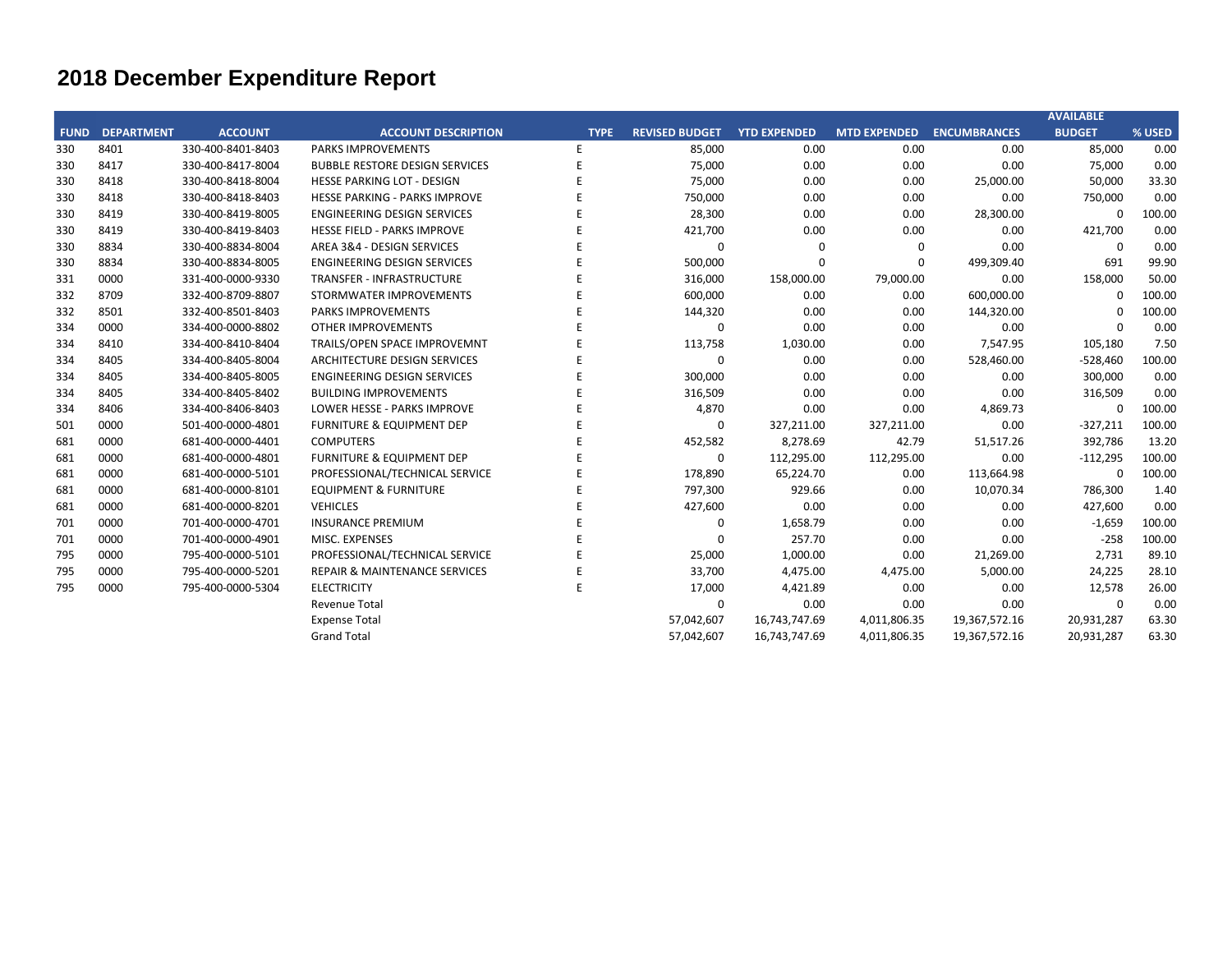# 2018 December Expenditure Report

| FUND | DEPARTMENT | ACCOUNT | ACCOUNT DESCRIPTION | TYPE | REVISED BUDGET | YTD EXPENDED | MTD EXPENDED | ENCUMBRANCES | AVAILABLE BUDGET | % USED |
|---|---|---|---|---|---|---|---|---|---|---|
| 330 | 8401 | 330-400-8401-8403 | PARKS IMPROVEMENTS | E | 85,000 | 0.00 | 0.00 | 0.00 | 85,000 | 0.00 |
| 330 | 8417 | 330-400-8417-8004 | BUBBLE RESTORE DESIGN SERVICES | E | 75,000 | 0.00 | 0.00 | 0.00 | 75,000 | 0.00 |
| 330 | 8418 | 330-400-8418-8004 | HESSE PARKING LOT - DESIGN | E | 75,000 | 0.00 | 0.00 | 25,000.00 | 50,000 | 33.30 |
| 330 | 8418 | 330-400-8418-8403 | HESSE PARKING - PARKS IMPROVE | E | 750,000 | 0.00 | 0.00 | 0.00 | 750,000 | 0.00 |
| 330 | 8419 | 330-400-8419-8005 | ENGINEERING DESIGN SERVICES | E | 28,300 | 0.00 | 0.00 | 28,300.00 | 0 | 100.00 |
| 330 | 8419 | 330-400-8419-8403 | HESSE FIELD - PARKS IMPROVE | E | 421,700 | 0.00 | 0.00 | 0.00 | 421,700 | 0.00 |
| 330 | 8834 | 330-400-8834-8004 | AREA 3&4 - DESIGN SERVICES | E | 0 | 0 | 0 | 0.00 | 0 | 0.00 |
| 330 | 8834 | 330-400-8834-8005 | ENGINEERING DESIGN SERVICES | E | 500,000 | 0 | 0 | 499,309.40 | 691 | 99.90 |
| 331 | 0000 | 331-400-0000-9330 | TRANSFER - INFRASTRUCTURE | E | 316,000 | 158,000.00 | 79,000.00 | 0.00 | 158,000 | 50.00 |
| 332 | 8709 | 332-400-8709-8807 | STORMWATER IMPROVEMENTS | E | 600,000 | 0.00 | 0.00 | 600,000.00 | 0 | 100.00 |
| 332 | 8501 | 332-400-8501-8403 | PARKS IMPROVEMENTS | E | 144,320 | 0.00 | 0.00 | 144,320.00 | 0 | 100.00 |
| 334 | 0000 | 334-400-0000-8802 | OTHER IMPROVEMENTS | E | 0 | 0.00 | 0.00 | 0.00 | 0 | 0.00 |
| 334 | 8410 | 334-400-8410-8404 | TRAILS/OPEN SPACE IMPROVEMNT | E | 113,758 | 1,030.00 | 0.00 | 7,547.95 | 105,180 | 7.50 |
| 334 | 8405 | 334-400-8405-8004 | ARCHITECTURE DESIGN SERVICES | E | 0 | 0.00 | 0.00 | 528,460.00 | -528,460 | 100.00 |
| 334 | 8405 | 334-400-8405-8005 | ENGINEERING DESIGN SERVICES | E | 300,000 | 0.00 | 0.00 | 0.00 | 300,000 | 0.00 |
| 334 | 8405 | 334-400-8405-8402 | BUILDING IMPROVEMENTS | E | 316,509 | 0.00 | 0.00 | 0.00 | 316,509 | 0.00 |
| 334 | 8406 | 334-400-8406-8403 | LOWER HESSE - PARKS IMPROVE | E | 4,870 | 0.00 | 0.00 | 4,869.73 | 0 | 100.00 |
| 501 | 0000 | 501-400-0000-4801 | FURNITURE & EQUIPMENT DEP | E | 0 | 327,211.00 | 327,211.00 | 0.00 | -327,211 | 100.00 |
| 681 | 0000 | 681-400-0000-4401 | COMPUTERS | E | 452,582 | 8,278.69 | 42.79 | 51,517.26 | 392,786 | 13.20 |
| 681 | 0000 | 681-400-0000-4801 | FURNITURE & EQUIPMENT DEP | E | 0 | 112,295.00 | 112,295.00 | 0.00 | -112,295 | 100.00 |
| 681 | 0000 | 681-400-0000-5101 | PROFESSIONAL/TECHNICAL SERVICE | E | 178,890 | 65,224.70 | 0.00 | 113,664.98 | 0 | 100.00 |
| 681 | 0000 | 681-400-0000-8101 | EQUIPMENT & FURNITURE | E | 797,300 | 929.66 | 0.00 | 10,070.34 | 786,300 | 1.40 |
| 681 | 0000 | 681-400-0000-8201 | VEHICLES | E | 427,600 | 0.00 | 0.00 | 0.00 | 427,600 | 0.00 |
| 701 | 0000 | 701-400-0000-4701 | INSURANCE PREMIUM | E | 0 | 1,658.79 | 0.00 | 0.00 | -1,659 | 100.00 |
| 701 | 0000 | 701-400-0000-4901 | MISC. EXPENSES | E | 0 | 257.70 | 0.00 | 0.00 | -258 | 100.00 |
| 795 | 0000 | 795-400-0000-5101 | PROFESSIONAL/TECHNICAL SERVICE | E | 25,000 | 1,000.00 | 0.00 | 21,269.00 | 2,731 | 89.10 |
| 795 | 0000 | 795-400-0000-5201 | REPAIR & MAINTENANCE SERVICES | E | 33,700 | 4,475.00 | 4,475.00 | 5,000.00 | 24,225 | 28.10 |
| 795 | 0000 | 795-400-0000-5304 | ELECTRICITY | E | 17,000 | 4,421.89 | 0.00 | 0.00 | 12,578 | 26.00 |
| | | | Revenue Total | | 0 | 0.00 | 0.00 | 0.00 | 0 | 0.00 |
| | | | Expense Total | | 57,042,607 | 16,743,747.69 | 4,011,806.35 | 19,367,572.16 | 20,931,287 | 63.30 |
| | | | Grand Total | | 57,042,607 | 16,743,747.69 | 4,011,806.35 | 19,367,572.16 | 20,931,287 | 63.30 |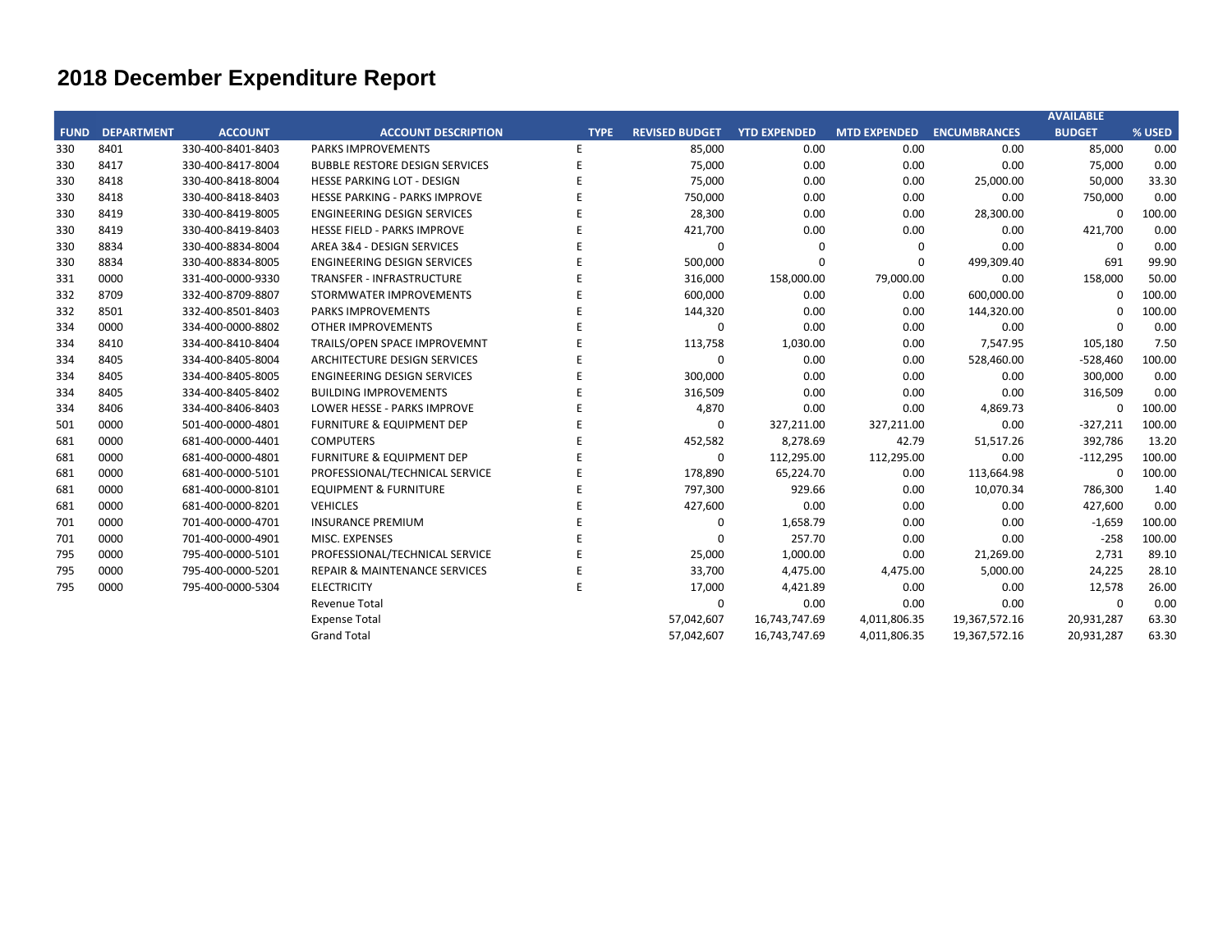# 2018 December Expenditure Report

| FUND | DEPARTMENT | ACCOUNT | ACCOUNT DESCRIPTION | TYPE | REVISED BUDGET | YTD EXPENDED | MTD EXPENDED | ENCUMBRANCES | AVAILABLE BUDGET | % USED |
|---|---|---|---|---|---|---|---|---|---|---|
| 330 | 8401 | 330-400-8401-8403 | PARKS IMPROVEMENTS | E | 85,000 | 0.00 | 0.00 | 0.00 | 85,000 | 0.00 |
| 330 | 8417 | 330-400-8417-8004 | BUBBLE RESTORE DESIGN SERVICES | E | 75,000 | 0.00 | 0.00 | 0.00 | 75,000 | 0.00 |
| 330 | 8418 | 330-400-8418-8004 | HESSE PARKING LOT - DESIGN | E | 75,000 | 0.00 | 0.00 | 25,000.00 | 50,000 | 33.30 |
| 330 | 8418 | 330-400-8418-8403 | HESSE PARKING - PARKS IMPROVE | E | 750,000 | 0.00 | 0.00 | 0.00 | 750,000 | 0.00 |
| 330 | 8419 | 330-400-8419-8005 | ENGINEERING DESIGN SERVICES | E | 28,300 | 0.00 | 0.00 | 28,300.00 | 0 | 100.00 |
| 330 | 8419 | 330-400-8419-8403 | HESSE FIELD - PARKS IMPROVE | E | 421,700 | 0.00 | 0.00 | 0.00 | 421,700 | 0.00 |
| 330 | 8834 | 330-400-8834-8004 | AREA 3&4 - DESIGN SERVICES | E | 0 | 0 | 0 | 0.00 | 0 | 0.00 |
| 330 | 8834 | 330-400-8834-8005 | ENGINEERING DESIGN SERVICES | E | 500,000 | 0 | 0 | 499,309.40 | 691 | 99.90 |
| 331 | 0000 | 331-400-0000-9330 | TRANSFER - INFRASTRUCTURE | E | 316,000 | 158,000.00 | 79,000.00 | 0.00 | 158,000 | 50.00 |
| 332 | 8709 | 332-400-8709-8807 | STORMWATER IMPROVEMENTS | E | 600,000 | 0.00 | 0.00 | 600,000.00 | 0 | 100.00 |
| 332 | 8501 | 332-400-8501-8403 | PARKS IMPROVEMENTS | E | 144,320 | 0.00 | 0.00 | 144,320.00 | 0 | 100.00 |
| 334 | 0000 | 334-400-0000-8802 | OTHER IMPROVEMENTS | E | 0 | 0.00 | 0.00 | 0.00 | 0 | 0.00 |
| 334 | 8410 | 334-400-8410-8404 | TRAILS/OPEN SPACE IMPROVEMNT | E | 113,758 | 1,030.00 | 0.00 | 7,547.95 | 105,180 | 7.50 |
| 334 | 8405 | 334-400-8405-8004 | ARCHITECTURE DESIGN SERVICES | E | 0 | 0.00 | 0.00 | 528,460.00 | -528,460 | 100.00 |
| 334 | 8405 | 334-400-8405-8005 | ENGINEERING DESIGN SERVICES | E | 300,000 | 0.00 | 0.00 | 0.00 | 300,000 | 0.00 |
| 334 | 8405 | 334-400-8405-8402 | BUILDING IMPROVEMENTS | E | 316,509 | 0.00 | 0.00 | 0.00 | 316,509 | 0.00 |
| 334 | 8406 | 334-400-8406-8403 | LOWER HESSE - PARKS IMPROVE | E | 4,870 | 0.00 | 0.00 | 4,869.73 | 0 | 100.00 |
| 501 | 0000 | 501-400-0000-4801 | FURNITURE & EQUIPMENT DEP | E | 0 | 327,211.00 | 327,211.00 | 0.00 | -327,211 | 100.00 |
| 681 | 0000 | 681-400-0000-4401 | COMPUTERS | E | 452,582 | 8,278.69 | 42.79 | 51,517.26 | 392,786 | 13.20 |
| 681 | 0000 | 681-400-0000-4801 | FURNITURE & EQUIPMENT DEP | E | 0 | 112,295.00 | 112,295.00 | 0.00 | -112,295 | 100.00 |
| 681 | 0000 | 681-400-0000-5101 | PROFESSIONAL/TECHNICAL SERVICE | E | 178,890 | 65,224.70 | 0.00 | 113,664.98 | 0 | 100.00 |
| 681 | 0000 | 681-400-0000-8101 | EQUIPMENT & FURNITURE | E | 797,300 | 929.66 | 0.00 | 10,070.34 | 786,300 | 1.40 |
| 681 | 0000 | 681-400-0000-8201 | VEHICLES | E | 427,600 | 0.00 | 0.00 | 0.00 | 427,600 | 0.00 |
| 701 | 0000 | 701-400-0000-4701 | INSURANCE PREMIUM | E | 0 | 1,658.79 | 0.00 | 0.00 | -1,659 | 100.00 |
| 701 | 0000 | 701-400-0000-4901 | MISC. EXPENSES | E | 0 | 257.70 | 0.00 | 0.00 | -258 | 100.00 |
| 795 | 0000 | 795-400-0000-5101 | PROFESSIONAL/TECHNICAL SERVICE | E | 25,000 | 1,000.00 | 0.00 | 21,269.00 | 2,731 | 89.10 |
| 795 | 0000 | 795-400-0000-5201 | REPAIR & MAINTENANCE SERVICES | E | 33,700 | 4,475.00 | 4,475.00 | 5,000.00 | 24,225 | 28.10 |
| 795 | 0000 | 795-400-0000-5304 | ELECTRICITY | E | 17,000 | 4,421.89 | 0.00 | 0.00 | 12,578 | 26.00 |
| | | | Revenue Total | | 0 | 0.00 | 0.00 | 0.00 | 0 | 0.00 |
| | | | Expense Total | | 57,042,607 | 16,743,747.69 | 4,011,806.35 | 19,367,572.16 | 20,931,287 | 63.30 |
| | | | Grand Total | | 57,042,607 | 16,743,747.69 | 4,011,806.35 | 19,367,572.16 | 20,931,287 | 63.30 |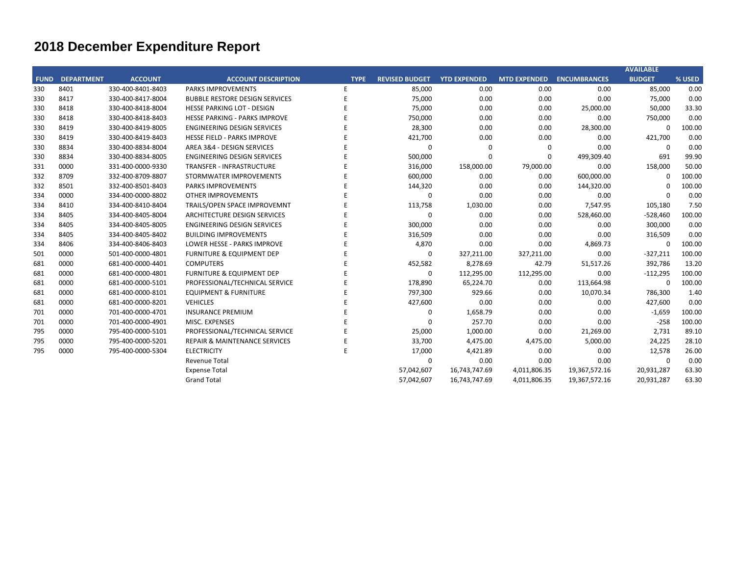# 2018 December Expenditure Report

| FUND | DEPARTMENT | ACCOUNT | ACCOUNT DESCRIPTION | TYPE | REVISED BUDGET | YTD EXPENDED | MTD EXPENDED | ENCUMBRANCES | AVAILABLE BUDGET | % USED |
|---|---|---|---|---|---|---|---|---|---|---|
| 330 | 8401 | 330-400-8401-8403 | PARKS IMPROVEMENTS | E | 85,000 | 0.00 | 0.00 | 0.00 | 85,000 | 0.00 |
| 330 | 8417 | 330-400-8417-8004 | BUBBLE RESTORE DESIGN SERVICES | E | 75,000 | 0.00 | 0.00 | 0.00 | 75,000 | 0.00 |
| 330 | 8418 | 330-400-8418-8004 | HESSE PARKING LOT - DESIGN | E | 75,000 | 0.00 | 0.00 | 25,000.00 | 50,000 | 33.30 |
| 330 | 8418 | 330-400-8418-8403 | HESSE PARKING - PARKS IMPROVE | E | 750,000 | 0.00 | 0.00 | 0.00 | 750,000 | 0.00 |
| 330 | 8419 | 330-400-8419-8005 | ENGINEERING DESIGN SERVICES | E | 28,300 | 0.00 | 0.00 | 28,300.00 | 0 | 100.00 |
| 330 | 8419 | 330-400-8419-8403 | HESSE FIELD - PARKS IMPROVE | E | 421,700 | 0.00 | 0.00 | 0.00 | 421,700 | 0.00 |
| 330 | 8834 | 330-400-8834-8004 | AREA 3&4 - DESIGN SERVICES | E | 0 | 0 | 0 | 0.00 | 0 | 0.00 |
| 330 | 8834 | 330-400-8834-8005 | ENGINEERING DESIGN SERVICES | E | 500,000 | 0 | 0 | 499,309.40 | 691 | 99.90 |
| 331 | 0000 | 331-400-0000-9330 | TRANSFER - INFRASTRUCTURE | E | 316,000 | 158,000.00 | 79,000.00 | 0.00 | 158,000 | 50.00 |
| 332 | 8709 | 332-400-8709-8807 | STORMWATER IMPROVEMENTS | E | 600,000 | 0.00 | 0.00 | 600,000.00 | 0 | 100.00 |
| 332 | 8501 | 332-400-8501-8403 | PARKS IMPROVEMENTS | E | 144,320 | 0.00 | 0.00 | 144,320.00 | 0 | 100.00 |
| 334 | 0000 | 334-400-0000-8802 | OTHER IMPROVEMENTS | E | 0 | 0.00 | 0.00 | 0.00 | 0 | 0.00 |
| 334 | 8410 | 334-400-8410-8404 | TRAILS/OPEN SPACE IMPROVEMNT | E | 113,758 | 1,030.00 | 0.00 | 7,547.95 | 105,180 | 7.50 |
| 334 | 8405 | 334-400-8405-8004 | ARCHITECTURE DESIGN SERVICES | E | 0 | 0.00 | 0.00 | 528,460.00 | -528,460 | 100.00 |
| 334 | 8405 | 334-400-8405-8005 | ENGINEERING DESIGN SERVICES | E | 300,000 | 0.00 | 0.00 | 0.00 | 300,000 | 0.00 |
| 334 | 8405 | 334-400-8405-8402 | BUILDING IMPROVEMENTS | E | 316,509 | 0.00 | 0.00 | 0.00 | 316,509 | 0.00 |
| 334 | 8406 | 334-400-8406-8403 | LOWER HESSE - PARKS IMPROVE | E | 4,870 | 0.00 | 0.00 | 4,869.73 | 0 | 100.00 |
| 501 | 0000 | 501-400-0000-4801 | FURNITURE & EQUIPMENT DEP | E | 0 | 327,211.00 | 327,211.00 | 0.00 | -327,211 | 100.00 |
| 681 | 0000 | 681-400-0000-4401 | COMPUTERS | E | 452,582 | 8,278.69 | 42.79 | 51,517.26 | 392,786 | 13.20 |
| 681 | 0000 | 681-400-0000-4801 | FURNITURE & EQUIPMENT DEP | E | 0 | 112,295.00 | 112,295.00 | 0.00 | -112,295 | 100.00 |
| 681 | 0000 | 681-400-0000-5101 | PROFESSIONAL/TECHNICAL SERVICE | E | 178,890 | 65,224.70 | 0.00 | 113,664.98 | 0 | 100.00 |
| 681 | 0000 | 681-400-0000-8101 | EQUIPMENT & FURNITURE | E | 797,300 | 929.66 | 0.00 | 10,070.34 | 786,300 | 1.40 |
| 681 | 0000 | 681-400-0000-8201 | VEHICLES | E | 427,600 | 0.00 | 0.00 | 0.00 | 427,600 | 0.00 |
| 701 | 0000 | 701-400-0000-4701 | INSURANCE PREMIUM | E | 0 | 1,658.79 | 0.00 | 0.00 | -1,659 | 100.00 |
| 701 | 0000 | 701-400-0000-4901 | MISC. EXPENSES | E | 0 | 257.70 | 0.00 | 0.00 | -258 | 100.00 |
| 795 | 0000 | 795-400-0000-5101 | PROFESSIONAL/TECHNICAL SERVICE | E | 25,000 | 1,000.00 | 0.00 | 21,269.00 | 2,731 | 89.10 |
| 795 | 0000 | 795-400-0000-5201 | REPAIR & MAINTENANCE SERVICES | E | 33,700 | 4,475.00 | 4,475.00 | 5,000.00 | 24,225 | 28.10 |
| 795 | 0000 | 795-400-0000-5304 | ELECTRICITY | E | 17,000 | 4,421.89 | 0.00 | 0.00 | 12,578 | 26.00 |
| | | | Revenue Total | | 0 | 0.00 | 0.00 | 0.00 | 0 | 0.00 |
| | | | Expense Total | | 57,042,607 | 16,743,747.69 | 4,011,806.35 | 19,367,572.16 | 20,931,287 | 63.30 |
| | | | Grand Total | | 57,042,607 | 16,743,747.69 | 4,011,806.35 | 19,367,572.16 | 20,931,287 | 63.30 |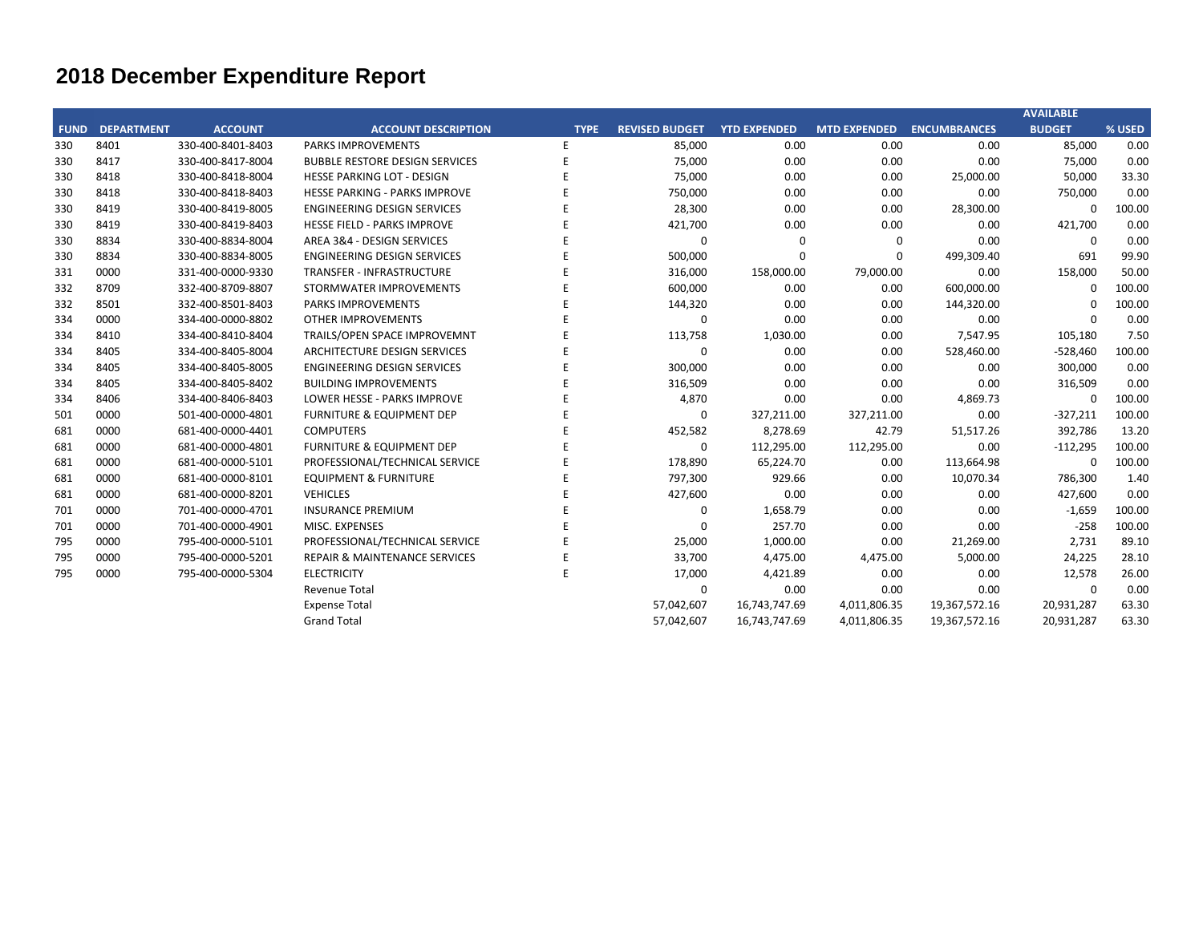# 2018 December Expenditure Report

| FUND | DEPARTMENT | ACCOUNT | ACCOUNT DESCRIPTION | TYPE | REVISED BUDGET | YTD EXPENDED | MTD EXPENDED | ENCUMBRANCES | AVAILABLE BUDGET | % USED |
|---|---|---|---|---|---|---|---|---|---|---|
| 330 | 8401 | 330-400-8401-8403 | PARKS IMPROVEMENTS | E | 85,000 | 0.00 | 0.00 | 0.00 | 85,000 | 0.00 |
| 330 | 8417 | 330-400-8417-8004 | BUBBLE RESTORE DESIGN SERVICES | E | 75,000 | 0.00 | 0.00 | 0.00 | 75,000 | 0.00 |
| 330 | 8418 | 330-400-8418-8004 | HESSE PARKING LOT - DESIGN | E | 75,000 | 0.00 | 0.00 | 25,000.00 | 50,000 | 33.30 |
| 330 | 8418 | 330-400-8418-8403 | HESSE PARKING - PARKS IMPROVE | E | 750,000 | 0.00 | 0.00 | 0.00 | 750,000 | 0.00 |
| 330 | 8419 | 330-400-8419-8005 | ENGINEERING DESIGN SERVICES | E | 28,300 | 0.00 | 0.00 | 28,300.00 | 0 | 100.00 |
| 330 | 8419 | 330-400-8419-8403 | HESSE FIELD - PARKS IMPROVE | E | 421,700 | 0.00 | 0.00 | 0.00 | 421,700 | 0.00 |
| 330 | 8834 | 330-400-8834-8004 | AREA 3&4 - DESIGN SERVICES | E | 0 | 0 | 0 | 0.00 | 0 | 0.00 |
| 330 | 8834 | 330-400-8834-8005 | ENGINEERING DESIGN SERVICES | E | 500,000 | 0 | 0 | 499,309.40 | 691 | 99.90 |
| 331 | 0000 | 331-400-0000-9330 | TRANSFER - INFRASTRUCTURE | E | 316,000 | 158,000.00 | 79,000.00 | 0.00 | 158,000 | 50.00 |
| 332 | 8709 | 332-400-8709-8807 | STORMWATER IMPROVEMENTS | E | 600,000 | 0.00 | 0.00 | 600,000.00 | 0 | 100.00 |
| 332 | 8501 | 332-400-8501-8403 | PARKS IMPROVEMENTS | E | 144,320 | 0.00 | 0.00 | 144,320.00 | 0 | 100.00 |
| 334 | 0000 | 334-400-0000-8802 | OTHER IMPROVEMENTS | E | 0 | 0.00 | 0.00 | 0.00 | 0 | 0.00 |
| 334 | 8410 | 334-400-8410-8404 | TRAILS/OPEN SPACE IMPROVEMNT | E | 113,758 | 1,030.00 | 0.00 | 7,547.95 | 105,180 | 7.50 |
| 334 | 8405 | 334-400-8405-8004 | ARCHITECTURE DESIGN SERVICES | E | 0 | 0.00 | 0.00 | 528,460.00 | -528,460 | 100.00 |
| 334 | 8405 | 334-400-8405-8005 | ENGINEERING DESIGN SERVICES | E | 300,000 | 0.00 | 0.00 | 0.00 | 300,000 | 0.00 |
| 334 | 8405 | 334-400-8405-8402 | BUILDING IMPROVEMENTS | E | 316,509 | 0.00 | 0.00 | 0.00 | 316,509 | 0.00 |
| 334 | 8406 | 334-400-8406-8403 | LOWER HESSE - PARKS IMPROVE | E | 4,870 | 0.00 | 0.00 | 4,869.73 | 0 | 100.00 |
| 501 | 0000 | 501-400-0000-4801 | FURNITURE & EQUIPMENT DEP | E | 0 | 327,211.00 | 327,211.00 | 0.00 | -327,211 | 100.00 |
| 681 | 0000 | 681-400-0000-4401 | COMPUTERS | E | 452,582 | 8,278.69 | 42.79 | 51,517.26 | 392,786 | 13.20 |
| 681 | 0000 | 681-400-0000-4801 | FURNITURE & EQUIPMENT DEP | E | 0 | 112,295.00 | 112,295.00 | 0.00 | -112,295 | 100.00 |
| 681 | 0000 | 681-400-0000-5101 | PROFESSIONAL/TECHNICAL SERVICE | E | 178,890 | 65,224.70 | 0.00 | 113,664.98 | 0 | 100.00 |
| 681 | 0000 | 681-400-0000-8101 | EQUIPMENT & FURNITURE | E | 797,300 | 929.66 | 0.00 | 10,070.34 | 786,300 | 1.40 |
| 681 | 0000 | 681-400-0000-8201 | VEHICLES | E | 427,600 | 0.00 | 0.00 | 0.00 | 427,600 | 0.00 |
| 701 | 0000 | 701-400-0000-4701 | INSURANCE PREMIUM | E | 0 | 1,658.79 | 0.00 | 0.00 | -1,659 | 100.00 |
| 701 | 0000 | 701-400-0000-4901 | MISC. EXPENSES | E | 0 | 257.70 | 0.00 | 0.00 | -258 | 100.00 |
| 795 | 0000 | 795-400-0000-5101 | PROFESSIONAL/TECHNICAL SERVICE | E | 25,000 | 1,000.00 | 0.00 | 21,269.00 | 2,731 | 89.10 |
| 795 | 0000 | 795-400-0000-5201 | REPAIR & MAINTENANCE SERVICES | E | 33,700 | 4,475.00 | 4,475.00 | 5,000.00 | 24,225 | 28.10 |
| 795 | 0000 | 795-400-0000-5304 | ELECTRICITY | E | 17,000 | 4,421.89 | 0.00 | 0.00 | 12,578 | 26.00 |
| | | | Revenue Total | | 0 | 0.00 | 0.00 | 0.00 | 0 | 0.00 |
| | | | Expense Total | | 57,042,607 | 16,743,747.69 | 4,011,806.35 | 19,367,572.16 | 20,931,287 | 63.30 |
| | | | Grand Total | | 57,042,607 | 16,743,747.69 | 4,011,806.35 | 19,367,572.16 | 20,931,287 | 63.30 |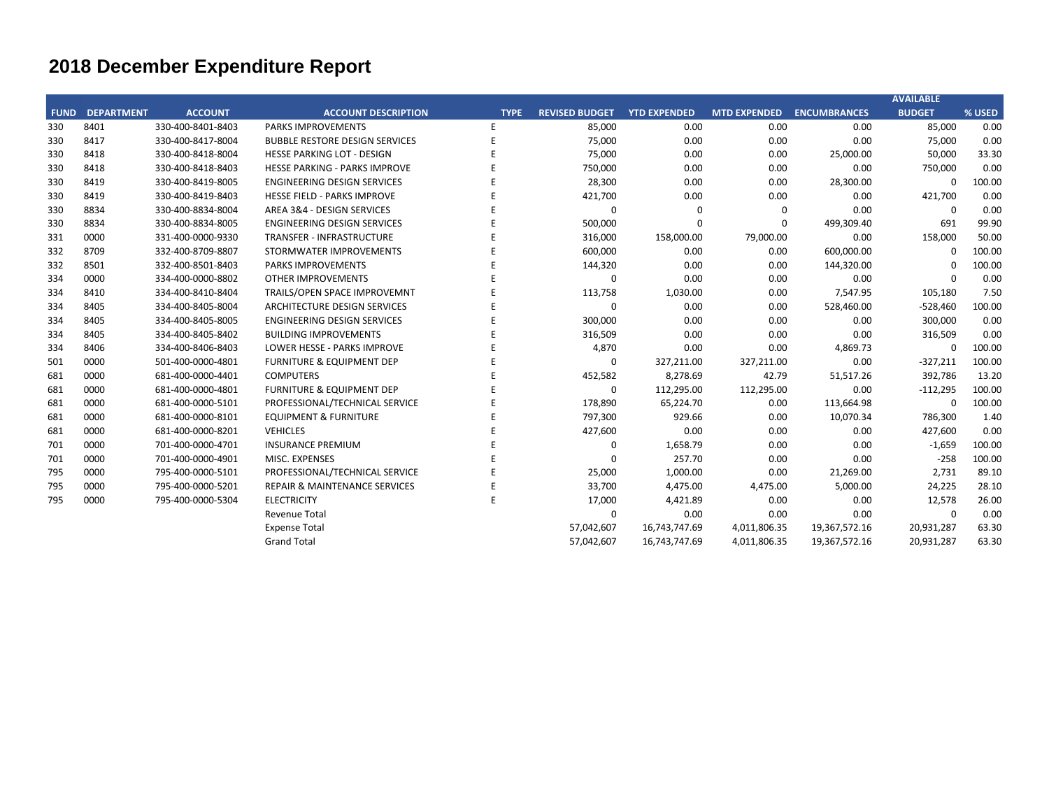# 2018 December Expenditure Report

| FUND | DEPARTMENT | ACCOUNT | ACCOUNT DESCRIPTION | TYPE | REVISED BUDGET | YTD EXPENDED | MTD EXPENDED | ENCUMBRANCES | AVAILABLE BUDGET | % USED |
|---|---|---|---|---|---|---|---|---|---|---|
| 330 | 8401 | 330-400-8401-8403 | PARKS IMPROVEMENTS | E | 85,000 | 0.00 | 0.00 | 0.00 | 85,000 | 0.00 |
| 330 | 8417 | 330-400-8417-8004 | BUBBLE RESTORE DESIGN SERVICES | E | 75,000 | 0.00 | 0.00 | 0.00 | 75,000 | 0.00 |
| 330 | 8418 | 330-400-8418-8004 | HESSE PARKING LOT - DESIGN | E | 75,000 | 0.00 | 0.00 | 25,000.00 | 50,000 | 33.30 |
| 330 | 8418 | 330-400-8418-8403 | HESSE PARKING - PARKS IMPROVE | E | 750,000 | 0.00 | 0.00 | 0.00 | 750,000 | 0.00 |
| 330 | 8419 | 330-400-8419-8005 | ENGINEERING DESIGN SERVICES | E | 28,300 | 0.00 | 0.00 | 28,300.00 | 0 | 100.00 |
| 330 | 8419 | 330-400-8419-8403 | HESSE FIELD - PARKS IMPROVE | E | 421,700 | 0.00 | 0.00 | 0.00 | 421,700 | 0.00 |
| 330 | 8834 | 330-400-8834-8004 | AREA 3&4 - DESIGN SERVICES | E | 0 | 0 | 0 | 0.00 | 0 | 0.00 |
| 330 | 8834 | 330-400-8834-8005 | ENGINEERING DESIGN SERVICES | E | 500,000 | 0 | 0 | 499,309.40 | 691 | 99.90 |
| 331 | 0000 | 331-400-0000-9330 | TRANSFER - INFRASTRUCTURE | E | 316,000 | 158,000.00 | 79,000.00 | 0.00 | 158,000 | 50.00 |
| 332 | 8709 | 332-400-8709-8807 | STORMWATER IMPROVEMENTS | E | 600,000 | 0.00 | 0.00 | 600,000.00 | 0 | 100.00 |
| 332 | 8501 | 332-400-8501-8403 | PARKS IMPROVEMENTS | E | 144,320 | 0.00 | 0.00 | 144,320.00 | 0 | 100.00 |
| 334 | 0000 | 334-400-0000-8802 | OTHER IMPROVEMENTS | E | 0 | 0.00 | 0.00 | 0.00 | 0 | 0.00 |
| 334 | 8410 | 334-400-8410-8404 | TRAILS/OPEN SPACE IMPROVEMNT | E | 113,758 | 1,030.00 | 0.00 | 7,547.95 | 105,180 | 7.50 |
| 334 | 8405 | 334-400-8405-8004 | ARCHITECTURE DESIGN SERVICES | E | 0 | 0.00 | 0.00 | 528,460.00 | -528,460 | 100.00 |
| 334 | 8405 | 334-400-8405-8005 | ENGINEERING DESIGN SERVICES | E | 300,000 | 0.00 | 0.00 | 0.00 | 300,000 | 0.00 |
| 334 | 8405 | 334-400-8405-8402 | BUILDING IMPROVEMENTS | E | 316,509 | 0.00 | 0.00 | 0.00 | 316,509 | 0.00 |
| 334 | 8406 | 334-400-8406-8403 | LOWER HESSE - PARKS IMPROVE | E | 4,870 | 0.00 | 0.00 | 4,869.73 | 0 | 100.00 |
| 501 | 0000 | 501-400-0000-4801 | FURNITURE & EQUIPMENT DEP | E | 0 | 327,211.00 | 327,211.00 | 0.00 | -327,211 | 100.00 |
| 681 | 0000 | 681-400-0000-4401 | COMPUTERS | E | 452,582 | 8,278.69 | 42.79 | 51,517.26 | 392,786 | 13.20 |
| 681 | 0000 | 681-400-0000-4801 | FURNITURE & EQUIPMENT DEP | E | 0 | 112,295.00 | 112,295.00 | 0.00 | -112,295 | 100.00 |
| 681 | 0000 | 681-400-0000-5101 | PROFESSIONAL/TECHNICAL SERVICE | E | 178,890 | 65,224.70 | 0.00 | 113,664.98 | 0 | 100.00 |
| 681 | 0000 | 681-400-0000-8101 | EQUIPMENT & FURNITURE | E | 797,300 | 929.66 | 0.00 | 10,070.34 | 786,300 | 1.40 |
| 681 | 0000 | 681-400-0000-8201 | VEHICLES | E | 427,600 | 0.00 | 0.00 | 0.00 | 427,600 | 0.00 |
| 701 | 0000 | 701-400-0000-4701 | INSURANCE PREMIUM | E | 0 | 1,658.79 | 0.00 | 0.00 | -1,659 | 100.00 |
| 701 | 0000 | 701-400-0000-4901 | MISC. EXPENSES | E | 0 | 257.70 | 0.00 | 0.00 | -258 | 100.00 |
| 795 | 0000 | 795-400-0000-5101 | PROFESSIONAL/TECHNICAL SERVICE | E | 25,000 | 1,000.00 | 0.00 | 21,269.00 | 2,731 | 89.10 |
| 795 | 0000 | 795-400-0000-5201 | REPAIR & MAINTENANCE SERVICES | E | 33,700 | 4,475.00 | 4,475.00 | 5,000.00 | 24,225 | 28.10 |
| 795 | 0000 | 795-400-0000-5304 | ELECTRICITY | E | 17,000 | 4,421.89 | 0.00 | 0.00 | 12,578 | 26.00 |
| | | | Revenue Total | | 0 | 0.00 | 0.00 | 0.00 | 0 | 0.00 |
| | | | Expense Total | | 57,042,607 | 16,743,747.69 | 4,011,806.35 | 19,367,572.16 | 20,931,287 | 63.30 |
| | | | Grand Total | | 57,042,607 | 16,743,747.69 | 4,011,806.35 | 19,367,572.16 | 20,931,287 | 63.30 |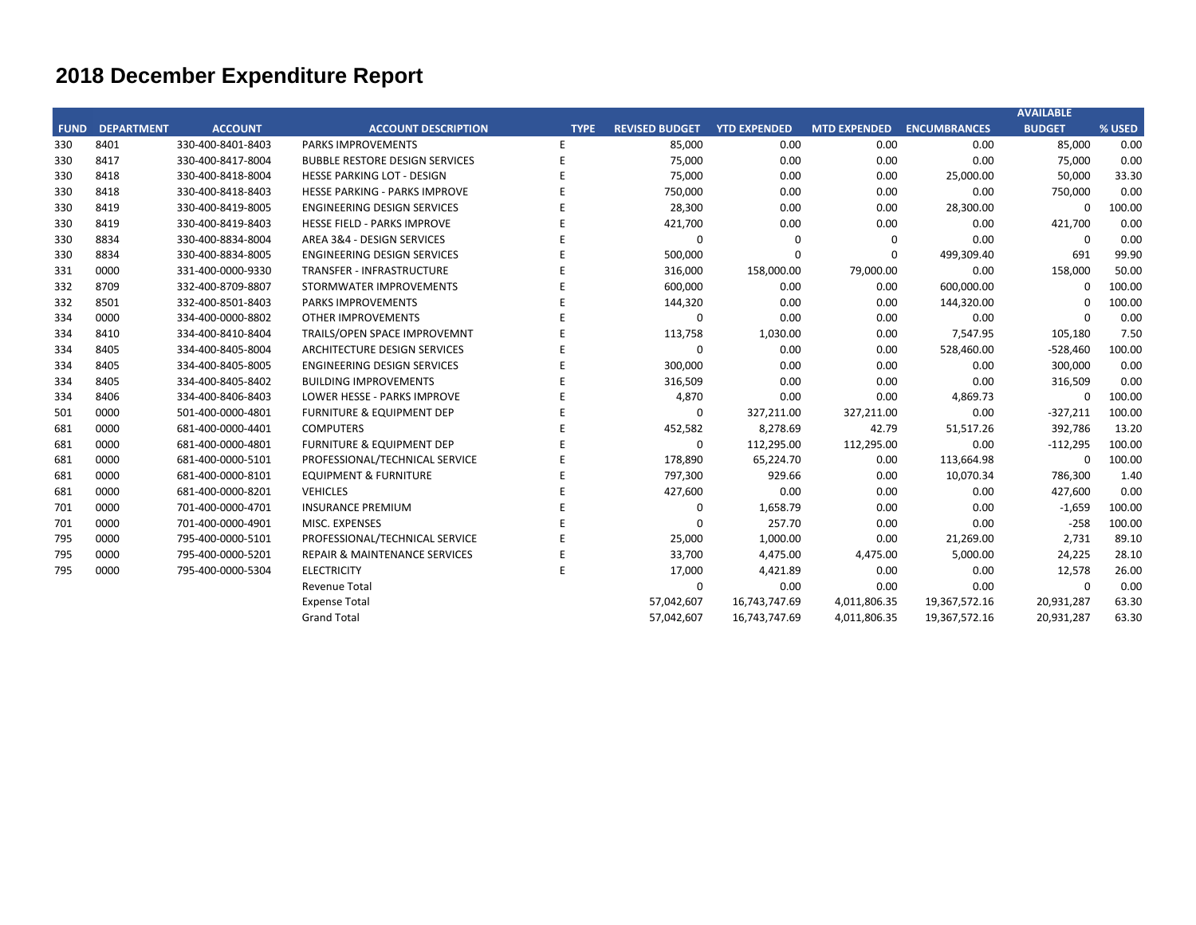# 2018 December Expenditure Report

| FUND | DEPARTMENT | ACCOUNT | ACCOUNT DESCRIPTION | TYPE | REVISED BUDGET | YTD EXPENDED | MTD EXPENDED | ENCUMBRANCES | AVAILABLE BUDGET | % USED |
|---|---|---|---|---|---|---|---|---|---|---|
| 330 | 8401 | 330-400-8401-8403 | PARKS IMPROVEMENTS | E | 85,000 | 0.00 | 0.00 | 0.00 | 85,000 | 0.00 |
| 330 | 8417 | 330-400-8417-8004 | BUBBLE RESTORE DESIGN SERVICES | E | 75,000 | 0.00 | 0.00 | 0.00 | 75,000 | 0.00 |
| 330 | 8418 | 330-400-8418-8004 | HESSE PARKING LOT - DESIGN | E | 75,000 | 0.00 | 0.00 | 25,000.00 | 50,000 | 33.30 |
| 330 | 8418 | 330-400-8418-8403 | HESSE PARKING - PARKS IMPROVE | E | 750,000 | 0.00 | 0.00 | 0.00 | 750,000 | 0.00 |
| 330 | 8419 | 330-400-8419-8005 | ENGINEERING DESIGN SERVICES | E | 28,300 | 0.00 | 0.00 | 28,300.00 | 0 | 100.00 |
| 330 | 8419 | 330-400-8419-8403 | HESSE FIELD - PARKS IMPROVE | E | 421,700 | 0.00 | 0.00 | 0.00 | 421,700 | 0.00 |
| 330 | 8834 | 330-400-8834-8004 | AREA 3&4 - DESIGN SERVICES | E | 0 | 0 | 0 | 0.00 | 0 | 0.00 |
| 330 | 8834 | 330-400-8834-8005 | ENGINEERING DESIGN SERVICES | E | 500,000 | 0 | 0 | 499,309.40 | 691 | 99.90 |
| 331 | 0000 | 331-400-0000-9330 | TRANSFER - INFRASTRUCTURE | E | 316,000 | 158,000.00 | 79,000.00 | 0.00 | 158,000 | 50.00 |
| 332 | 8709 | 332-400-8709-8807 | STORMWATER IMPROVEMENTS | E | 600,000 | 0.00 | 0.00 | 600,000.00 | 0 | 100.00 |
| 332 | 8501 | 332-400-8501-8403 | PARKS IMPROVEMENTS | E | 144,320 | 0.00 | 0.00 | 144,320.00 | 0 | 100.00 |
| 334 | 0000 | 334-400-0000-8802 | OTHER IMPROVEMENTS | E | 0 | 0.00 | 0.00 | 0.00 | 0 | 0.00 |
| 334 | 8410 | 334-400-8410-8404 | TRAILS/OPEN SPACE IMPROVEMNT | E | 113,758 | 1,030.00 | 0.00 | 7,547.95 | 105,180 | 7.50 |
| 334 | 8405 | 334-400-8405-8004 | ARCHITECTURE DESIGN SERVICES | E | 0 | 0.00 | 0.00 | 528,460.00 | -528,460 | 100.00 |
| 334 | 8405 | 334-400-8405-8005 | ENGINEERING DESIGN SERVICES | E | 300,000 | 0.00 | 0.00 | 0.00 | 300,000 | 0.00 |
| 334 | 8405 | 334-400-8405-8402 | BUILDING IMPROVEMENTS | E | 316,509 | 0.00 | 0.00 | 0.00 | 316,509 | 0.00 |
| 334 | 8406 | 334-400-8406-8403 | LOWER HESSE - PARKS IMPROVE | E | 4,870 | 0.00 | 0.00 | 4,869.73 | 0 | 100.00 |
| 501 | 0000 | 501-400-0000-4801 | FURNITURE & EQUIPMENT DEP | E | 0 | 327,211.00 | 327,211.00 | 0.00 | -327,211 | 100.00 |
| 681 | 0000 | 681-400-0000-4401 | COMPUTERS | E | 452,582 | 8,278.69 | 42.79 | 51,517.26 | 392,786 | 13.20 |
| 681 | 0000 | 681-400-0000-4801 | FURNITURE & EQUIPMENT DEP | E | 0 | 112,295.00 | 112,295.00 | 0.00 | -112,295 | 100.00 |
| 681 | 0000 | 681-400-0000-5101 | PROFESSIONAL/TECHNICAL SERVICE | E | 178,890 | 65,224.70 | 0.00 | 113,664.98 | 0 | 100.00 |
| 681 | 0000 | 681-400-0000-8101 | EQUIPMENT & FURNITURE | E | 797,300 | 929.66 | 0.00 | 10,070.34 | 786,300 | 1.40 |
| 681 | 0000 | 681-400-0000-8201 | VEHICLES | E | 427,600 | 0.00 | 0.00 | 0.00 | 427,600 | 0.00 |
| 701 | 0000 | 701-400-0000-4701 | INSURANCE PREMIUM | E | 0 | 1,658.79 | 0.00 | 0.00 | -1,659 | 100.00 |
| 701 | 0000 | 701-400-0000-4901 | MISC. EXPENSES | E | 0 | 257.70 | 0.00 | 0.00 | -258 | 100.00 |
| 795 | 0000 | 795-400-0000-5101 | PROFESSIONAL/TECHNICAL SERVICE | E | 25,000 | 1,000.00 | 0.00 | 21,269.00 | 2,731 | 89.10 |
| 795 | 0000 | 795-400-0000-5201 | REPAIR & MAINTENANCE SERVICES | E | 33,700 | 4,475.00 | 4,475.00 | 5,000.00 | 24,225 | 28.10 |
| 795 | 0000 | 795-400-0000-5304 | ELECTRICITY | E | 17,000 | 4,421.89 | 0.00 | 0.00 | 12,578 | 26.00 |
| | | | Revenue Total | | 0 | 0.00 | 0.00 | 0.00 | 0 | 0.00 |
| | | | Expense Total | | 57,042,607 | 16,743,747.69 | 4,011,806.35 | 19,367,572.16 | 20,931,287 | 63.30 |
| | | | Grand Total | | 57,042,607 | 16,743,747.69 | 4,011,806.35 | 19,367,572.16 | 20,931,287 | 63.30 |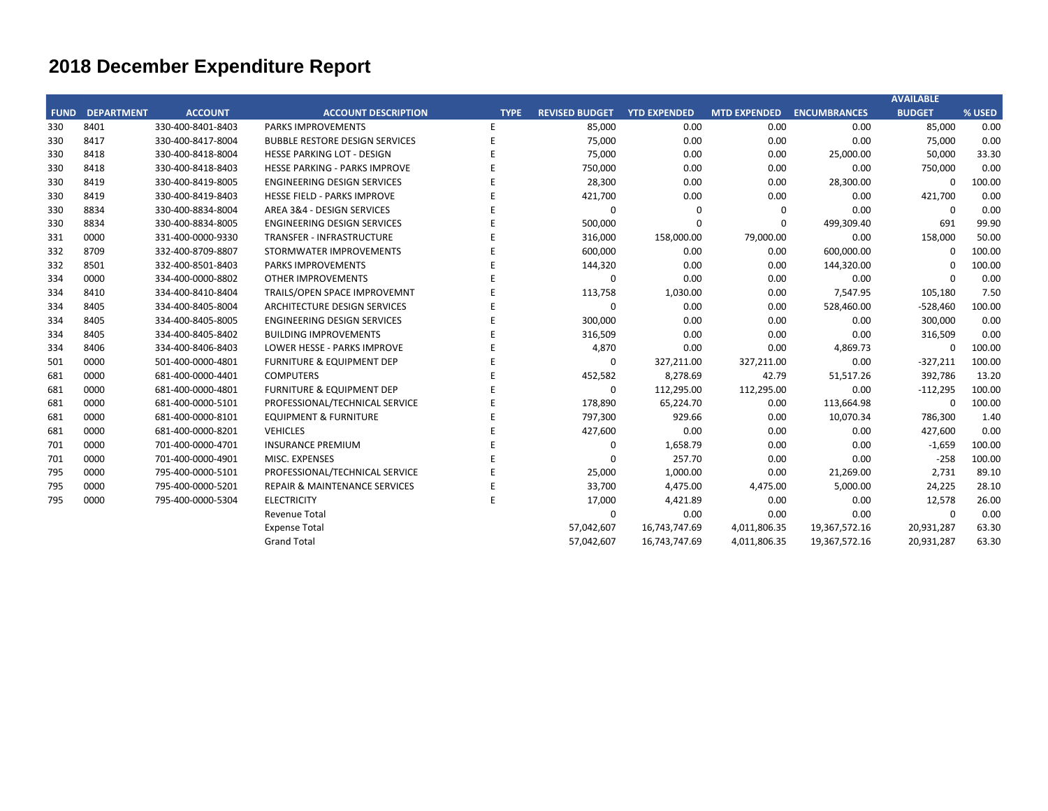# 2018 December Expenditure Report

| FUND | DEPARTMENT | ACCOUNT | ACCOUNT DESCRIPTION | TYPE | REVISED BUDGET | YTD EXPENDED | MTD EXPENDED | ENCUMBRANCES | AVAILABLE BUDGET | % USED |
|---|---|---|---|---|---|---|---|---|---|---|
| 330 | 8401 | 330-400-8401-8403 | PARKS IMPROVEMENTS | E | 85,000 | 0.00 | 0.00 | 0.00 | 85,000 | 0.00 |
| 330 | 8417 | 330-400-8417-8004 | BUBBLE RESTORE DESIGN SERVICES | E | 75,000 | 0.00 | 0.00 | 0.00 | 75,000 | 0.00 |
| 330 | 8418 | 330-400-8418-8004 | HESSE PARKING LOT - DESIGN | E | 75,000 | 0.00 | 0.00 | 25,000.00 | 50,000 | 33.30 |
| 330 | 8418 | 330-400-8418-8403 | HESSE PARKING - PARKS IMPROVE | E | 750,000 | 0.00 | 0.00 | 0.00 | 750,000 | 0.00 |
| 330 | 8419 | 330-400-8419-8005 | ENGINEERING DESIGN SERVICES | E | 28,300 | 0.00 | 0.00 | 28,300.00 | 0 | 100.00 |
| 330 | 8419 | 330-400-8419-8403 | HESSE FIELD - PARKS IMPROVE | E | 421,700 | 0.00 | 0.00 | 0.00 | 421,700 | 0.00 |
| 330 | 8834 | 330-400-8834-8004 | AREA 3&4 - DESIGN SERVICES | E | 0 | 0 | 0 | 0.00 | 0 | 0.00 |
| 330 | 8834 | 330-400-8834-8005 | ENGINEERING DESIGN SERVICES | E | 500,000 | 0 | 0 | 499,309.40 | 691 | 99.90 |
| 331 | 0000 | 331-400-0000-9330 | TRANSFER - INFRASTRUCTURE | E | 316,000 | 158,000.00 | 79,000.00 | 0.00 | 158,000 | 50.00 |
| 332 | 8709 | 332-400-8709-8807 | STORMWATER IMPROVEMENTS | E | 600,000 | 0.00 | 0.00 | 600,000.00 | 0 | 100.00 |
| 332 | 8501 | 332-400-8501-8403 | PARKS IMPROVEMENTS | E | 144,320 | 0.00 | 0.00 | 144,320.00 | 0 | 100.00 |
| 334 | 0000 | 334-400-0000-8802 | OTHER IMPROVEMENTS | E | 0 | 0.00 | 0.00 | 0.00 | 0 | 0.00 |
| 334 | 8410 | 334-400-8410-8404 | TRAILS/OPEN SPACE IMPROVEMNT | E | 113,758 | 1,030.00 | 0.00 | 7,547.95 | 105,180 | 7.50 |
| 334 | 8405 | 334-400-8405-8004 | ARCHITECTURE DESIGN SERVICES | E | 0 | 0.00 | 0.00 | 528,460.00 | -528,460 | 100.00 |
| 334 | 8405 | 334-400-8405-8005 | ENGINEERING DESIGN SERVICES | E | 300,000 | 0.00 | 0.00 | 0.00 | 300,000 | 0.00 |
| 334 | 8405 | 334-400-8405-8402 | BUILDING IMPROVEMENTS | E | 316,509 | 0.00 | 0.00 | 0.00 | 316,509 | 0.00 |
| 334 | 8406 | 334-400-8406-8403 | LOWER HESSE - PARKS IMPROVE | E | 4,870 | 0.00 | 0.00 | 4,869.73 | 0 | 100.00 |
| 501 | 0000 | 501-400-0000-4801 | FURNITURE & EQUIPMENT DEP | E | 0 | 327,211.00 | 327,211.00 | 0.00 | -327,211 | 100.00 |
| 681 | 0000 | 681-400-0000-4401 | COMPUTERS | E | 452,582 | 8,278.69 | 42.79 | 51,517.26 | 392,786 | 13.20 |
| 681 | 0000 | 681-400-0000-4801 | FURNITURE & EQUIPMENT DEP | E | 0 | 112,295.00 | 112,295.00 | 0.00 | -112,295 | 100.00 |
| 681 | 0000 | 681-400-0000-5101 | PROFESSIONAL/TECHNICAL SERVICE | E | 178,890 | 65,224.70 | 0.00 | 113,664.98 | 0 | 100.00 |
| 681 | 0000 | 681-400-0000-8101 | EQUIPMENT & FURNITURE | E | 797,300 | 929.66 | 0.00 | 10,070.34 | 786,300 | 1.40 |
| 681 | 0000 | 681-400-0000-8201 | VEHICLES | E | 427,600 | 0.00 | 0.00 | 0.00 | 427,600 | 0.00 |
| 701 | 0000 | 701-400-0000-4701 | INSURANCE PREMIUM | E | 0 | 1,658.79 | 0.00 | 0.00 | -1,659 | 100.00 |
| 701 | 0000 | 701-400-0000-4901 | MISC. EXPENSES | E | 0 | 257.70 | 0.00 | 0.00 | -258 | 100.00 |
| 795 | 0000 | 795-400-0000-5101 | PROFESSIONAL/TECHNICAL SERVICE | E | 25,000 | 1,000.00 | 0.00 | 21,269.00 | 2,731 | 89.10 |
| 795 | 0000 | 795-400-0000-5201 | REPAIR & MAINTENANCE SERVICES | E | 33,700 | 4,475.00 | 4,475.00 | 5,000.00 | 24,225 | 28.10 |
| 795 | 0000 | 795-400-0000-5304 | ELECTRICITY | E | 17,000 | 4,421.89 | 0.00 | 0.00 | 12,578 | 26.00 |
| | | | Revenue Total | | 0 | 0.00 | 0.00 | 0.00 | 0 | 0.00 |
| | | | Expense Total | | 57,042,607 | 16,743,747.69 | 4,011,806.35 | 19,367,572.16 | 20,931,287 | 63.30 |
| | | | Grand Total | | 57,042,607 | 16,743,747.69 | 4,011,806.35 | 19,367,572.16 | 20,931,287 | 63.30 |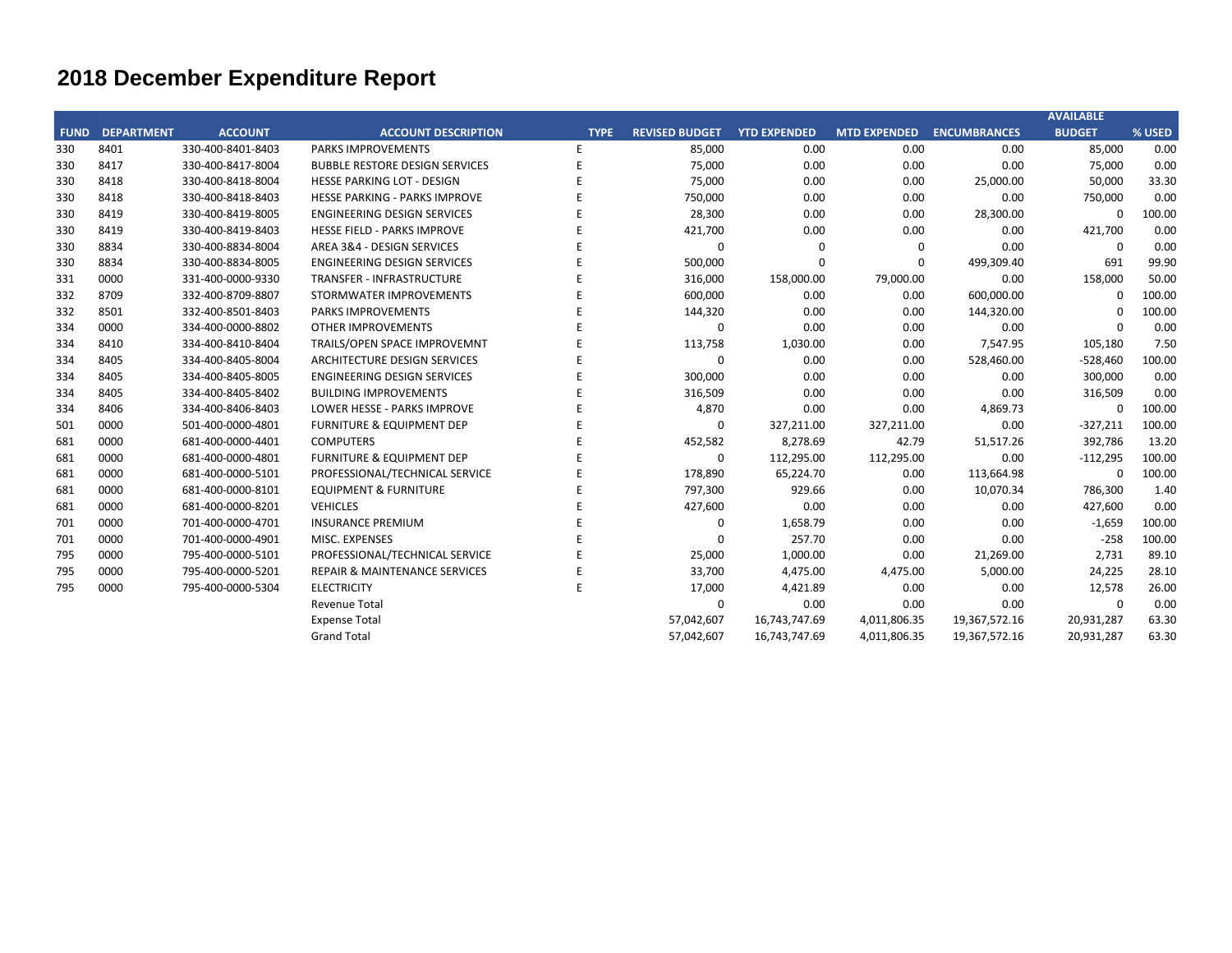# 2018 December Expenditure Report

| FUND | DEPARTMENT | ACCOUNT | ACCOUNT DESCRIPTION | TYPE | REVISED BUDGET | YTD EXPENDED | MTD EXPENDED | ENCUMBRANCES | AVAILABLE BUDGET | % USED |
|---|---|---|---|---|---|---|---|---|---|---|
| 330 | 8401 | 330-400-8401-8403 | PARKS IMPROVEMENTS | E | 85,000 | 0.00 | 0.00 | 0.00 | 85,000 | 0.00 |
| 330 | 8417 | 330-400-8417-8004 | BUBBLE RESTORE DESIGN SERVICES | E | 75,000 | 0.00 | 0.00 | 0.00 | 75,000 | 0.00 |
| 330 | 8418 | 330-400-8418-8004 | HESSE PARKING LOT - DESIGN | E | 75,000 | 0.00 | 0.00 | 25,000.00 | 50,000 | 33.30 |
| 330 | 8418 | 330-400-8418-8403 | HESSE PARKING - PARKS IMPROVE | E | 750,000 | 0.00 | 0.00 | 0.00 | 750,000 | 0.00 |
| 330 | 8419 | 330-400-8419-8005 | ENGINEERING DESIGN SERVICES | E | 28,300 | 0.00 | 0.00 | 28,300.00 | 0 | 100.00 |
| 330 | 8419 | 330-400-8419-8403 | HESSE FIELD - PARKS IMPROVE | E | 421,700 | 0.00 | 0.00 | 0.00 | 421,700 | 0.00 |
| 330 | 8834 | 330-400-8834-8004 | AREA 3&4 - DESIGN SERVICES | E | 0 | 0 | 0 | 0.00 | 0 | 0.00 |
| 330 | 8834 | 330-400-8834-8005 | ENGINEERING DESIGN SERVICES | E | 500,000 | 0 | 0 | 499,309.40 | 691 | 99.90 |
| 331 | 0000 | 331-400-0000-9330 | TRANSFER - INFRASTRUCTURE | E | 316,000 | 158,000.00 | 79,000.00 | 0.00 | 158,000 | 50.00 |
| 332 | 8709 | 332-400-8709-8807 | STORMWATER IMPROVEMENTS | E | 600,000 | 0.00 | 0.00 | 600,000.00 | 0 | 100.00 |
| 332 | 8501 | 332-400-8501-8403 | PARKS IMPROVEMENTS | E | 144,320 | 0.00 | 0.00 | 144,320.00 | 0 | 100.00 |
| 334 | 0000 | 334-400-0000-8802 | OTHER IMPROVEMENTS | E | 0 | 0.00 | 0.00 | 0.00 | 0 | 0.00 |
| 334 | 8410 | 334-400-8410-8404 | TRAILS/OPEN SPACE IMPROVEMNT | E | 113,758 | 1,030.00 | 0.00 | 7,547.95 | 105,180 | 7.50 |
| 334 | 8405 | 334-400-8405-8004 | ARCHITECTURE DESIGN SERVICES | E | 0 | 0.00 | 0.00 | 528,460.00 | -528,460 | 100.00 |
| 334 | 8405 | 334-400-8405-8005 | ENGINEERING DESIGN SERVICES | E | 300,000 | 0.00 | 0.00 | 0.00 | 300,000 | 0.00 |
| 334 | 8405 | 334-400-8405-8402 | BUILDING IMPROVEMENTS | E | 316,509 | 0.00 | 0.00 | 0.00 | 316,509 | 0.00 |
| 334 | 8406 | 334-400-8406-8403 | LOWER HESSE - PARKS IMPROVE | E | 4,870 | 0.00 | 0.00 | 4,869.73 | 0 | 100.00 |
| 501 | 0000 | 501-400-0000-4801 | FURNITURE & EQUIPMENT DEP | E | 0 | 327,211.00 | 327,211.00 | 0.00 | -327,211 | 100.00 |
| 681 | 0000 | 681-400-0000-4401 | COMPUTERS | E | 452,582 | 8,278.69 | 42.79 | 51,517.26 | 392,786 | 13.20 |
| 681 | 0000 | 681-400-0000-4801 | FURNITURE & EQUIPMENT DEP | E | 0 | 112,295.00 | 112,295.00 | 0.00 | -112,295 | 100.00 |
| 681 | 0000 | 681-400-0000-5101 | PROFESSIONAL/TECHNICAL SERVICE | E | 178,890 | 65,224.70 | 0.00 | 113,664.98 | 0 | 100.00 |
| 681 | 0000 | 681-400-0000-8101 | EQUIPMENT & FURNITURE | E | 797,300 | 929.66 | 0.00 | 10,070.34 | 786,300 | 1.40 |
| 681 | 0000 | 681-400-0000-8201 | VEHICLES | E | 427,600 | 0.00 | 0.00 | 0.00 | 427,600 | 0.00 |
| 701 | 0000 | 701-400-0000-4701 | INSURANCE PREMIUM | E | 0 | 1,658.79 | 0.00 | 0.00 | -1,659 | 100.00 |
| 701 | 0000 | 701-400-0000-4901 | MISC. EXPENSES | E | 0 | 257.70 | 0.00 | 0.00 | -258 | 100.00 |
| 795 | 0000 | 795-400-0000-5101 | PROFESSIONAL/TECHNICAL SERVICE | E | 25,000 | 1,000.00 | 0.00 | 21,269.00 | 2,731 | 89.10 |
| 795 | 0000 | 795-400-0000-5201 | REPAIR & MAINTENANCE SERVICES | E | 33,700 | 4,475.00 | 4,475.00 | 5,000.00 | 24,225 | 28.10 |
| 795 | 0000 | 795-400-0000-5304 | ELECTRICITY | E | 17,000 | 4,421.89 | 0.00 | 0.00 | 12,578 | 26.00 |
| | | | Revenue Total | | 0 | 0.00 | 0.00 | 0.00 | 0 | 0.00 |
| | | | Expense Total | | 57,042,607 | 16,743,747.69 | 4,011,806.35 | 19,367,572.16 | 20,931,287 | 63.30 |
| | | | Grand Total | | 57,042,607 | 16,743,747.69 | 4,011,806.35 | 19,367,572.16 | 20,931,287 | 63.30 |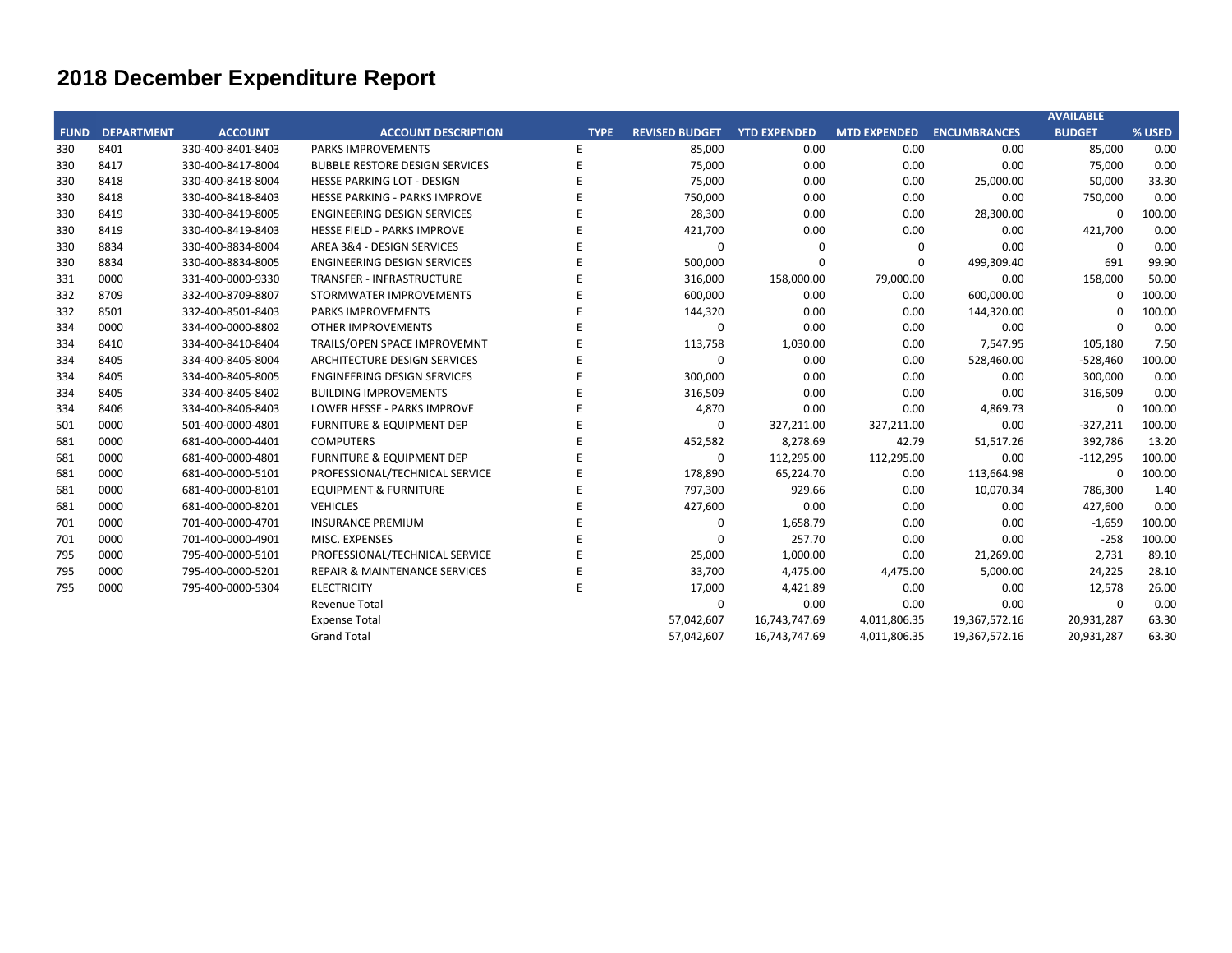# 2018 December Expenditure Report

| FUND | DEPARTMENT | ACCOUNT | ACCOUNT DESCRIPTION | TYPE | REVISED BUDGET | YTD EXPENDED | MTD EXPENDED | ENCUMBRANCES | AVAILABLE BUDGET | % USED |
|---|---|---|---|---|---|---|---|---|---|---|
| 330 | 8401 | 330-400-8401-8403 | PARKS IMPROVEMENTS | E | 85,000 | 0.00 | 0.00 | 0.00 | 85,000 | 0.00 |
| 330 | 8417 | 330-400-8417-8004 | BUBBLE RESTORE DESIGN SERVICES | E | 75,000 | 0.00 | 0.00 | 0.00 | 75,000 | 0.00 |
| 330 | 8418 | 330-400-8418-8004 | HESSE PARKING LOT - DESIGN | E | 75,000 | 0.00 | 0.00 | 25,000.00 | 50,000 | 33.30 |
| 330 | 8418 | 330-400-8418-8403 | HESSE PARKING - PARKS IMPROVE | E | 750,000 | 0.00 | 0.00 | 0.00 | 750,000 | 0.00 |
| 330 | 8419 | 330-400-8419-8005 | ENGINEERING DESIGN SERVICES | E | 28,300 | 0.00 | 0.00 | 28,300.00 | 0 | 100.00 |
| 330 | 8419 | 330-400-8419-8403 | HESSE FIELD - PARKS IMPROVE | E | 421,700 | 0.00 | 0.00 | 0.00 | 421,700 | 0.00 |
| 330 | 8834 | 330-400-8834-8004 | AREA 3&4 - DESIGN SERVICES | E | 0 | 0 | 0 | 0.00 | 0 | 0.00 |
| 330 | 8834 | 330-400-8834-8005 | ENGINEERING DESIGN SERVICES | E | 500,000 | 0 | 0 | 499,309.40 | 691 | 99.90 |
| 331 | 0000 | 331-400-0000-9330 | TRANSFER - INFRASTRUCTURE | E | 316,000 | 158,000.00 | 79,000.00 | 0.00 | 158,000 | 50.00 |
| 332 | 8709 | 332-400-8709-8807 | STORMWATER IMPROVEMENTS | E | 600,000 | 0.00 | 0.00 | 600,000.00 | 0 | 100.00 |
| 332 | 8501 | 332-400-8501-8403 | PARKS IMPROVEMENTS | E | 144,320 | 0.00 | 0.00 | 144,320.00 | 0 | 100.00 |
| 334 | 0000 | 334-400-0000-8802 | OTHER IMPROVEMENTS | E | 0 | 0.00 | 0.00 | 0.00 | 0 | 0.00 |
| 334 | 8410 | 334-400-8410-8404 | TRAILS/OPEN SPACE IMPROVEMNT | E | 113,758 | 1,030.00 | 0.00 | 7,547.95 | 105,180 | 7.50 |
| 334 | 8405 | 334-400-8405-8004 | ARCHITECTURE DESIGN SERVICES | E | 0 | 0.00 | 0.00 | 528,460.00 | -528,460 | 100.00 |
| 334 | 8405 | 334-400-8405-8005 | ENGINEERING DESIGN SERVICES | E | 300,000 | 0.00 | 0.00 | 0.00 | 300,000 | 0.00 |
| 334 | 8405 | 334-400-8405-8402 | BUILDING IMPROVEMENTS | E | 316,509 | 0.00 | 0.00 | 0.00 | 316,509 | 0.00 |
| 334 | 8406 | 334-400-8406-8403 | LOWER HESSE - PARKS IMPROVE | E | 4,870 | 0.00 | 0.00 | 4,869.73 | 0 | 100.00 |
| 501 | 0000 | 501-400-0000-4801 | FURNITURE & EQUIPMENT DEP | E | 0 | 327,211.00 | 327,211.00 | 0.00 | -327,211 | 100.00 |
| 681 | 0000 | 681-400-0000-4401 | COMPUTERS | E | 452,582 | 8,278.69 | 42.79 | 51,517.26 | 392,786 | 13.20 |
| 681 | 0000 | 681-400-0000-4801 | FURNITURE & EQUIPMENT DEP | E | 0 | 112,295.00 | 112,295.00 | 0.00 | -112,295 | 100.00 |
| 681 | 0000 | 681-400-0000-5101 | PROFESSIONAL/TECHNICAL SERVICE | E | 178,890 | 65,224.70 | 0.00 | 113,664.98 | 0 | 100.00 |
| 681 | 0000 | 681-400-0000-8101 | EQUIPMENT & FURNITURE | E | 797,300 | 929.66 | 0.00 | 10,070.34 | 786,300 | 1.40 |
| 681 | 0000 | 681-400-0000-8201 | VEHICLES | E | 427,600 | 0.00 | 0.00 | 0.00 | 427,600 | 0.00 |
| 701 | 0000 | 701-400-0000-4701 | INSURANCE PREMIUM | E | 0 | 1,658.79 | 0.00 | 0.00 | -1,659 | 100.00 |
| 701 | 0000 | 701-400-0000-4901 | MISC. EXPENSES | E | 0 | 257.70 | 0.00 | 0.00 | -258 | 100.00 |
| 795 | 0000 | 795-400-0000-5101 | PROFESSIONAL/TECHNICAL SERVICE | E | 25,000 | 1,000.00 | 0.00 | 21,269.00 | 2,731 | 89.10 |
| 795 | 0000 | 795-400-0000-5201 | REPAIR & MAINTENANCE SERVICES | E | 33,700 | 4,475.00 | 4,475.00 | 5,000.00 | 24,225 | 28.10 |
| 795 | 0000 | 795-400-0000-5304 | ELECTRICITY | E | 17,000 | 4,421.89 | 0.00 | 0.00 | 12,578 | 26.00 |
| | | | Revenue Total | | 0 | 0.00 | 0.00 | 0.00 | 0 | 0.00 |
| | | | Expense Total | | 57,042,607 | 16,743,747.69 | 4,011,806.35 | 19,367,572.16 | 20,931,287 | 63.30 |
| | | | Grand Total | | 57,042,607 | 16,743,747.69 | 4,011,806.35 | 19,367,572.16 | 20,931,287 | 63.30 |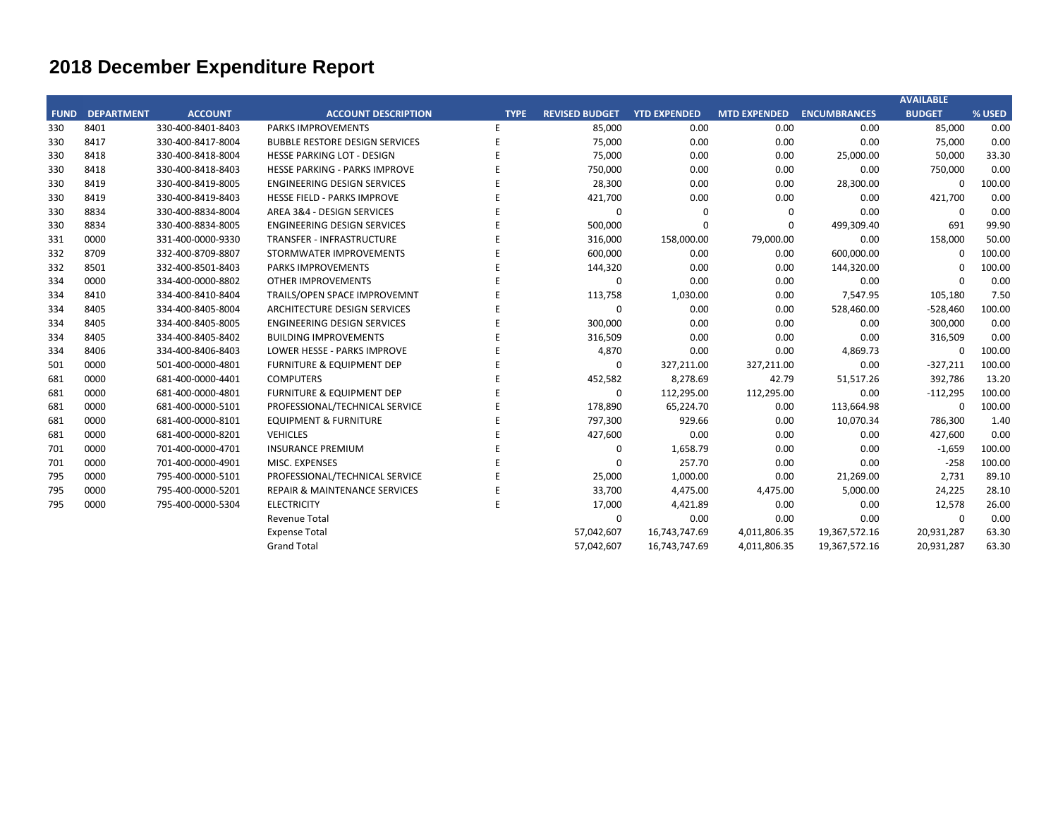# 2018 December Expenditure Report

| FUND | DEPARTMENT | ACCOUNT | ACCOUNT DESCRIPTION | TYPE | REVISED BUDGET | YTD EXPENDED | MTD EXPENDED | ENCUMBRANCES | AVAILABLE BUDGET | % USED |
|---|---|---|---|---|---|---|---|---|---|---|
| 330 | 8401 | 330-400-8401-8403 | PARKS IMPROVEMENTS | E | 85,000 | 0.00 | 0.00 | 0.00 | 85,000 | 0.00 |
| 330 | 8417 | 330-400-8417-8004 | BUBBLE RESTORE DESIGN SERVICES | E | 75,000 | 0.00 | 0.00 | 0.00 | 75,000 | 0.00 |
| 330 | 8418 | 330-400-8418-8004 | HESSE PARKING LOT - DESIGN | E | 75,000 | 0.00 | 0.00 | 25,000.00 | 50,000 | 33.30 |
| 330 | 8418 | 330-400-8418-8403 | HESSE PARKING - PARKS IMPROVE | E | 750,000 | 0.00 | 0.00 | 0.00 | 750,000 | 0.00 |
| 330 | 8419 | 330-400-8419-8005 | ENGINEERING DESIGN SERVICES | E | 28,300 | 0.00 | 0.00 | 28,300.00 | 0 | 100.00 |
| 330 | 8419 | 330-400-8419-8403 | HESSE FIELD - PARKS IMPROVE | E | 421,700 | 0.00 | 0.00 | 0.00 | 421,700 | 0.00 |
| 330 | 8834 | 330-400-8834-8004 | AREA 3&4 - DESIGN SERVICES | E | 0 | 0 | 0 | 0.00 | 0 | 0.00 |
| 330 | 8834 | 330-400-8834-8005 | ENGINEERING DESIGN SERVICES | E | 500,000 | 0 | 0 | 499,309.40 | 691 | 99.90 |
| 331 | 0000 | 331-400-0000-9330 | TRANSFER - INFRASTRUCTURE | E | 316,000 | 158,000.00 | 79,000.00 | 0.00 | 158,000 | 50.00 |
| 332 | 8709 | 332-400-8709-8807 | STORMWATER IMPROVEMENTS | E | 600,000 | 0.00 | 0.00 | 600,000.00 | 0 | 100.00 |
| 332 | 8501 | 332-400-8501-8403 | PARKS IMPROVEMENTS | E | 144,320 | 0.00 | 0.00 | 144,320.00 | 0 | 100.00 |
| 334 | 0000 | 334-400-0000-8802 | OTHER IMPROVEMENTS | E | 0 | 0.00 | 0.00 | 0.00 | 0 | 0.00 |
| 334 | 8410 | 334-400-8410-8404 | TRAILS/OPEN SPACE IMPROVEMNT | E | 113,758 | 1,030.00 | 0.00 | 7,547.95 | 105,180 | 7.50 |
| 334 | 8405 | 334-400-8405-8004 | ARCHITECTURE DESIGN SERVICES | E | 0 | 0.00 | 0.00 | 528,460.00 | -528,460 | 100.00 |
| 334 | 8405 | 334-400-8405-8005 | ENGINEERING DESIGN SERVICES | E | 300,000 | 0.00 | 0.00 | 0.00 | 300,000 | 0.00 |
| 334 | 8405 | 334-400-8405-8402 | BUILDING IMPROVEMENTS | E | 316,509 | 0.00 | 0.00 | 0.00 | 316,509 | 0.00 |
| 334 | 8406 | 334-400-8406-8403 | LOWER HESSE - PARKS IMPROVE | E | 4,870 | 0.00 | 0.00 | 4,869.73 | 0 | 100.00 |
| 501 | 0000 | 501-400-0000-4801 | FURNITURE & EQUIPMENT DEP | E | 0 | 327,211.00 | 327,211.00 | 0.00 | -327,211 | 100.00 |
| 681 | 0000 | 681-400-0000-4401 | COMPUTERS | E | 452,582 | 8,278.69 | 42.79 | 51,517.26 | 392,786 | 13.20 |
| 681 | 0000 | 681-400-0000-4801 | FURNITURE & EQUIPMENT DEP | E | 0 | 112,295.00 | 112,295.00 | 0.00 | -112,295 | 100.00 |
| 681 | 0000 | 681-400-0000-5101 | PROFESSIONAL/TECHNICAL SERVICE | E | 178,890 | 65,224.70 | 0.00 | 113,664.98 | 0 | 100.00 |
| 681 | 0000 | 681-400-0000-8101 | EQUIPMENT & FURNITURE | E | 797,300 | 929.66 | 0.00 | 10,070.34 | 786,300 | 1.40 |
| 681 | 0000 | 681-400-0000-8201 | VEHICLES | E | 427,600 | 0.00 | 0.00 | 0.00 | 427,600 | 0.00 |
| 701 | 0000 | 701-400-0000-4701 | INSURANCE PREMIUM | E | 0 | 1,658.79 | 0.00 | 0.00 | -1,659 | 100.00 |
| 701 | 0000 | 701-400-0000-4901 | MISC. EXPENSES | E | 0 | 257.70 | 0.00 | 0.00 | -258 | 100.00 |
| 795 | 0000 | 795-400-0000-5101 | PROFESSIONAL/TECHNICAL SERVICE | E | 25,000 | 1,000.00 | 0.00 | 21,269.00 | 2,731 | 89.10 |
| 795 | 0000 | 795-400-0000-5201 | REPAIR & MAINTENANCE SERVICES | E | 33,700 | 4,475.00 | 4,475.00 | 5,000.00 | 24,225 | 28.10 |
| 795 | 0000 | 795-400-0000-5304 | ELECTRICITY | E | 17,000 | 4,421.89 | 0.00 | 0.00 | 12,578 | 26.00 |
| | | | Revenue Total | | 0 | 0.00 | 0.00 | 0.00 | 0 | 0.00 |
| | | | Expense Total | | 57,042,607 | 16,743,747.69 | 4,011,806.35 | 19,367,572.16 | 20,931,287 | 63.30 |
| | | | Grand Total | | 57,042,607 | 16,743,747.69 | 4,011,806.35 | 19,367,572.16 | 20,931,287 | 63.30 |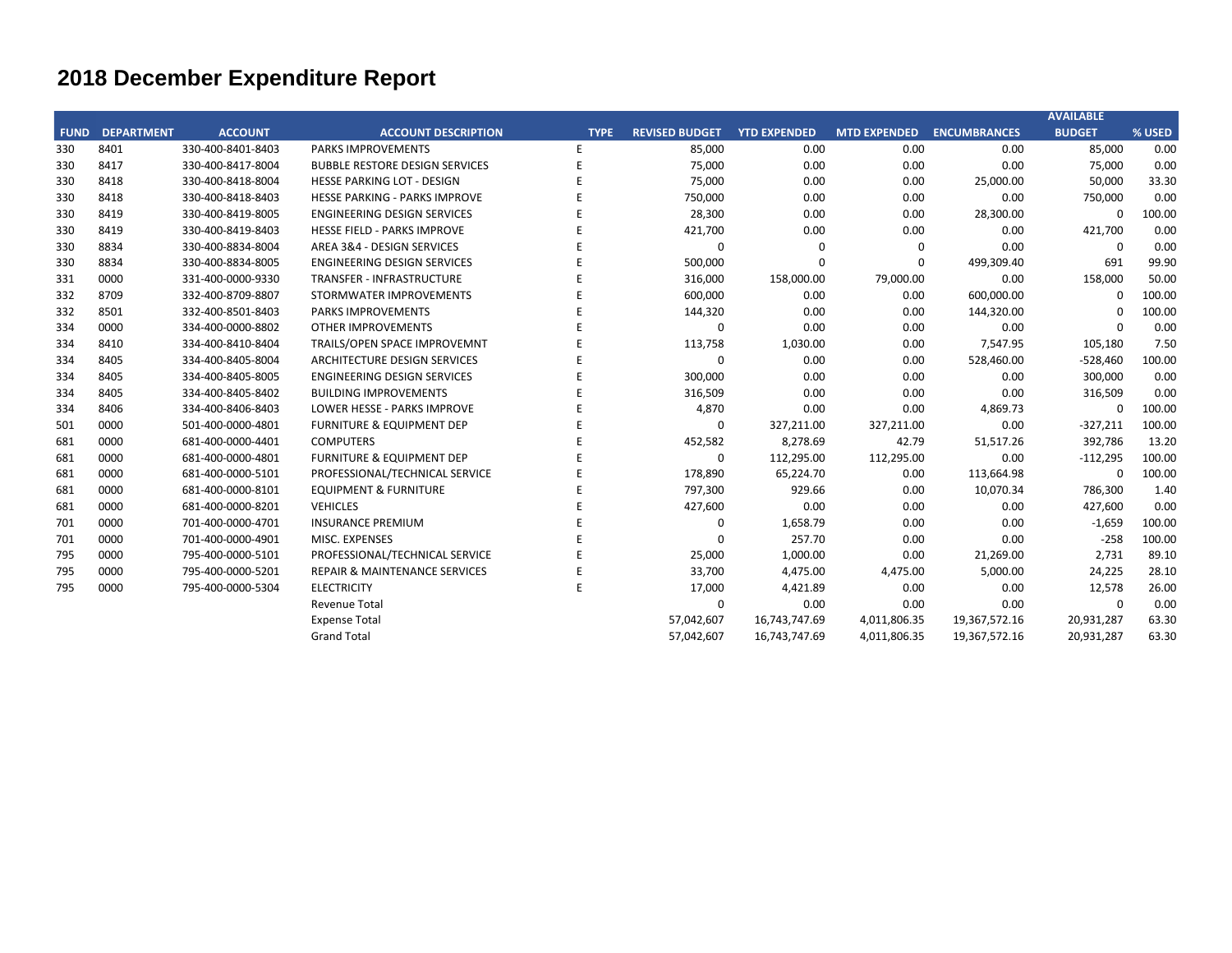# 2018 December Expenditure Report

| FUND | DEPARTMENT | ACCOUNT | ACCOUNT DESCRIPTION | TYPE | REVISED BUDGET | YTD EXPENDED | MTD EXPENDED | ENCUMBRANCES | AVAILABLE BUDGET | % USED |
|---|---|---|---|---|---|---|---|---|---|---|
| 330 | 8401 | 330-400-8401-8403 | PARKS IMPROVEMENTS | E | 85,000 | 0.00 | 0.00 | 0.00 | 85,000 | 0.00 |
| 330 | 8417 | 330-400-8417-8004 | BUBBLE RESTORE DESIGN SERVICES | E | 75,000 | 0.00 | 0.00 | 0.00 | 75,000 | 0.00 |
| 330 | 8418 | 330-400-8418-8004 | HESSE PARKING LOT - DESIGN | E | 75,000 | 0.00 | 0.00 | 25,000.00 | 50,000 | 33.30 |
| 330 | 8418 | 330-400-8418-8403 | HESSE PARKING - PARKS IMPROVE | E | 750,000 | 0.00 | 0.00 | 0.00 | 750,000 | 0.00 |
| 330 | 8419 | 330-400-8419-8005 | ENGINEERING DESIGN SERVICES | E | 28,300 | 0.00 | 0.00 | 28,300.00 | 0 | 100.00 |
| 330 | 8419 | 330-400-8419-8403 | HESSE FIELD - PARKS IMPROVE | E | 421,700 | 0.00 | 0.00 | 0.00 | 421,700 | 0.00 |
| 330 | 8834 | 330-400-8834-8004 | AREA 3&4 - DESIGN SERVICES | E | 0 | 0 | 0 | 0.00 | 0 | 0.00 |
| 330 | 8834 | 330-400-8834-8005 | ENGINEERING DESIGN SERVICES | E | 500,000 | 0 | 0 | 499,309.40 | 691 | 99.90 |
| 331 | 0000 | 331-400-0000-9330 | TRANSFER - INFRASTRUCTURE | E | 316,000 | 158,000.00 | 79,000.00 | 0.00 | 158,000 | 50.00 |
| 332 | 8709 | 332-400-8709-8807 | STORMWATER IMPROVEMENTS | E | 600,000 | 0.00 | 0.00 | 600,000.00 | 0 | 100.00 |
| 332 | 8501 | 332-400-8501-8403 | PARKS IMPROVEMENTS | E | 144,320 | 0.00 | 0.00 | 144,320.00 | 0 | 100.00 |
| 334 | 0000 | 334-400-0000-8802 | OTHER IMPROVEMENTS | E | 0 | 0.00 | 0.00 | 0.00 | 0 | 0.00 |
| 334 | 8410 | 334-400-8410-8404 | TRAILS/OPEN SPACE IMPROVEMNT | E | 113,758 | 1,030.00 | 0.00 | 7,547.95 | 105,180 | 7.50 |
| 334 | 8405 | 334-400-8405-8004 | ARCHITECTURE DESIGN SERVICES | E | 0 | 0.00 | 0.00 | 528,460.00 | -528,460 | 100.00 |
| 334 | 8405 | 334-400-8405-8005 | ENGINEERING DESIGN SERVICES | E | 300,000 | 0.00 | 0.00 | 0.00 | 300,000 | 0.00 |
| 334 | 8405 | 334-400-8405-8402 | BUILDING IMPROVEMENTS | E | 316,509 | 0.00 | 0.00 | 0.00 | 316,509 | 0.00 |
| 334 | 8406 | 334-400-8406-8403 | LOWER HESSE - PARKS IMPROVE | E | 4,870 | 0.00 | 0.00 | 4,869.73 | 0 | 100.00 |
| 501 | 0000 | 501-400-0000-4801 | FURNITURE & EQUIPMENT DEP | E | 0 | 327,211.00 | 327,211.00 | 0.00 | -327,211 | 100.00 |
| 681 | 0000 | 681-400-0000-4401 | COMPUTERS | E | 452,582 | 8,278.69 | 42.79 | 51,517.26 | 392,786 | 13.20 |
| 681 | 0000 | 681-400-0000-4801 | FURNITURE & EQUIPMENT DEP | E | 0 | 112,295.00 | 112,295.00 | 0.00 | -112,295 | 100.00 |
| 681 | 0000 | 681-400-0000-5101 | PROFESSIONAL/TECHNICAL SERVICE | E | 178,890 | 65,224.70 | 0.00 | 113,664.98 | 0 | 100.00 |
| 681 | 0000 | 681-400-0000-8101 | EQUIPMENT & FURNITURE | E | 797,300 | 929.66 | 0.00 | 10,070.34 | 786,300 | 1.40 |
| 681 | 0000 | 681-400-0000-8201 | VEHICLES | E | 427,600 | 0.00 | 0.00 | 0.00 | 427,600 | 0.00 |
| 701 | 0000 | 701-400-0000-4701 | INSURANCE PREMIUM | E | 0 | 1,658.79 | 0.00 | 0.00 | -1,659 | 100.00 |
| 701 | 0000 | 701-400-0000-4901 | MISC. EXPENSES | E | 0 | 257.70 | 0.00 | 0.00 | -258 | 100.00 |
| 795 | 0000 | 795-400-0000-5101 | PROFESSIONAL/TECHNICAL SERVICE | E | 25,000 | 1,000.00 | 0.00 | 21,269.00 | 2,731 | 89.10 |
| 795 | 0000 | 795-400-0000-5201 | REPAIR & MAINTENANCE SERVICES | E | 33,700 | 4,475.00 | 4,475.00 | 5,000.00 | 24,225 | 28.10 |
| 795 | 0000 | 795-400-0000-5304 | ELECTRICITY | E | 17,000 | 4,421.89 | 0.00 | 0.00 | 12,578 | 26.00 |
| | | | Revenue Total | | 0 | 0.00 | 0.00 | 0.00 | 0 | 0.00 |
| | | | Expense Total | | 57,042,607 | 16,743,747.69 | 4,011,806.35 | 19,367,572.16 | 20,931,287 | 63.30 |
| | | | Grand Total | | 57,042,607 | 16,743,747.69 | 4,011,806.35 | 19,367,572.16 | 20,931,287 | 63.30 |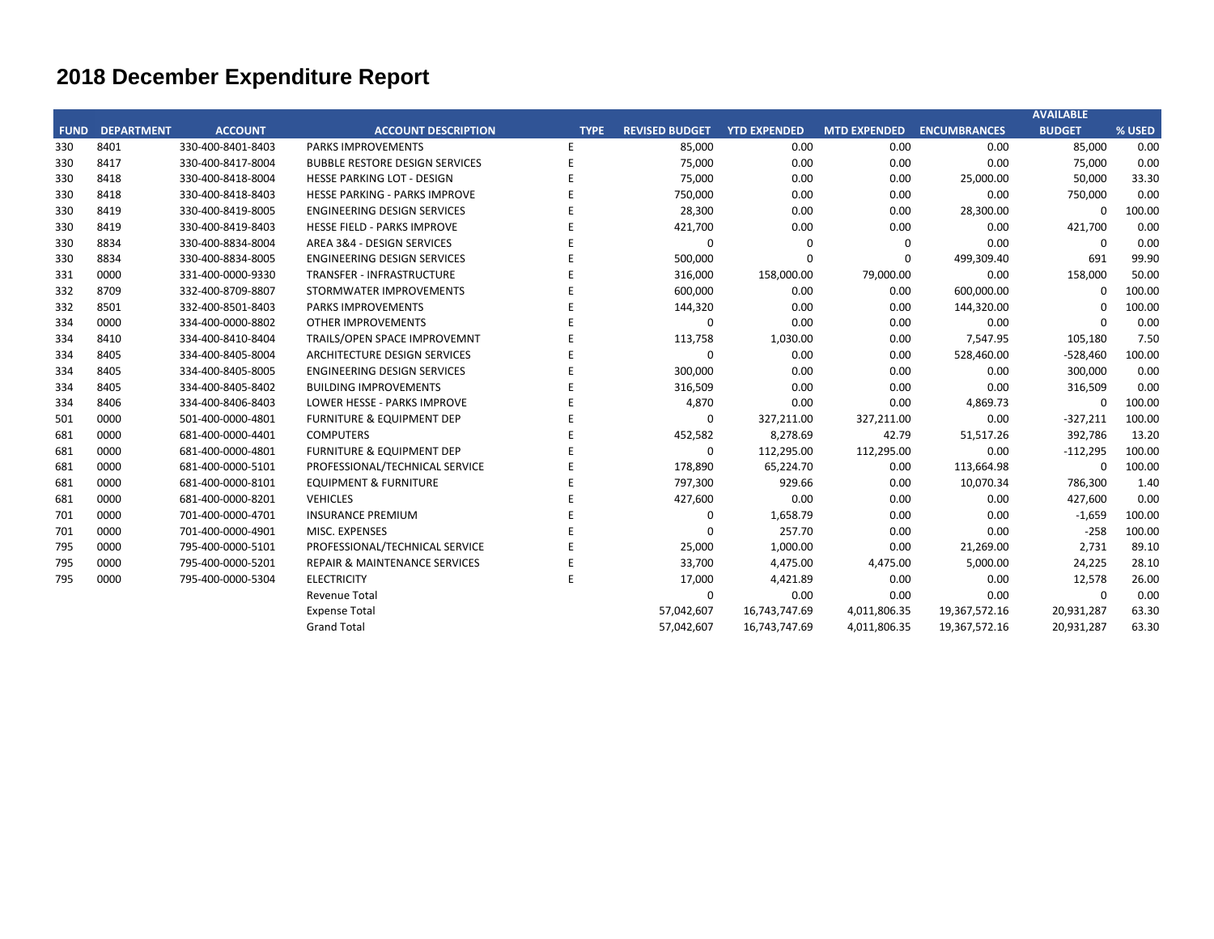# 2018 December Expenditure Report

| FUND | DEPARTMENT | ACCOUNT | ACCOUNT DESCRIPTION | TYPE | REVISED BUDGET | YTD EXPENDED | MTD EXPENDED | ENCUMBRANCES | AVAILABLE BUDGET | % USED |
|---|---|---|---|---|---|---|---|---|---|---|
| 330 | 8401 | 330-400-8401-8403 | PARKS IMPROVEMENTS | E | 85,000 | 0.00 | 0.00 | 0.00 | 85,000 | 0.00 |
| 330 | 8417 | 330-400-8417-8004 | BUBBLE RESTORE DESIGN SERVICES | E | 75,000 | 0.00 | 0.00 | 0.00 | 75,000 | 0.00 |
| 330 | 8418 | 330-400-8418-8004 | HESSE PARKING LOT - DESIGN | E | 75,000 | 0.00 | 0.00 | 25,000.00 | 50,000 | 33.30 |
| 330 | 8418 | 330-400-8418-8403 | HESSE PARKING - PARKS IMPROVE | E | 750,000 | 0.00 | 0.00 | 0.00 | 750,000 | 0.00 |
| 330 | 8419 | 330-400-8419-8005 | ENGINEERING DESIGN SERVICES | E | 28,300 | 0.00 | 0.00 | 28,300.00 | 0 | 100.00 |
| 330 | 8419 | 330-400-8419-8403 | HESSE FIELD - PARKS IMPROVE | E | 421,700 | 0.00 | 0.00 | 0.00 | 421,700 | 0.00 |
| 330 | 8834 | 330-400-8834-8004 | AREA 3&4 - DESIGN SERVICES | E | 0 | 0 | 0 | 0.00 | 0 | 0.00 |
| 330 | 8834 | 330-400-8834-8005 | ENGINEERING DESIGN SERVICES | E | 500,000 | 0 | 0 | 499,309.40 | 691 | 99.90 |
| 331 | 0000 | 331-400-0000-9330 | TRANSFER - INFRASTRUCTURE | E | 316,000 | 158,000.00 | 79,000.00 | 0.00 | 158,000 | 50.00 |
| 332 | 8709 | 332-400-8709-8807 | STORMWATER IMPROVEMENTS | E | 600,000 | 0.00 | 0.00 | 600,000.00 | 0 | 100.00 |
| 332 | 8501 | 332-400-8501-8403 | PARKS IMPROVEMENTS | E | 144,320 | 0.00 | 0.00 | 144,320.00 | 0 | 100.00 |
| 334 | 0000 | 334-400-0000-8802 | OTHER IMPROVEMENTS | E | 0 | 0.00 | 0.00 | 0.00 | 0 | 0.00 |
| 334 | 8410 | 334-400-8410-8404 | TRAILS/OPEN SPACE IMPROVEMNT | E | 113,758 | 1,030.00 | 0.00 | 7,547.95 | 105,180 | 7.50 |
| 334 | 8405 | 334-400-8405-8004 | ARCHITECTURE DESIGN SERVICES | E | 0 | 0.00 | 0.00 | 528,460.00 | -528,460 | 100.00 |
| 334 | 8405 | 334-400-8405-8005 | ENGINEERING DESIGN SERVICES | E | 300,000 | 0.00 | 0.00 | 0.00 | 300,000 | 0.00 |
| 334 | 8405 | 334-400-8405-8402 | BUILDING IMPROVEMENTS | E | 316,509 | 0.00 | 0.00 | 0.00 | 316,509 | 0.00 |
| 334 | 8406 | 334-400-8406-8403 | LOWER HESSE - PARKS IMPROVE | E | 4,870 | 0.00 | 0.00 | 4,869.73 | 0 | 100.00 |
| 501 | 0000 | 501-400-0000-4801 | FURNITURE & EQUIPMENT DEP | E | 0 | 327,211.00 | 327,211.00 | 0.00 | -327,211 | 100.00 |
| 681 | 0000 | 681-400-0000-4401 | COMPUTERS | E | 452,582 | 8,278.69 | 42.79 | 51,517.26 | 392,786 | 13.20 |
| 681 | 0000 | 681-400-0000-4801 | FURNITURE & EQUIPMENT DEP | E | 0 | 112,295.00 | 112,295.00 | 0.00 | -112,295 | 100.00 |
| 681 | 0000 | 681-400-0000-5101 | PROFESSIONAL/TECHNICAL SERVICE | E | 178,890 | 65,224.70 | 0.00 | 113,664.98 | 0 | 100.00 |
| 681 | 0000 | 681-400-0000-8101 | EQUIPMENT & FURNITURE | E | 797,300 | 929.66 | 0.00 | 10,070.34 | 786,300 | 1.40 |
| 681 | 0000 | 681-400-0000-8201 | VEHICLES | E | 427,600 | 0.00 | 0.00 | 0.00 | 427,600 | 0.00 |
| 701 | 0000 | 701-400-0000-4701 | INSURANCE PREMIUM | E | 0 | 1,658.79 | 0.00 | 0.00 | -1,659 | 100.00 |
| 701 | 0000 | 701-400-0000-4901 | MISC. EXPENSES | E | 0 | 257.70 | 0.00 | 0.00 | -258 | 100.00 |
| 795 | 0000 | 795-400-0000-5101 | PROFESSIONAL/TECHNICAL SERVICE | E | 25,000 | 1,000.00 | 0.00 | 21,269.00 | 2,731 | 89.10 |
| 795 | 0000 | 795-400-0000-5201 | REPAIR & MAINTENANCE SERVICES | E | 33,700 | 4,475.00 | 4,475.00 | 5,000.00 | 24,225 | 28.10 |
| 795 | 0000 | 795-400-0000-5304 | ELECTRICITY | E | 17,000 | 4,421.89 | 0.00 | 0.00 | 12,578 | 26.00 |
| | | | Revenue Total | | 0 | 0.00 | 0.00 | 0.00 | 0 | 0.00 |
| | | | Expense Total | | 57,042,607 | 16,743,747.69 | 4,011,806.35 | 19,367,572.16 | 20,931,287 | 63.30 |
| | | | Grand Total | | 57,042,607 | 16,743,747.69 | 4,011,806.35 | 19,367,572.16 | 20,931,287 | 63.30 |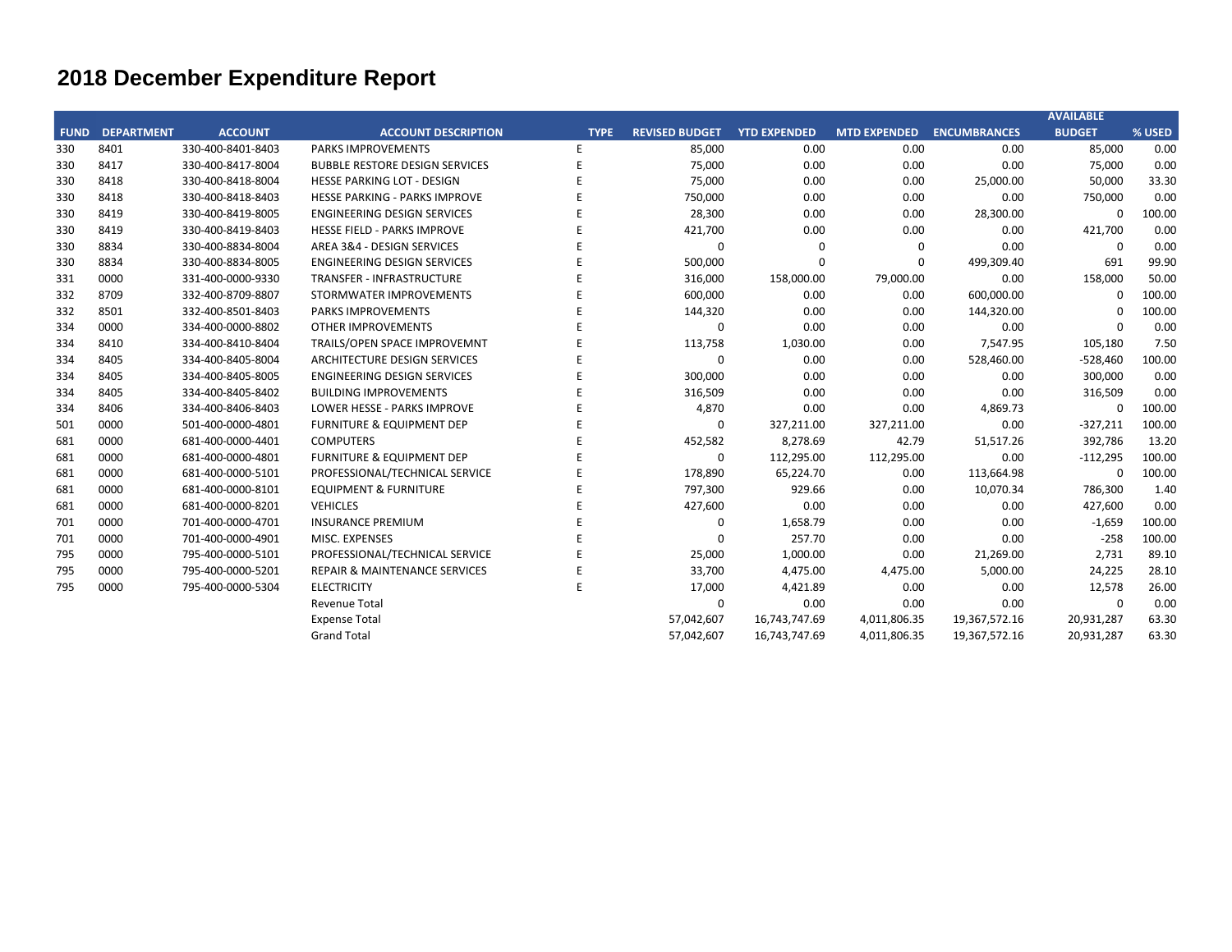# 2018 December Expenditure Report

| FUND | DEPARTMENT | ACCOUNT | ACCOUNT DESCRIPTION | TYPE | REVISED BUDGET | YTD EXPENDED | MTD EXPENDED | ENCUMBRANCES | AVAILABLE BUDGET | % USED |
|---|---|---|---|---|---|---|---|---|---|---|
| 330 | 8401 | 330-400-8401-8403 | PARKS IMPROVEMENTS | E | 85,000 | 0.00 | 0.00 | 0.00 | 85,000 | 0.00 |
| 330 | 8417 | 330-400-8417-8004 | BUBBLE RESTORE DESIGN SERVICES | E | 75,000 | 0.00 | 0.00 | 0.00 | 75,000 | 0.00 |
| 330 | 8418 | 330-400-8418-8004 | HESSE PARKING LOT - DESIGN | E | 75,000 | 0.00 | 0.00 | 25,000.00 | 50,000 | 33.30 |
| 330 | 8418 | 330-400-8418-8403 | HESSE PARKING - PARKS IMPROVE | E | 750,000 | 0.00 | 0.00 | 0.00 | 750,000 | 0.00 |
| 330 | 8419 | 330-400-8419-8005 | ENGINEERING DESIGN SERVICES | E | 28,300 | 0.00 | 0.00 | 28,300.00 | 0 | 100.00 |
| 330 | 8419 | 330-400-8419-8403 | HESSE FIELD - PARKS IMPROVE | E | 421,700 | 0.00 | 0.00 | 0.00 | 421,700 | 0.00 |
| 330 | 8834 | 330-400-8834-8004 | AREA 3&4 - DESIGN SERVICES | E | 0 | 0 | 0 | 0.00 | 0 | 0.00 |
| 330 | 8834 | 330-400-8834-8005 | ENGINEERING DESIGN SERVICES | E | 500,000 | 0 | 0 | 499,309.40 | 691 | 99.90 |
| 331 | 0000 | 331-400-0000-9330 | TRANSFER - INFRASTRUCTURE | E | 316,000 | 158,000.00 | 79,000.00 | 0.00 | 158,000 | 50.00 |
| 332 | 8709 | 332-400-8709-8807 | STORMWATER IMPROVEMENTS | E | 600,000 | 0.00 | 0.00 | 600,000.00 | 0 | 100.00 |
| 332 | 8501 | 332-400-8501-8403 | PARKS IMPROVEMENTS | E | 144,320 | 0.00 | 0.00 | 144,320.00 | 0 | 100.00 |
| 334 | 0000 | 334-400-0000-8802 | OTHER IMPROVEMENTS | E | 0 | 0.00 | 0.00 | 0.00 | 0 | 0.00 |
| 334 | 8410 | 334-400-8410-8404 | TRAILS/OPEN SPACE IMPROVEMNT | E | 113,758 | 1,030.00 | 0.00 | 7,547.95 | 105,180 | 7.50 |
| 334 | 8405 | 334-400-8405-8004 | ARCHITECTURE DESIGN SERVICES | E | 0 | 0.00 | 0.00 | 528,460.00 | -528,460 | 100.00 |
| 334 | 8405 | 334-400-8405-8005 | ENGINEERING DESIGN SERVICES | E | 300,000 | 0.00 | 0.00 | 0.00 | 300,000 | 0.00 |
| 334 | 8405 | 334-400-8405-8402 | BUILDING IMPROVEMENTS | E | 316,509 | 0.00 | 0.00 | 0.00 | 316,509 | 0.00 |
| 334 | 8406 | 334-400-8406-8403 | LOWER HESSE - PARKS IMPROVE | E | 4,870 | 0.00 | 0.00 | 4,869.73 | 0 | 100.00 |
| 501 | 0000 | 501-400-0000-4801 | FURNITURE & EQUIPMENT DEP | E | 0 | 327,211.00 | 327,211.00 | 0.00 | -327,211 | 100.00 |
| 681 | 0000 | 681-400-0000-4401 | COMPUTERS | E | 452,582 | 8,278.69 | 42.79 | 51,517.26 | 392,786 | 13.20 |
| 681 | 0000 | 681-400-0000-4801 | FURNITURE & EQUIPMENT DEP | E | 0 | 112,295.00 | 112,295.00 | 0.00 | -112,295 | 100.00 |
| 681 | 0000 | 681-400-0000-5101 | PROFESSIONAL/TECHNICAL SERVICE | E | 178,890 | 65,224.70 | 0.00 | 113,664.98 | 0 | 100.00 |
| 681 | 0000 | 681-400-0000-8101 | EQUIPMENT & FURNITURE | E | 797,300 | 929.66 | 0.00 | 10,070.34 | 786,300 | 1.40 |
| 681 | 0000 | 681-400-0000-8201 | VEHICLES | E | 427,600 | 0.00 | 0.00 | 0.00 | 427,600 | 0.00 |
| 701 | 0000 | 701-400-0000-4701 | INSURANCE PREMIUM | E | 0 | 1,658.79 | 0.00 | 0.00 | -1,659 | 100.00 |
| 701 | 0000 | 701-400-0000-4901 | MISC. EXPENSES | E | 0 | 257.70 | 0.00 | 0.00 | -258 | 100.00 |
| 795 | 0000 | 795-400-0000-5101 | PROFESSIONAL/TECHNICAL SERVICE | E | 25,000 | 1,000.00 | 0.00 | 21,269.00 | 2,731 | 89.10 |
| 795 | 0000 | 795-400-0000-5201 | REPAIR & MAINTENANCE SERVICES | E | 33,700 | 4,475.00 | 4,475.00 | 5,000.00 | 24,225 | 28.10 |
| 795 | 0000 | 795-400-0000-5304 | ELECTRICITY | E | 17,000 | 4,421.89 | 0.00 | 0.00 | 12,578 | 26.00 |
| | | | Revenue Total | | 0 | 0.00 | 0.00 | 0.00 | 0 | 0.00 |
| | | | Expense Total | | 57,042,607 | 16,743,747.69 | 4,011,806.35 | 19,367,572.16 | 20,931,287 | 63.30 |
| | | | Grand Total | | 57,042,607 | 16,743,747.69 | 4,011,806.35 | 19,367,572.16 | 20,931,287 | 63.30 |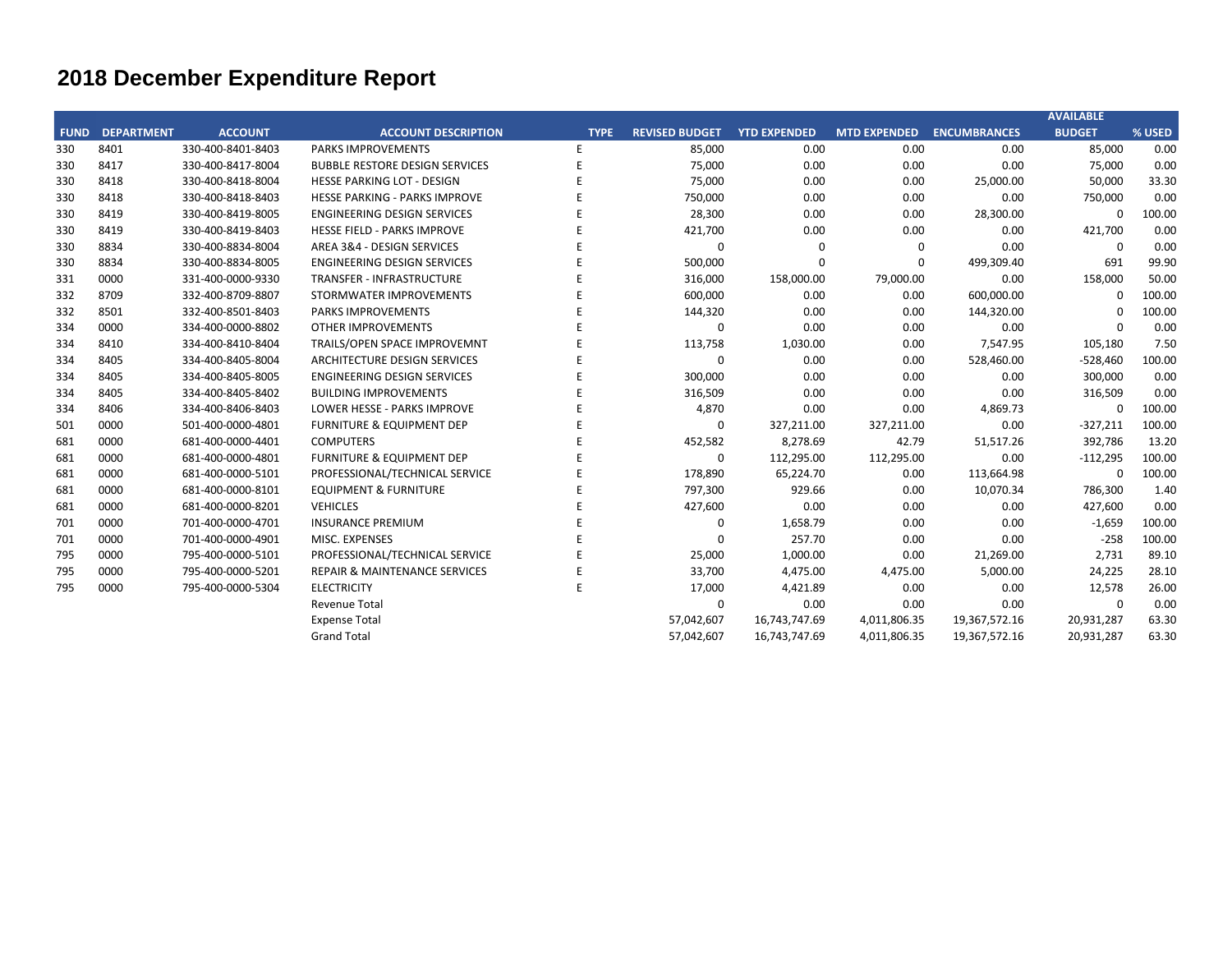# 2018 December Expenditure Report

| FUND | DEPARTMENT | ACCOUNT | ACCOUNT DESCRIPTION | TYPE | REVISED BUDGET | YTD EXPENDED | MTD EXPENDED | ENCUMBRANCES | AVAILABLE BUDGET | % USED |
|---|---|---|---|---|---|---|---|---|---|---|
| 330 | 8401 | 330-400-8401-8403 | PARKS IMPROVEMENTS | E | 85,000 | 0.00 | 0.00 | 0.00 | 85,000 | 0.00 |
| 330 | 8417 | 330-400-8417-8004 | BUBBLE RESTORE DESIGN SERVICES | E | 75,000 | 0.00 | 0.00 | 0.00 | 75,000 | 0.00 |
| 330 | 8418 | 330-400-8418-8004 | HESSE PARKING LOT - DESIGN | E | 75,000 | 0.00 | 0.00 | 25,000.00 | 50,000 | 33.30 |
| 330 | 8418 | 330-400-8418-8403 | HESSE PARKING - PARKS IMPROVE | E | 750,000 | 0.00 | 0.00 | 0.00 | 750,000 | 0.00 |
| 330 | 8419 | 330-400-8419-8005 | ENGINEERING DESIGN SERVICES | E | 28,300 | 0.00 | 0.00 | 28,300.00 | 0 | 100.00 |
| 330 | 8419 | 330-400-8419-8403 | HESSE FIELD - PARKS IMPROVE | E | 421,700 | 0.00 | 0.00 | 0.00 | 421,700 | 0.00 |
| 330 | 8834 | 330-400-8834-8004 | AREA 3&4 - DESIGN SERVICES | E | 0 | 0 | 0 | 0.00 | 0 | 0.00 |
| 330 | 8834 | 330-400-8834-8005 | ENGINEERING DESIGN SERVICES | E | 500,000 | 0 | 0 | 499,309.40 | 691 | 99.90 |
| 331 | 0000 | 331-400-0000-9330 | TRANSFER - INFRASTRUCTURE | E | 316,000 | 158,000.00 | 79,000.00 | 0.00 | 158,000 | 50.00 |
| 332 | 8709 | 332-400-8709-8807 | STORMWATER IMPROVEMENTS | E | 600,000 | 0.00 | 0.00 | 600,000.00 | 0 | 100.00 |
| 332 | 8501 | 332-400-8501-8403 | PARKS IMPROVEMENTS | E | 144,320 | 0.00 | 0.00 | 144,320.00 | 0 | 100.00 |
| 334 | 0000 | 334-400-0000-8802 | OTHER IMPROVEMENTS | E | 0 | 0.00 | 0.00 | 0.00 | 0 | 0.00 |
| 334 | 8410 | 334-400-8410-8404 | TRAILS/OPEN SPACE IMPROVEMNT | E | 113,758 | 1,030.00 | 0.00 | 7,547.95 | 105,180 | 7.50 |
| 334 | 8405 | 334-400-8405-8004 | ARCHITECTURE DESIGN SERVICES | E | 0 | 0.00 | 0.00 | 528,460.00 | -528,460 | 100.00 |
| 334 | 8405 | 334-400-8405-8005 | ENGINEERING DESIGN SERVICES | E | 300,000 | 0.00 | 0.00 | 0.00 | 300,000 | 0.00 |
| 334 | 8405 | 334-400-8405-8402 | BUILDING IMPROVEMENTS | E | 316,509 | 0.00 | 0.00 | 0.00 | 316,509 | 0.00 |
| 334 | 8406 | 334-400-8406-8403 | LOWER HESSE - PARKS IMPROVE | E | 4,870 | 0.00 | 0.00 | 4,869.73 | 0 | 100.00 |
| 501 | 0000 | 501-400-0000-4801 | FURNITURE & EQUIPMENT DEP | E | 0 | 327,211.00 | 327,211.00 | 0.00 | -327,211 | 100.00 |
| 681 | 0000 | 681-400-0000-4401 | COMPUTERS | E | 452,582 | 8,278.69 | 42.79 | 51,517.26 | 392,786 | 13.20 |
| 681 | 0000 | 681-400-0000-4801 | FURNITURE & EQUIPMENT DEP | E | 0 | 112,295.00 | 112,295.00 | 0.00 | -112,295 | 100.00 |
| 681 | 0000 | 681-400-0000-5101 | PROFESSIONAL/TECHNICAL SERVICE | E | 178,890 | 65,224.70 | 0.00 | 113,664.98 | 0 | 100.00 |
| 681 | 0000 | 681-400-0000-8101 | EQUIPMENT & FURNITURE | E | 797,300 | 929.66 | 0.00 | 10,070.34 | 786,300 | 1.40 |
| 681 | 0000 | 681-400-0000-8201 | VEHICLES | E | 427,600 | 0.00 | 0.00 | 0.00 | 427,600 | 0.00 |
| 701 | 0000 | 701-400-0000-4701 | INSURANCE PREMIUM | E | 0 | 1,658.79 | 0.00 | 0.00 | -1,659 | 100.00 |
| 701 | 0000 | 701-400-0000-4901 | MISC. EXPENSES | E | 0 | 257.70 | 0.00 | 0.00 | -258 | 100.00 |
| 795 | 0000 | 795-400-0000-5101 | PROFESSIONAL/TECHNICAL SERVICE | E | 25,000 | 1,000.00 | 0.00 | 21,269.00 | 2,731 | 89.10 |
| 795 | 0000 | 795-400-0000-5201 | REPAIR & MAINTENANCE SERVICES | E | 33,700 | 4,475.00 | 4,475.00 | 5,000.00 | 24,225 | 28.10 |
| 795 | 0000 | 795-400-0000-5304 | ELECTRICITY | E | 17,000 | 4,421.89 | 0.00 | 0.00 | 12,578 | 26.00 |
| | | | Revenue Total | | 0 | 0.00 | 0.00 | 0.00 | 0 | 0.00 |
| | | | Expense Total | | 57,042,607 | 16,743,747.69 | 4,011,806.35 | 19,367,572.16 | 20,931,287 | 63.30 |
| | | | Grand Total | | 57,042,607 | 16,743,747.69 | 4,011,806.35 | 19,367,572.16 | 20,931,287 | 63.30 |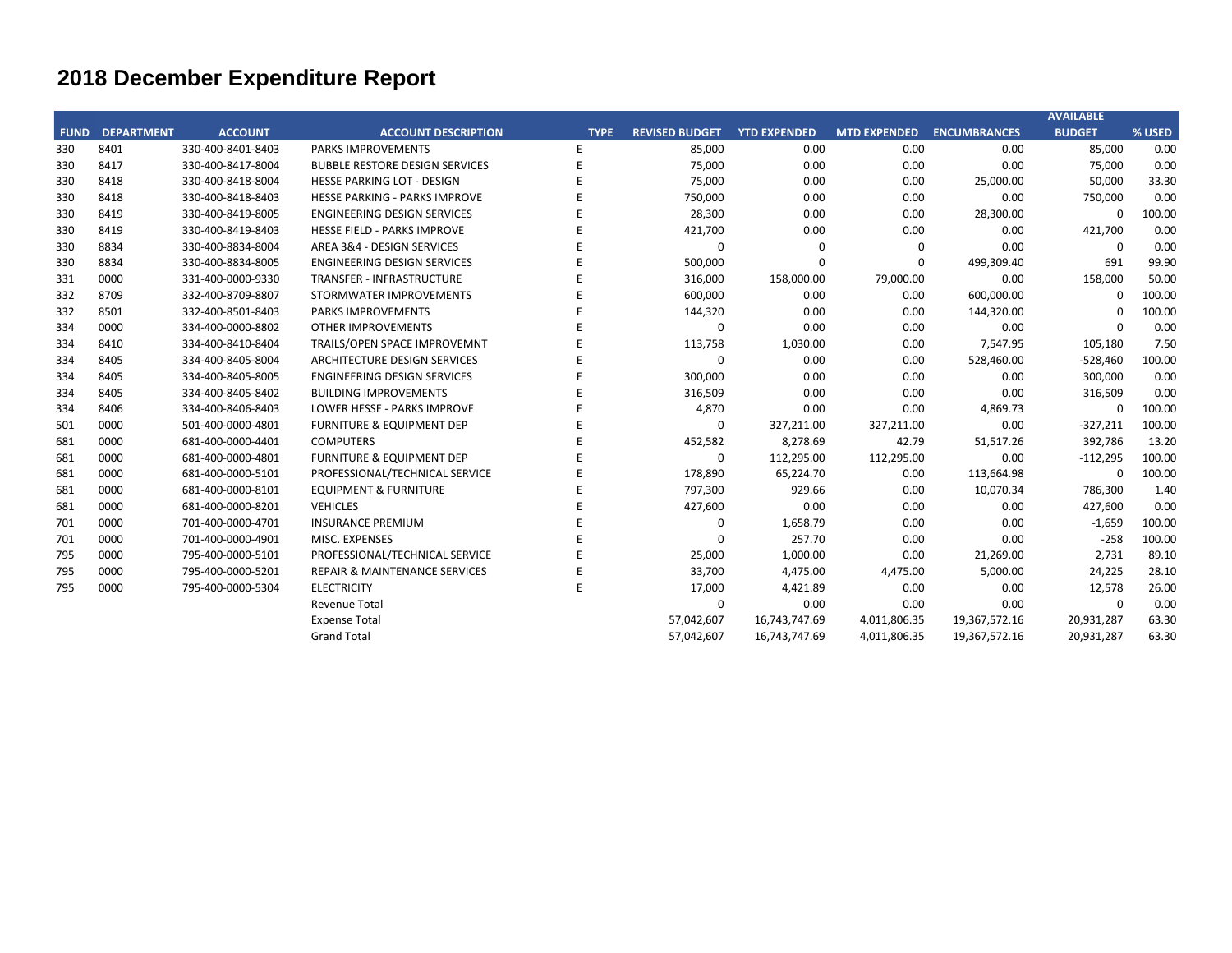# 2018 December Expenditure Report

| FUND | DEPARTMENT | ACCOUNT | ACCOUNT DESCRIPTION | TYPE | REVISED BUDGET | YTD EXPENDED | MTD EXPENDED | ENCUMBRANCES | AVAILABLE BUDGET | % USED |
|---|---|---|---|---|---|---|---|---|---|---|
| 330 | 8401 | 330-400-8401-8403 | PARKS IMPROVEMENTS | E | 85,000 | 0.00 | 0.00 | 0.00 | 85,000 | 0.00 |
| 330 | 8417 | 330-400-8417-8004 | BUBBLE RESTORE DESIGN SERVICES | E | 75,000 | 0.00 | 0.00 | 0.00 | 75,000 | 0.00 |
| 330 | 8418 | 330-400-8418-8004 | HESSE PARKING LOT - DESIGN | E | 75,000 | 0.00 | 0.00 | 25,000.00 | 50,000 | 33.30 |
| 330 | 8418 | 330-400-8418-8403 | HESSE PARKING - PARKS IMPROVE | E | 750,000 | 0.00 | 0.00 | 0.00 | 750,000 | 0.00 |
| 330 | 8419 | 330-400-8419-8005 | ENGINEERING DESIGN SERVICES | E | 28,300 | 0.00 | 0.00 | 28,300.00 | 0 | 100.00 |
| 330 | 8419 | 330-400-8419-8403 | HESSE FIELD - PARKS IMPROVE | E | 421,700 | 0.00 | 0.00 | 0.00 | 421,700 | 0.00 |
| 330 | 8834 | 330-400-8834-8004 | AREA 3&4 - DESIGN SERVICES | E | 0 | 0 | 0 | 0.00 | 0 | 0.00 |
| 330 | 8834 | 330-400-8834-8005 | ENGINEERING DESIGN SERVICES | E | 500,000 | 0 | 0 | 499,309.40 | 691 | 99.90 |
| 331 | 0000 | 331-400-0000-9330 | TRANSFER - INFRASTRUCTURE | E | 316,000 | 158,000.00 | 79,000.00 | 0.00 | 158,000 | 50.00 |
| 332 | 8709 | 332-400-8709-8807 | STORMWATER IMPROVEMENTS | E | 600,000 | 0.00 | 0.00 | 600,000.00 | 0 | 100.00 |
| 332 | 8501 | 332-400-8501-8403 | PARKS IMPROVEMENTS | E | 144,320 | 0.00 | 0.00 | 144,320.00 | 0 | 100.00 |
| 334 | 0000 | 334-400-0000-8802 | OTHER IMPROVEMENTS | E | 0 | 0.00 | 0.00 | 0.00 | 0 | 0.00 |
| 334 | 8410 | 334-400-8410-8404 | TRAILS/OPEN SPACE IMPROVEMNT | E | 113,758 | 1,030.00 | 0.00 | 7,547.95 | 105,180 | 7.50 |
| 334 | 8405 | 334-400-8405-8004 | ARCHITECTURE DESIGN SERVICES | E | 0 | 0.00 | 0.00 | 528,460.00 | -528,460 | 100.00 |
| 334 | 8405 | 334-400-8405-8005 | ENGINEERING DESIGN SERVICES | E | 300,000 | 0.00 | 0.00 | 0.00 | 300,000 | 0.00 |
| 334 | 8405 | 334-400-8405-8402 | BUILDING IMPROVEMENTS | E | 316,509 | 0.00 | 0.00 | 0.00 | 316,509 | 0.00 |
| 334 | 8406 | 334-400-8406-8403 | LOWER HESSE - PARKS IMPROVE | E | 4,870 | 0.00 | 0.00 | 4,869.73 | 0 | 100.00 |
| 501 | 0000 | 501-400-0000-4801 | FURNITURE & EQUIPMENT DEP | E | 0 | 327,211.00 | 327,211.00 | 0.00 | -327,211 | 100.00 |
| 681 | 0000 | 681-400-0000-4401 | COMPUTERS | E | 452,582 | 8,278.69 | 42.79 | 51,517.26 | 392,786 | 13.20 |
| 681 | 0000 | 681-400-0000-4801 | FURNITURE & EQUIPMENT DEP | E | 0 | 112,295.00 | 112,295.00 | 0.00 | -112,295 | 100.00 |
| 681 | 0000 | 681-400-0000-5101 | PROFESSIONAL/TECHNICAL SERVICE | E | 178,890 | 65,224.70 | 0.00 | 113,664.98 | 0 | 100.00 |
| 681 | 0000 | 681-400-0000-8101 | EQUIPMENT & FURNITURE | E | 797,300 | 929.66 | 0.00 | 10,070.34 | 786,300 | 1.40 |
| 681 | 0000 | 681-400-0000-8201 | VEHICLES | E | 427,600 | 0.00 | 0.00 | 0.00 | 427,600 | 0.00 |
| 701 | 0000 | 701-400-0000-4701 | INSURANCE PREMIUM | E | 0 | 1,658.79 | 0.00 | 0.00 | -1,659 | 100.00 |
| 701 | 0000 | 701-400-0000-4901 | MISC. EXPENSES | E | 0 | 257.70 | 0.00 | 0.00 | -258 | 100.00 |
| 795 | 0000 | 795-400-0000-5101 | PROFESSIONAL/TECHNICAL SERVICE | E | 25,000 | 1,000.00 | 0.00 | 21,269.00 | 2,731 | 89.10 |
| 795 | 0000 | 795-400-0000-5201 | REPAIR & MAINTENANCE SERVICES | E | 33,700 | 4,475.00 | 4,475.00 | 5,000.00 | 24,225 | 28.10 |
| 795 | 0000 | 795-400-0000-5304 | ELECTRICITY | E | 17,000 | 4,421.89 | 0.00 | 0.00 | 12,578 | 26.00 |
| | | | Revenue Total | | 0 | 0.00 | 0.00 | 0.00 | 0 | 0.00 |
| | | | Expense Total | | 57,042,607 | 16,743,747.69 | 4,011,806.35 | 19,367,572.16 | 20,931,287 | 63.30 |
| | | | Grand Total | | 57,042,607 | 16,743,747.69 | 4,011,806.35 | 19,367,572.16 | 20,931,287 | 63.30 |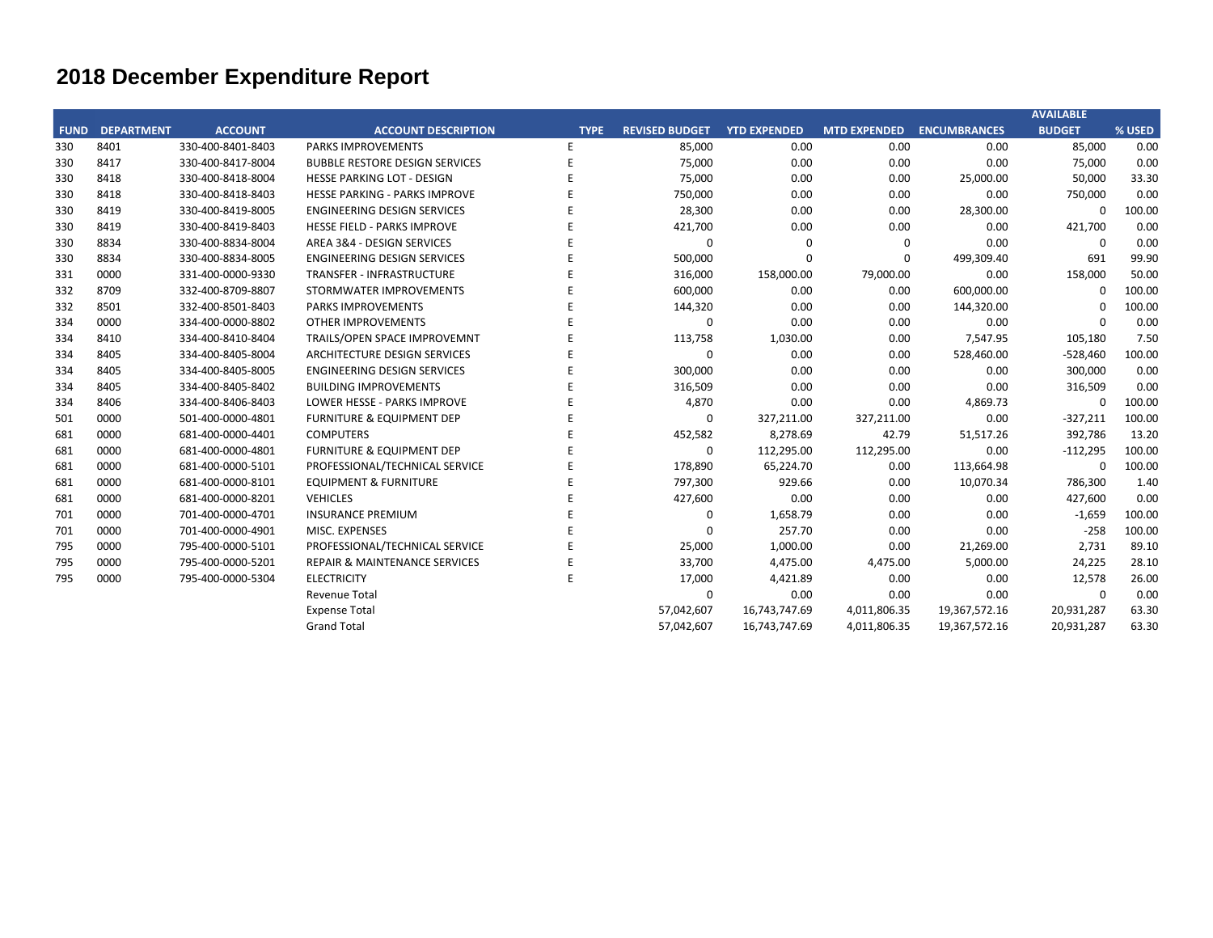# 2018 December Expenditure Report

| FUND | DEPARTMENT | ACCOUNT | ACCOUNT DESCRIPTION | TYPE | REVISED BUDGET | YTD EXPENDED | MTD EXPENDED | ENCUMBRANCES | AVAILABLE BUDGET | % USED |
|---|---|---|---|---|---|---|---|---|---|---|
| 330 | 8401 | 330-400-8401-8403 | PARKS IMPROVEMENTS | E | 85,000 | 0.00 | 0.00 | 0.00 | 85,000 | 0.00 |
| 330 | 8417 | 330-400-8417-8004 | BUBBLE RESTORE DESIGN SERVICES | E | 75,000 | 0.00 | 0.00 | 0.00 | 75,000 | 0.00 |
| 330 | 8418 | 330-400-8418-8004 | HESSE PARKING LOT - DESIGN | E | 75,000 | 0.00 | 0.00 | 25,000.00 | 50,000 | 33.30 |
| 330 | 8418 | 330-400-8418-8403 | HESSE PARKING - PARKS IMPROVE | E | 750,000 | 0.00 | 0.00 | 0.00 | 750,000 | 0.00 |
| 330 | 8419 | 330-400-8419-8005 | ENGINEERING DESIGN SERVICES | E | 28,300 | 0.00 | 0.00 | 28,300.00 | 0 | 100.00 |
| 330 | 8419 | 330-400-8419-8403 | HESSE FIELD - PARKS IMPROVE | E | 421,700 | 0.00 | 0.00 | 0.00 | 421,700 | 0.00 |
| 330 | 8834 | 330-400-8834-8004 | AREA 3&4 - DESIGN SERVICES | E | 0 | 0 | 0 | 0.00 | 0 | 0.00 |
| 330 | 8834 | 330-400-8834-8005 | ENGINEERING DESIGN SERVICES | E | 500,000 | 0 | 0 | 499,309.40 | 691 | 99.90 |
| 331 | 0000 | 331-400-0000-9330 | TRANSFER - INFRASTRUCTURE | E | 316,000 | 158,000.00 | 79,000.00 | 0.00 | 158,000 | 50.00 |
| 332 | 8709 | 332-400-8709-8807 | STORMWATER IMPROVEMENTS | E | 600,000 | 0.00 | 0.00 | 600,000.00 | 0 | 100.00 |
| 332 | 8501 | 332-400-8501-8403 | PARKS IMPROVEMENTS | E | 144,320 | 0.00 | 0.00 | 144,320.00 | 0 | 100.00 |
| 334 | 0000 | 334-400-0000-8802 | OTHER IMPROVEMENTS | E | 0 | 0.00 | 0.00 | 0.00 | 0 | 0.00 |
| 334 | 8410 | 334-400-8410-8404 | TRAILS/OPEN SPACE IMPROVEMNT | E | 113,758 | 1,030.00 | 0.00 | 7,547.95 | 105,180 | 7.50 |
| 334 | 8405 | 334-400-8405-8004 | ARCHITECTURE DESIGN SERVICES | E | 0 | 0.00 | 0.00 | 528,460.00 | -528,460 | 100.00 |
| 334 | 8405 | 334-400-8405-8005 | ENGINEERING DESIGN SERVICES | E | 300,000 | 0.00 | 0.00 | 0.00 | 300,000 | 0.00 |
| 334 | 8405 | 334-400-8405-8402 | BUILDING IMPROVEMENTS | E | 316,509 | 0.00 | 0.00 | 0.00 | 316,509 | 0.00 |
| 334 | 8406 | 334-400-8406-8403 | LOWER HESSE - PARKS IMPROVE | E | 4,870 | 0.00 | 0.00 | 4,869.73 | 0 | 100.00 |
| 501 | 0000 | 501-400-0000-4801 | FURNITURE & EQUIPMENT DEP | E | 0 | 327,211.00 | 327,211.00 | 0.00 | -327,211 | 100.00 |
| 681 | 0000 | 681-400-0000-4401 | COMPUTERS | E | 452,582 | 8,278.69 | 42.79 | 51,517.26 | 392,786 | 13.20 |
| 681 | 0000 | 681-400-0000-4801 | FURNITURE & EQUIPMENT DEP | E | 0 | 112,295.00 | 112,295.00 | 0.00 | -112,295 | 100.00 |
| 681 | 0000 | 681-400-0000-5101 | PROFESSIONAL/TECHNICAL SERVICE | E | 178,890 | 65,224.70 | 0.00 | 113,664.98 | 0 | 100.00 |
| 681 | 0000 | 681-400-0000-8101 | EQUIPMENT & FURNITURE | E | 797,300 | 929.66 | 0.00 | 10,070.34 | 786,300 | 1.40 |
| 681 | 0000 | 681-400-0000-8201 | VEHICLES | E | 427,600 | 0.00 | 0.00 | 0.00 | 427,600 | 0.00 |
| 701 | 0000 | 701-400-0000-4701 | INSURANCE PREMIUM | E | 0 | 1,658.79 | 0.00 | 0.00 | -1,659 | 100.00 |
| 701 | 0000 | 701-400-0000-4901 | MISC. EXPENSES | E | 0 | 257.70 | 0.00 | 0.00 | -258 | 100.00 |
| 795 | 0000 | 795-400-0000-5101 | PROFESSIONAL/TECHNICAL SERVICE | E | 25,000 | 1,000.00 | 0.00 | 21,269.00 | 2,731 | 89.10 |
| 795 | 0000 | 795-400-0000-5201 | REPAIR & MAINTENANCE SERVICES | E | 33,700 | 4,475.00 | 4,475.00 | 5,000.00 | 24,225 | 28.10 |
| 795 | 0000 | 795-400-0000-5304 | ELECTRICITY | E | 17,000 | 4,421.89 | 0.00 | 0.00 | 12,578 | 26.00 |
| | | | Revenue Total | | 0 | 0.00 | 0.00 | 0.00 | 0 | 0.00 |
| | | | Expense Total | | 57,042,607 | 16,743,747.69 | 4,011,806.35 | 19,367,572.16 | 20,931,287 | 63.30 |
| | | | Grand Total | | 57,042,607 | 16,743,747.69 | 4,011,806.35 | 19,367,572.16 | 20,931,287 | 63.30 |